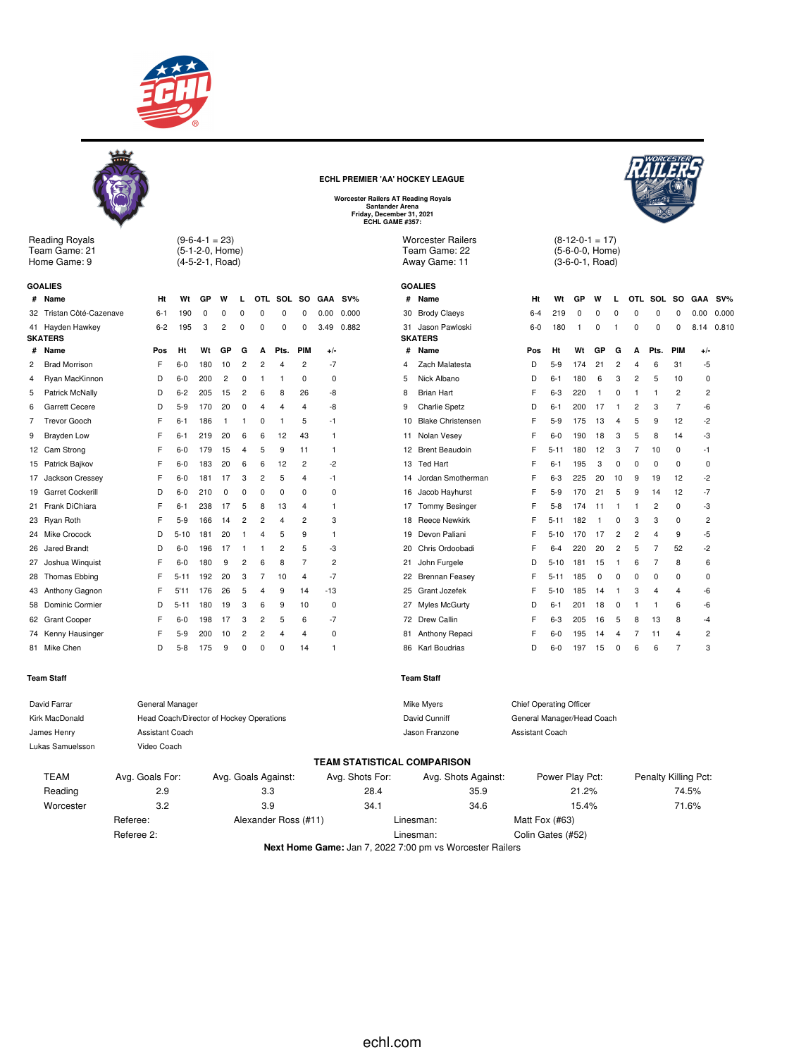**ECHL PREMIER 'AA' HOCKEY LEAGUE**

**Worcester Railers AT Reading Royals**
**Santander Arena**
**Friday, December 31, 2021**
**ECHL GAME #357:**

Reading Royals (9-6-4-1 = 23)
Team Game: 21 (5-1-2-0, Home)
Home Game: 9 (4-5-2-1, Road)

### GOALIES

| # | Name | Ht | Wt | GP | W | L | OTL | SOL | SO | GAA | SV% |
|---|---|---|---|---|---|---|---|---|---|---|---|
| 32 | Tristan Côté-Cazenave | 6-1 | 190 | 0 | 0 | 0 | 0 | 0 | 0 | 0.00 | 0.000 |
| 41 | Hayden Hawkey | 6-2 | 195 | 3 | 2 | 0 | 0 | 0 | 0 | 3.49 | 0.882 |

### SKATERS

| # | Name | Pos | Ht | Wt | GP | G | A | Pts. | PIM | +/- |
|---|---|---|---|---|---|---|---|---|---|---|
| 2 | Brad Morrison | F | 6-0 | 180 | 10 | 2 | 2 | 4 | 2 | -7 |
| 4 | Ryan MacKinnon | D | 6-0 | 200 | 2 | 0 | 1 | 1 | 0 | 0 |
| 5 | Patrick McNally | D | 6-2 | 205 | 15 | 2 | 6 | 8 | 26 | -8 |
| 6 | Garrett Cecere | D | 5-9 | 170 | 20 | 0 | 4 | 4 | 4 | -8 |
| 7 | Trevor Gooch | F | 6-1 | 186 | 1 | 1 | 0 | 1 | 5 | -1 |
| 9 | Brayden Low | F | 6-1 | 219 | 20 | 6 | 6 | 12 | 43 | 1 |
| 12 | Cam Strong | F | 6-0 | 179 | 15 | 4 | 5 | 9 | 11 | 1 |
| 15 | Patrick Bajkov | F | 6-0 | 183 | 20 | 6 | 6 | 12 | 2 | -2 |
| 17 | Jackson Cressey | F | 6-0 | 181 | 17 | 3 | 2 | 5 | 4 | -1 |
| 19 | Garret Cockerill | D | 6-0 | 210 | 0 | 0 | 0 | 0 | 0 | 0 |
| 21 | Frank DiChiara | F | 6-1 | 238 | 17 | 5 | 8 | 13 | 4 | 1 |
| 23 | Ryan Roth | F | 5-9 | 166 | 14 | 2 | 2 | 4 | 2 | 3 |
| 24 | Mike Crocock | D | 5-10 | 181 | 20 | 1 | 4 | 5 | 9 | 1 |
| 26 | Jared Brandt | D | 6-0 | 196 | 17 | 1 | 1 | 2 | 5 | -3 |
| 27 | Joshua Winquist | F | 6-0 | 180 | 9 | 2 | 6 | 8 | 7 | 2 |
| 28 | Thomas Ebbing | F | 5-11 | 192 | 20 | 3 | 7 | 10 | 4 | -7 |
| 43 | Anthony Gagnon | F | 5'11 | 176 | 26 | 5 | 4 | 9 | 14 | -13 |
| 58 | Dominic Cormier | D | 5-11 | 180 | 19 | 3 | 6 | 9 | 10 | 0 |
| 62 | Grant Cooper | F | 6-0 | 198 | 17 | 3 | 2 | 5 | 6 | -7 |
| 74 | Kenny Hausinger | F | 5-9 | 200 | 10 | 2 | 2 | 4 | 4 | 0 |
| 81 | Mike Chen | D | 5-8 | 175 | 9 | 0 | 0 | 0 | 14 | 1 |

### Team Staff

| Name | Position |
|---|---|
| David Farrar | General Manager |
| Kirk MacDonald | Head Coach/Director of Hockey Operations |
| James Henry | Assistant Coach |
| Lukas Samuelsson | Video Coach |

Worcester Railers (8-12-0-1 = 17)
Team Game: 22 (5-6-0-0, Home)
Away Game: 11 (3-6-0-1, Road)

### GOALIES

| # | Name | Ht | Wt | GP | W | L | OTL | SOL | SO | GAA | SV% |
|---|---|---|---|---|---|---|---|---|---|---|---|
| 30 | Brody Claeys | 6-4 | 219 | 0 | 0 | 0 | 0 | 0 | 0 | 0.00 | 0.000 |
| 31 | Jason Pawloski | 6-0 | 180 | 1 | 0 | 1 | 0 | 0 | 0 | 8.14 | 0.810 |

### SKATERS

| # | Name | Pos | Ht | Wt | GP | G | A | Pts. | PIM | +/- |
|---|---|---|---|---|---|---|---|---|---|---|
| 4 | Zach Malatesta | D | 5-9 | 174 | 21 | 2 | 4 | 6 | 31 | -5 |
| 5 | Nick Albano | D | 6-1 | 180 | 6 | 3 | 2 | 5 | 10 | 0 |
| 8 | Brian Hart | F | 6-3 | 220 | 1 | 0 | 1 | 1 | 2 | 2 |
| 9 | Charlie Spetz | D | 6-1 | 200 | 17 | 1 | 2 | 3 | 7 | -6 |
| 10 | Blake Christensen | F | 5-9 | 175 | 13 | 4 | 5 | 9 | 12 | -2 |
| 11 | Nolan Vesey | F | 6-0 | 190 | 18 | 3 | 5 | 8 | 14 | -3 |
| 12 | Brent Beaudoin | F | 5-11 | 180 | 12 | 3 | 7 | 10 | 0 | -1 |
| 13 | Ted Hart | F | 6-1 | 195 | 3 | 0 | 0 | 0 | 0 | 0 |
| 14 | Jordan Smotherman | F | 6-3 | 225 | 20 | 10 | 9 | 19 | 12 | -2 |
| 16 | Jacob Hayhurst | F | 5-9 | 170 | 21 | 5 | 9 | 14 | 12 | -7 |
| 17 | Tommy Besinger | F | 5-8 | 174 | 11 | 1 | 1 | 2 | 0 | -3 |
| 18 | Reece Newkirk | F | 5-11 | 182 | 1 | 0 | 3 | 3 | 0 | 2 |
| 19 | Devon Paliani | F | 5-10 | 170 | 17 | 2 | 2 | 4 | 9 | -5 |
| 20 | Chris Ordoobadi | F | 6-4 | 220 | 20 | 2 | 5 | 7 | 52 | -2 |
| 21 | John Furgele | D | 5-10 | 181 | 15 | 1 | 6 | 7 | 8 | 6 |
| 22 | Brennan Feasey | F | 5-11 | 185 | 0 | 0 | 0 | 0 | 0 | 0 |
| 25 | Grant Jozefek | F | 5-10 | 185 | 14 | 1 | 3 | 4 | 4 | -6 |
| 27 | Myles McGurty | D | 6-1 | 201 | 18 | 0 | 1 | 1 | 6 | -6 |
| 72 | Drew Callin | F | 6-3 | 205 | 16 | 5 | 8 | 13 | 8 | -4 |
| 81 | Anthony Repaci | F | 6-0 | 195 | 14 | 4 | 7 | 11 | 4 | 2 |
| 86 | Karl Boudrias | D | 6-0 | 197 | 15 | 0 | 6 | 6 | 7 | 3 |

### Team Staff

| Name | Position |
|---|---|
| Mike Myers | Chief Operating Officer |
| David Cunniff | General Manager/Head Coach |
| Jason Franzone | Assistant Coach |

### TEAM STATISTICAL COMPARISON

| TEAM | Avg. Goals For: | Avg. Goals Against: | Avg. Shots For: | Avg. Shots Against: | Power Play Pct: | Penalty Killing Pct: |
|---|---|---|---|---|---|---|
| Reading | 2.9 | 3.3 | 28.4 | 35.9 | 21.2% | 74.5% |
| Worcester | 3.2 | 3.9 | 34.1 | 34.6 | 15.4% | 71.6% |

Referee: Alexander Ross (#11) Linesman: Matt Fox (#63)
Referee 2: Linesman: Colin Gates (#52)

**Next Home Game:** Jan 7, 2022 7:00 pm vs Worcester Railers

echl.com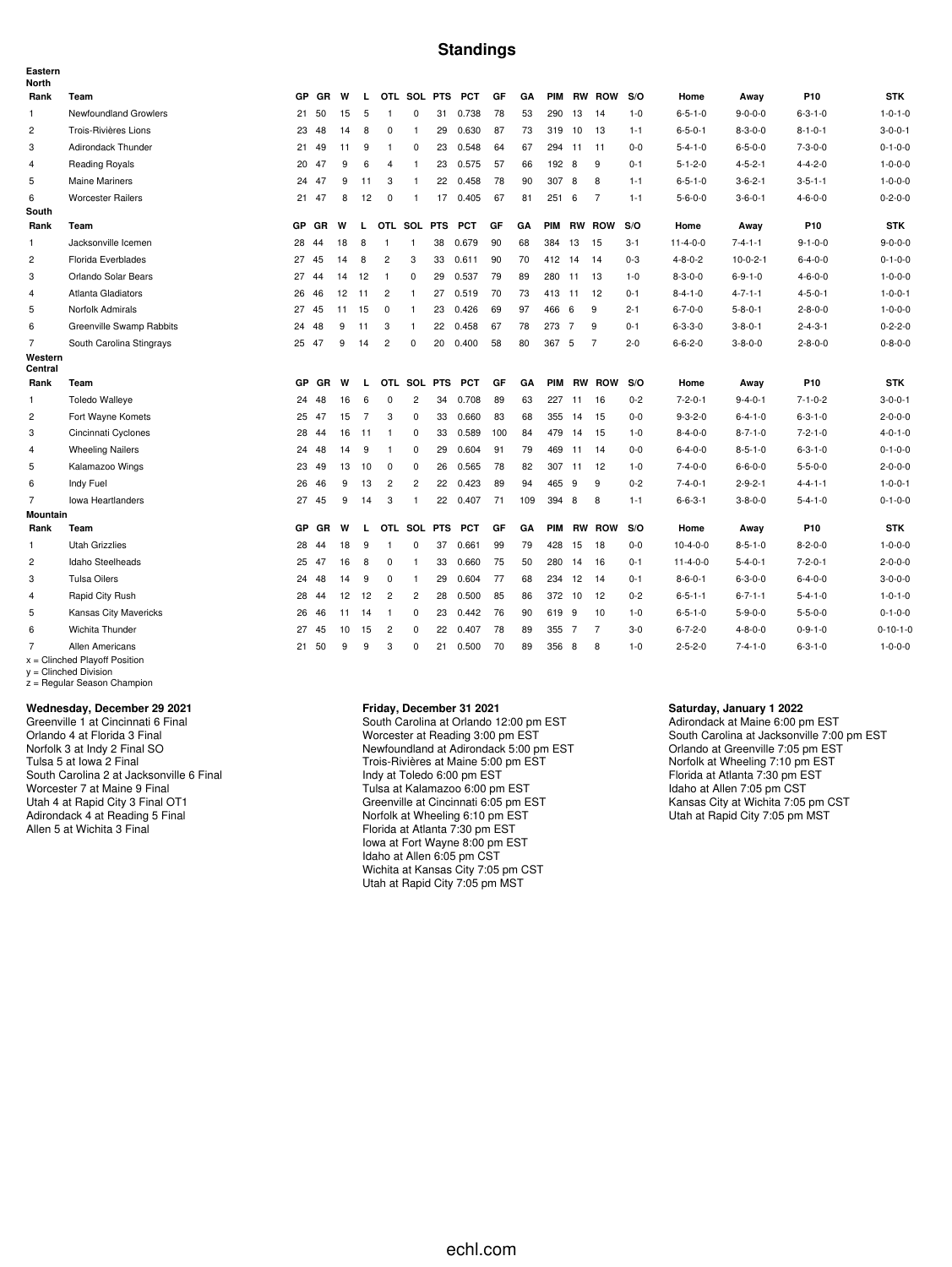# Standings

**Eastern**

**North**

| Rank | Team | GP | GR | W | L | OTL | SOL | PTS | PCT | GF | GA | PIM | RW | ROW | S/O | Home | Away | P10 | STK |
|---|---|---|---|---|---|---|---|---|---|---|---|---|---|---|---|---|---|---|---|
| 1 | Newfoundland Growlers | 21 | 50 | 15 | 5 | 1 | 0 | 31 | 0.738 | 78 | 53 | 290 | 13 | 14 | 1-0 | 6-5-1-0 | 9-0-0-0 | 6-3-1-0 | 1-0-1-0 |
| 2 | Trois-Rivières Lions | 23 | 48 | 14 | 8 | 0 | 1 | 29 | 0.630 | 87 | 73 | 319 | 10 | 13 | 1-1 | 6-5-0-1 | 8-3-0-0 | 8-1-0-1 | 3-0-0-1 |
| 3 | Adirondack Thunder | 21 | 49 | 11 | 9 | 1 | 0 | 23 | 0.548 | 64 | 67 | 294 | 11 | 11 | 0-0 | 5-4-1-0 | 6-5-0-0 | 7-3-0-0 | 0-1-0-0 |
| 4 | Reading Royals | 20 | 47 | 9 | 6 | 4 | 1 | 23 | 0.575 | 57 | 66 | 192 | 8 | 9 | 0-1 | 5-1-2-0 | 4-5-2-1 | 4-4-2-0 | 1-0-0-0 |
| 5 | Maine Mariners | 24 | 47 | 9 | 11 | 3 | 1 | 22 | 0.458 | 78 | 90 | 307 | 8 | 8 | 1-1 | 6-5-1-0 | 3-6-2-1 | 3-5-1-1 | 1-0-0-0 |
| 6 | Worcester Railers | 21 | 47 | 8 | 12 | 0 | 1 | 17 | 0.405 | 67 | 81 | 251 | 6 | 7 | 1-1 | 5-6-0-0 | 3-6-0-1 | 4-6-0-0 | 0-2-0-0 |

**South**

| Rank | Team | GP | GR | W | L | OTL | SOL | PTS | PCT | GF | GA | PIM | RW | ROW | S/O | Home | Away | P10 | STK |
|---|---|---|---|---|---|---|---|---|---|---|---|---|---|---|---|---|---|---|---|
| 1 | Jacksonville Icemen | 28 | 44 | 18 | 8 | 1 | 1 | 38 | 0.679 | 90 | 68 | 384 | 13 | 15 | 3-1 | 11-4-0-0 | 7-4-1-1 | 9-1-0-0 | 9-0-0-0 |
| 2 | Florida Everblades | 27 | 45 | 14 | 8 | 2 | 3 | 33 | 0.611 | 90 | 70 | 412 | 14 | 14 | 0-3 | 4-8-0-2 | 10-0-2-1 | 6-4-0-0 | 0-1-0-0 |
| 3 | Orlando Solar Bears | 27 | 44 | 14 | 12 | 1 | 0 | 29 | 0.537 | 79 | 89 | 280 | 11 | 13 | 1-0 | 8-3-0-0 | 6-9-1-0 | 4-6-0-0 | 1-0-0-0 |
| 4 | Atlanta Gladiators | 26 | 46 | 12 | 11 | 2 | 1 | 27 | 0.519 | 70 | 73 | 413 | 11 | 12 | 0-1 | 8-4-1-0 | 4-7-1-1 | 4-5-0-1 | 1-0-0-1 |
| 5 | Norfolk Admirals | 27 | 45 | 11 | 15 | 0 | 1 | 23 | 0.426 | 69 | 97 | 466 | 6 | 9 | 2-1 | 6-7-0-0 | 5-8-0-1 | 2-8-0-0 | 1-0-0-0 |
| 6 | Greenville Swamp Rabbits | 24 | 48 | 9 | 11 | 3 | 1 | 22 | 0.458 | 67 | 78 | 273 | 7 | 9 | 0-1 | 6-3-3-0 | 3-8-0-1 | 2-4-3-1 | 0-2-2-0 |
| 7 | South Carolina Stingrays | 25 | 47 | 9 | 14 | 2 | 0 | 20 | 0.400 | 58 | 80 | 367 | 5 | 7 | 2-0 | 6-6-2-0 | 3-8-0-0 | 2-8-0-0 | 0-8-0-0 |

**Western**

**Central**

| Rank | Team | GP | GR | W | L | OTL | SOL | PTS | PCT | GF | GA | PIM | RW | ROW | S/O | Home | Away | P10 | STK |
|---|---|---|---|---|---|---|---|---|---|---|---|---|---|---|---|---|---|---|---|
| 1 | Toledo Walleye | 24 | 48 | 16 | 6 | 0 | 2 | 34 | 0.708 | 89 | 63 | 227 | 11 | 16 | 0-2 | 7-2-0-1 | 9-4-0-1 | 7-1-0-2 | 3-0-0-1 |
| 2 | Fort Wayne Komets | 25 | 47 | 15 | 7 | 3 | 0 | 33 | 0.660 | 83 | 68 | 355 | 14 | 15 | 0-0 | 9-3-2-0 | 6-4-1-0 | 6-3-1-0 | 2-0-0-0 |
| 3 | Cincinnati Cyclones | 28 | 44 | 16 | 11 | 1 | 0 | 33 | 0.589 | 100 | 84 | 479 | 14 | 15 | 1-0 | 8-4-0-0 | 8-7-1-0 | 7-2-1-0 | 4-0-1-0 |
| 4 | Wheeling Nailers | 24 | 48 | 14 | 9 | 1 | 0 | 29 | 0.604 | 91 | 79 | 469 | 11 | 14 | 0-0 | 6-4-0-0 | 8-5-1-0 | 6-3-1-0 | 0-1-0-0 |
| 5 | Kalamazoo Wings | 23 | 49 | 13 | 10 | 0 | 0 | 26 | 0.565 | 78 | 82 | 307 | 11 | 12 | 1-0 | 7-4-0-0 | 6-6-0-0 | 5-5-0-0 | 2-0-0-0 |
| 6 | Indy Fuel | 26 | 46 | 9 | 13 | 2 | 2 | 22 | 0.423 | 89 | 94 | 465 | 9 | 9 | 0-2 | 7-4-0-1 | 2-9-2-1 | 4-4-1-1 | 1-0-0-1 |
| 7 | Iowa Heartlanders | 27 | 45 | 9 | 14 | 3 | 1 | 22 | 0.407 | 71 | 109 | 394 | 8 | 8 | 1-1 | 6-6-3-1 | 3-8-0-0 | 5-4-1-0 | 0-1-0-0 |

**Mountain**

| Rank | Team | GP | GR | W | L | OTL | SOL | PTS | PCT | GF | GA | PIM | RW | ROW | S/O | Home | Away | P10 | STK |
|---|---|---|---|---|---|---|---|---|---|---|---|---|---|---|---|---|---|---|---|
| 1 | Utah Grizzlies | 28 | 44 | 18 | 9 | 1 | 0 | 37 | 0.661 | 99 | 79 | 428 | 15 | 18 | 0-0 | 10-4-0-0 | 8-5-1-0 | 8-2-0-0 | 1-0-0-0 |
| 2 | Idaho Steelheads | 25 | 47 | 16 | 8 | 0 | 1 | 33 | 0.660 | 75 | 50 | 280 | 14 | 16 | 0-1 | 11-4-0-0 | 5-4-0-1 | 7-2-0-1 | 2-0-0-0 |
| 3 | Tulsa Oilers | 24 | 48 | 14 | 9 | 0 | 1 | 29 | 0.604 | 77 | 68 | 234 | 12 | 14 | 0-1 | 8-6-0-1 | 6-3-0-0 | 6-4-0-0 | 3-0-0-0 |
| 4 | Rapid City Rush | 28 | 44 | 12 | 12 | 2 | 2 | 28 | 0.500 | 85 | 86 | 372 | 10 | 12 | 0-2 | 6-5-1-1 | 6-7-1-1 | 5-4-1-0 | 1-0-1-0 |
| 5 | Kansas City Mavericks | 26 | 46 | 11 | 14 | 1 | 0 | 23 | 0.442 | 76 | 90 | 619 | 9 | 10 | 1-0 | 6-5-1-0 | 5-9-0-0 | 5-5-0-0 | 0-1-0-0 |
| 6 | Wichita Thunder | 27 | 45 | 10 | 15 | 2 | 0 | 22 | 0.407 | 78 | 89 | 355 | 7 | 7 | 3-0 | 6-7-2-0 | 4-8-0-0 | 0-9-1-0 | 0-10-1-0 |
| 7 | Allen Americans | 21 | 50 | 9 | 9 | 3 | 0 | 21 | 0.500 | 70 | 89 | 356 | 8 | 8 | 1-0 | 2-5-2-0 | 7-4-1-0 | 6-3-1-0 | 1-0-0-0 |

x = Clinched Playoff Position
y = Clinched Division
z = Regular Season Champion

**Wednesday, December 29 2021**

Greenville 1 at Cincinnati 6 Final
Orlando 4 at Florida 3 Final
Norfolk 3 at Indy 2 Final SO
Tulsa 5 at Iowa 2 Final
South Carolina 2 at Jacksonville 6 Final
Worcester 7 at Maine 9 Final
Utah 4 at Rapid City 3 Final OT1
Adirondack 4 at Reading 5 Final
Allen 5 at Wichita 3 Final

**Friday, December 31 2021**

South Carolina at Orlando 12:00 pm EST
Worcester at Reading 3:00 pm EST
Newfoundland at Adirondack 5:00 pm EST
Trois-Rivières at Maine 5:00 pm EST
Indy at Toledo 6:00 pm EST
Tulsa at Kalamazoo 6:00 pm EST
Greenville at Cincinnati 6:05 pm EST
Norfolk at Wheeling 6:10 pm EST
Florida at Atlanta 7:30 pm EST
Iowa at Fort Wayne 8:00 pm EST
Idaho at Allen 6:05 pm CST
Wichita at Kansas City 7:05 pm CST
Utah at Rapid City 7:05 pm MST

**Saturday, January 1 2022**

Adirondack at Maine 6:00 pm EST
South Carolina at Jacksonville 7:00 pm EST
Orlando at Greenville 7:05 pm EST
Norfolk at Wheeling 7:10 pm EST
Florida at Atlanta 7:30 pm EST
Idaho at Allen 7:05 pm CST
Kansas City at Wichita 7:05 pm CST
Utah at Rapid City 7:05 pm MST

echl.com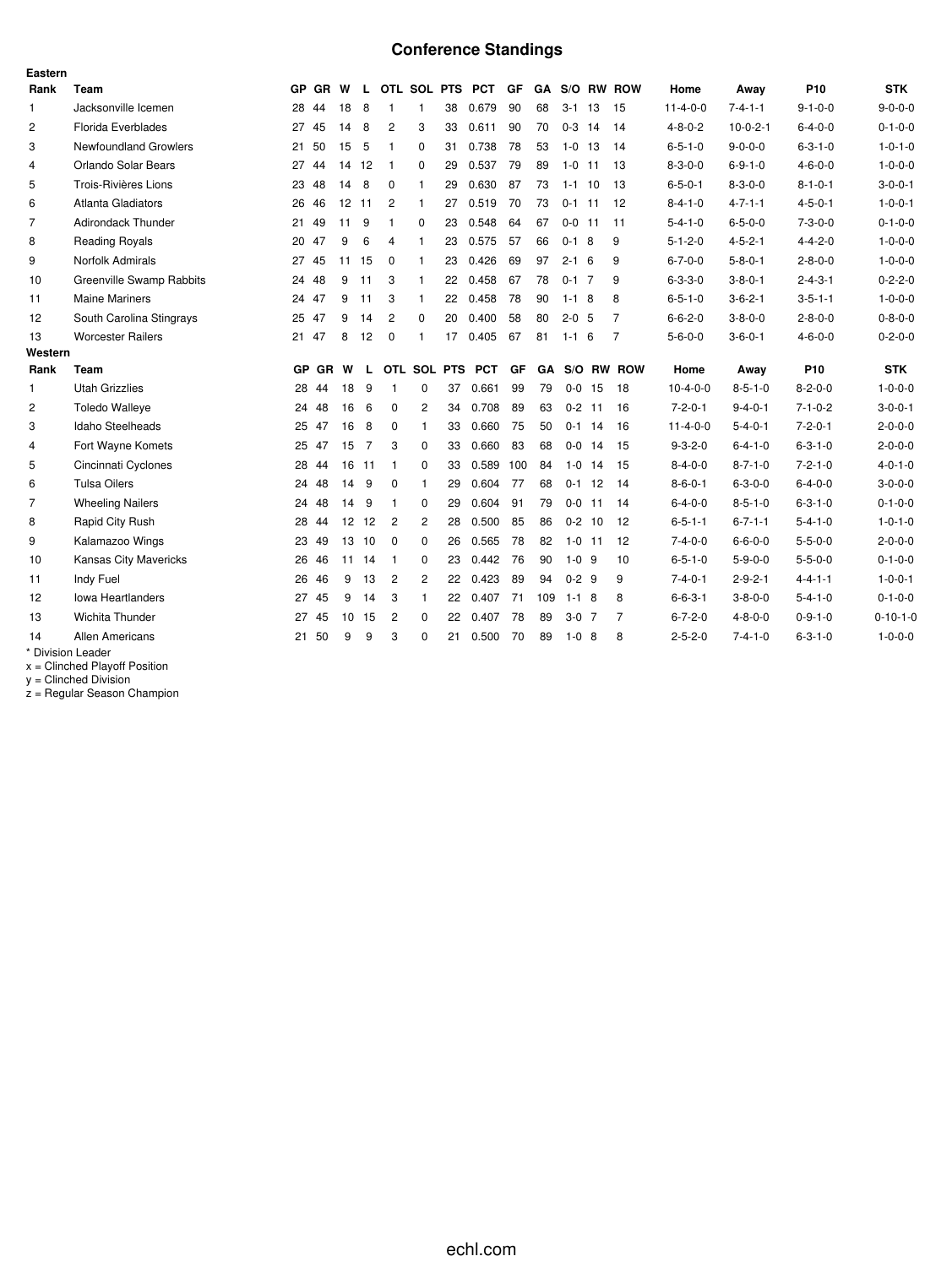# Conference Standings

**Eastern**

| Rank | Team | GP | GR | W | L | OTL | SOL | PTS | PCT | GF | GA | S/O | RW | ROW | Home | Away | P10 | STK |
|---|---|---|---|---|---|---|---|---|---|---|---|---|---|---|---|---|---|---|
| 1 | Jacksonville Icemen | 28 | 44 | 18 | 8 | 1 | 1 | 38 | 0.679 | 90 | 68 | 3-1 | 13 | 15 | 11-4-0-0 | 7-4-1-1 | 9-1-0-0 | 9-0-0-0 |
| 2 | Florida Everblades | 27 | 45 | 14 | 8 | 2 | 3 | 33 | 0.611 | 90 | 70 | 0-3 | 14 | 14 | 4-8-0-2 | 10-0-2-1 | 6-4-0-0 | 0-1-0-0 |
| 3 | Newfoundland Growlers | 21 | 50 | 15 | 5 | 1 | 0 | 31 | 0.738 | 78 | 53 | 1-0 | 13 | 14 | 6-5-1-0 | 9-0-0-0 | 6-3-1-0 | 1-0-1-0 |
| 4 | Orlando Solar Bears | 27 | 44 | 14 | 12 | 1 | 0 | 29 | 0.537 | 79 | 89 | 1-0 | 11 | 13 | 8-3-0-0 | 6-9-1-0 | 4-6-0-0 | 1-0-0-0 |
| 5 | Trois-Rivières Lions | 23 | 48 | 14 | 8 | 0 | 1 | 29 | 0.630 | 87 | 73 | 1-1 | 10 | 13 | 6-5-0-1 | 8-3-0-0 | 8-1-0-1 | 3-0-0-1 |
| 6 | Atlanta Gladiators | 26 | 46 | 12 | 11 | 2 | 1 | 27 | 0.519 | 70 | 73 | 0-1 | 11 | 12 | 8-4-1-0 | 4-7-1-1 | 4-5-0-1 | 1-0-0-1 |
| 7 | Adirondack Thunder | 21 | 49 | 11 | 9 | 1 | 0 | 23 | 0.548 | 64 | 67 | 0-0 | 11 | 11 | 5-4-1-0 | 6-5-0-0 | 7-3-0-0 | 0-1-0-0 |
| 8 | Reading Royals | 20 | 47 | 9 | 6 | 4 | 1 | 23 | 0.575 | 57 | 66 | 0-1 | 8 | 9 | 5-1-2-0 | 4-5-2-1 | 4-4-2-0 | 1-0-0-0 |
| 9 | Norfolk Admirals | 27 | 45 | 11 | 15 | 0 | 1 | 23 | 0.426 | 69 | 97 | 2-1 | 6 | 9 | 6-7-0-0 | 5-8-0-1 | 2-8-0-0 | 1-0-0-0 |
| 10 | Greenville Swamp Rabbits | 24 | 48 | 9 | 11 | 3 | 1 | 22 | 0.458 | 67 | 78 | 0-1 | 7 | 9 | 6-3-3-0 | 3-8-0-1 | 2-4-3-1 | 0-2-2-0 |
| 11 | Maine Mariners | 24 | 47 | 9 | 11 | 3 | 1 | 22 | 0.458 | 78 | 90 | 1-1 | 8 | 8 | 6-5-1-0 | 3-6-2-1 | 3-5-1-1 | 1-0-0-0 |
| 12 | South Carolina Stingrays | 25 | 47 | 9 | 14 | 2 | 0 | 20 | 0.400 | 58 | 80 | 2-0 | 5 | 7 | 6-6-2-0 | 3-8-0-0 | 2-8-0-0 | 0-8-0-0 |
| 13 | Worcester Railers | 21 | 47 | 8 | 12 | 0 | 1 | 17 | 0.405 | 67 | 81 | 1-1 | 6 | 7 | 5-6-0-0 | 3-6-0-1 | 4-6-0-0 | 0-2-0-0 |

**Western**

| Rank | Team | GP | GR | W | L | OTL | SOL | PTS | PCT | GF | GA | S/O | RW | ROW | Home | Away | P10 | STK |
|---|---|---|---|---|---|---|---|---|---|---|---|---|---|---|---|---|---|---|
| 1 | Utah Grizzlies | 28 | 44 | 18 | 9 | 1 | 0 | 37 | 0.661 | 99 | 79 | 0-0 | 15 | 18 | 10-4-0-0 | 8-5-1-0 | 8-2-0-0 | 1-0-0-0 |
| 2 | Toledo Walleye | 24 | 48 | 16 | 6 | 0 | 2 | 34 | 0.708 | 89 | 63 | 0-2 | 11 | 16 | 7-2-0-1 | 9-4-0-1 | 7-1-0-2 | 3-0-0-1 |
| 3 | Idaho Steelheads | 25 | 47 | 16 | 8 | 0 | 1 | 33 | 0.660 | 75 | 50 | 0-1 | 14 | 16 | 11-4-0-0 | 5-4-0-1 | 7-2-0-1 | 2-0-0-0 |
| 4 | Fort Wayne Komets | 25 | 47 | 15 | 7 | 3 | 0 | 33 | 0.660 | 83 | 68 | 0-0 | 14 | 15 | 9-3-2-0 | 6-4-1-0 | 6-3-1-0 | 2-0-0-0 |
| 5 | Cincinnati Cyclones | 28 | 44 | 16 | 11 | 1 | 0 | 33 | 0.589 | 100 | 84 | 1-0 | 14 | 15 | 8-4-0-0 | 8-7-1-0 | 7-2-1-0 | 4-0-1-0 |
| 6 | Tulsa Oilers | 24 | 48 | 14 | 9 | 0 | 1 | 29 | 0.604 | 77 | 68 | 0-1 | 12 | 14 | 8-6-0-1 | 6-3-0-0 | 6-4-0-0 | 3-0-0-0 |
| 7 | Wheeling Nailers | 24 | 48 | 14 | 9 | 1 | 0 | 29 | 0.604 | 91 | 79 | 0-0 | 11 | 14 | 6-4-0-0 | 8-5-1-0 | 6-3-1-0 | 0-1-0-0 |
| 8 | Rapid City Rush | 28 | 44 | 12 | 12 | 2 | 2 | 28 | 0.500 | 85 | 86 | 0-2 | 10 | 12 | 6-5-1-1 | 6-7-1-1 | 5-4-1-0 | 1-0-1-0 |
| 9 | Kalamazoo Wings | 23 | 49 | 13 | 10 | 0 | 0 | 26 | 0.565 | 78 | 82 | 1-0 | 11 | 12 | 7-4-0-0 | 6-6-0-0 | 5-5-0-0 | 2-0-0-0 |
| 10 | Kansas City Mavericks | 26 | 46 | 11 | 14 | 1 | 0 | 23 | 0.442 | 76 | 90 | 1-0 | 9 | 10 | 6-5-1-0 | 5-9-0-0 | 5-5-0-0 | 0-1-0-0 |
| 11 | Indy Fuel | 26 | 46 | 9 | 13 | 2 | 2 | 22 | 0.423 | 89 | 94 | 0-2 | 9 | 9 | 7-4-0-1 | 2-9-2-1 | 4-4-1-1 | 1-0-0-1 |
| 12 | Iowa Heartlanders | 27 | 45 | 9 | 14 | 3 | 1 | 22 | 0.407 | 71 | 109 | 1-1 | 8 | 8 | 6-6-3-1 | 3-8-0-0 | 5-4-1-0 | 0-1-0-0 |
| 13 | Wichita Thunder | 27 | 45 | 10 | 15 | 2 | 0 | 22 | 0.407 | 78 | 89 | 3-0 | 7 | 7 | 6-7-2-0 | 4-8-0-0 | 0-9-1-0 | 0-10-1-0 |
| 14 | Allen Americans | 21 | 50 | 9 | 9 | 3 | 0 | 21 | 0.500 | 70 | 89 | 1-0 | 8 | 8 | 2-5-2-0 | 7-4-1-0 | 6-3-1-0 | 1-0-0-0 |

\* Division Leader
x = Clinched Playoff Position
y = Clinched Division
z = Regular Season Champion

echl.com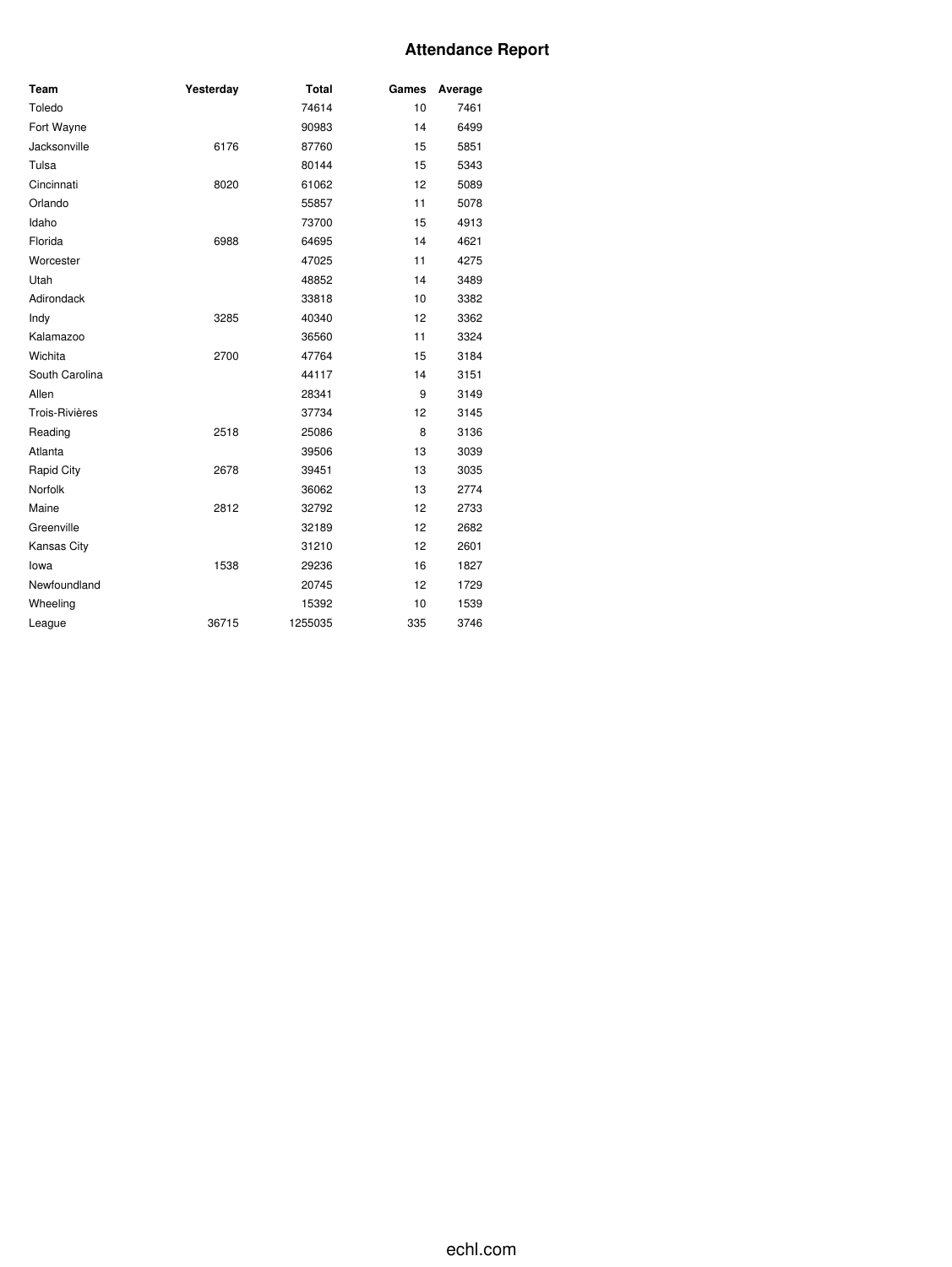# Attendance Report

| Team | Yesterday | Total | Games | Average |
|---|---|---|---|---|
| Toledo | | 74614 | 10 | 7461 |
| Fort Wayne | | 90983 | 14 | 6499 |
| Jacksonville | 6176 | 87760 | 15 | 5851 |
| Tulsa | | 80144 | 15 | 5343 |
| Cincinnati | 8020 | 61062 | 12 | 5089 |
| Orlando | | 55857 | 11 | 5078 |
| Idaho | | 73700 | 15 | 4913 |
| Florida | 6988 | 64695 | 14 | 4621 |
| Worcester | | 47025 | 11 | 4275 |
| Utah | | 48852 | 14 | 3489 |
| Adirondack | | 33818 | 10 | 3382 |
| Indy | 3285 | 40340 | 12 | 3362 |
| Kalamazoo | | 36560 | 11 | 3324 |
| Wichita | 2700 | 47764 | 15 | 3184 |
| South Carolina | | 44117 | 14 | 3151 |
| Allen | | 28341 | 9 | 3149 |
| Trois-Rivières | | 37734 | 12 | 3145 |
| Reading | 2518 | 25086 | 8 | 3136 |
| Atlanta | | 39506 | 13 | 3039 |
| Rapid City | 2678 | 39451 | 13 | 3035 |
| Norfolk | | 36062 | 13 | 2774 |
| Maine | 2812 | 32792 | 12 | 2733 |
| Greenville | | 32189 | 12 | 2682 |
| Kansas City | | 31210 | 12 | 2601 |
| Iowa | 1538 | 29236 | 16 | 1827 |
| Newfoundland | | 20745 | 12 | 1729 |
| Wheeling | | 15392 | 10 | 1539 |
| League | 36715 | 1255035 | 335 | 3746 |

echl.com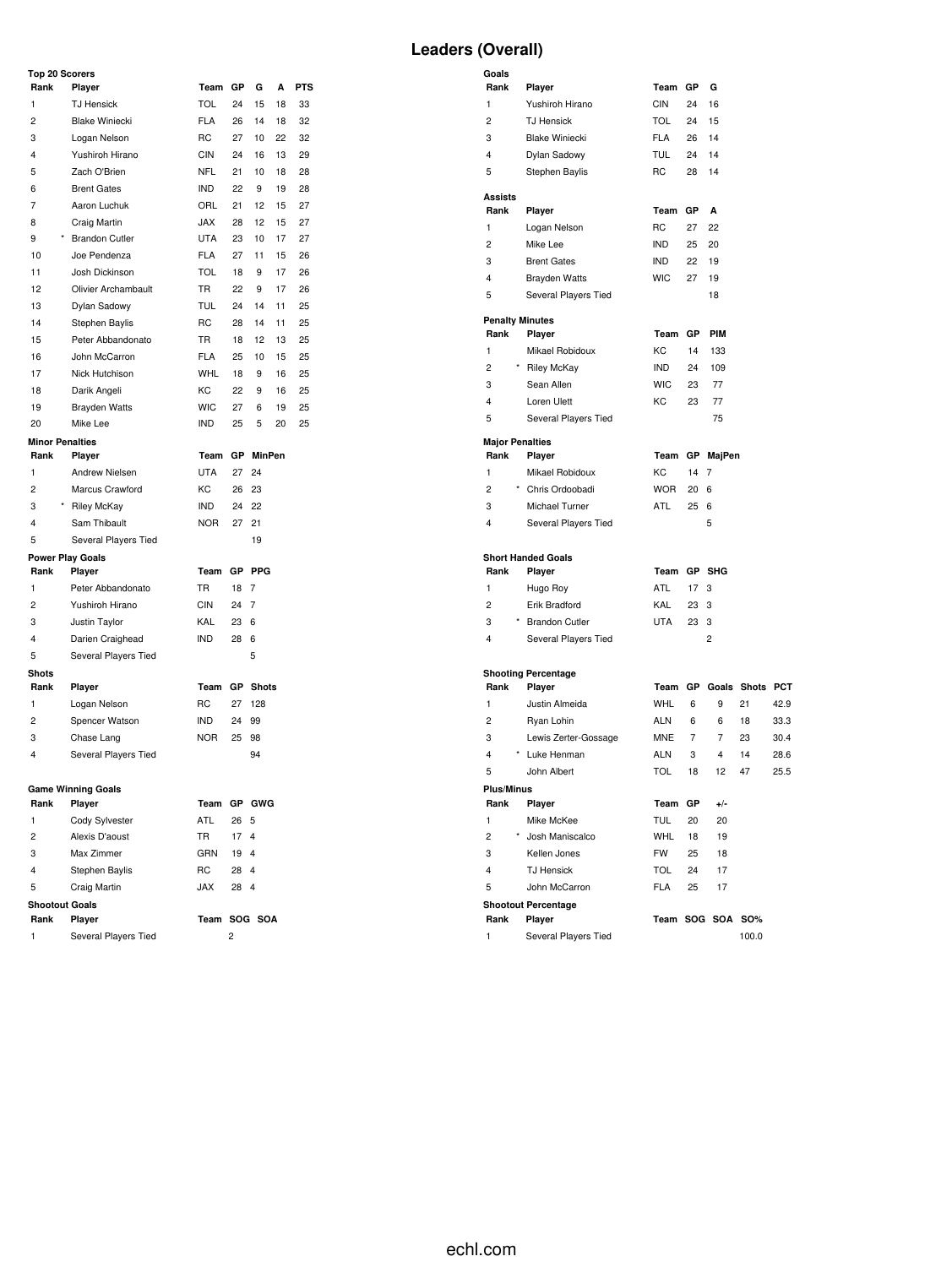# Leaders (Overall)

### Top 20 Scorers

| Rank | | Player | Team | GP | G | A | PTS |
|---|---|---|---|---|---|---|---|
| 1 | | TJ Hensick | TOL | 24 | 15 | 18 | 33 |
| 2 | | Blake Winiecki | FLA | 26 | 14 | 18 | 32 |
| 3 | | Logan Nelson | RC | 27 | 10 | 22 | 32 |
| 4 | | Yushiroh Hirano | CIN | 24 | 16 | 13 | 29 |
| 5 | | Zach O'Brien | NFL | 21 | 10 | 18 | 28 |
| 6 | | Brent Gates | IND | 22 | 9 | 19 | 28 |
| 7 | | Aaron Luchuk | ORL | 21 | 12 | 15 | 27 |
| 8 | | Craig Martin | JAX | 28 | 12 | 15 | 27 |
| 9 | * | Brandon Cutler | UTA | 23 | 10 | 17 | 27 |
| 10 | | Joe Pendenza | FLA | 27 | 11 | 15 | 26 |
| 11 | | Josh Dickinson | TOL | 18 | 9 | 17 | 26 |
| 12 | | Olivier Archambault | TR | 22 | 9 | 17 | 26 |
| 13 | | Dylan Sadowy | TUL | 24 | 14 | 11 | 25 |
| 14 | | Stephen Baylis | RC | 28 | 14 | 11 | 25 |
| 15 | | Peter Abbandonato | TR | 18 | 12 | 13 | 25 |
| 16 | | John McCarron | FLA | 25 | 10 | 15 | 25 |
| 17 | | Nick Hutchison | WHL | 18 | 9 | 16 | 25 |
| 18 | | Darik Angeli | KC | 22 | 9 | 16 | 25 |
| 19 | | Brayden Watts | WIC | 27 | 6 | 19 | 25 |
| 20 | | Mike Lee | IND | 25 | 5 | 20 | 25 |

### Goals

| Rank | Player | Team | GP | G |
|---|---|---|---|---|
| 1 | Yushiroh Hirano | CIN | 24 | 16 |
| 2 | TJ Hensick | TOL | 24 | 15 |
| 3 | Blake Winiecki | FLA | 26 | 14 |
| 4 | Dylan Sadowy | TUL | 24 | 14 |
| 5 | Stephen Baylis | RC | 28 | 14 |

### Assists

| Rank | Player | Team | GP | A |
|---|---|---|---|---|
| 1 | Logan Nelson | RC | 27 | 22 |
| 2 | Mike Lee | IND | 25 | 20 |
| 3 | Brent Gates | IND | 22 | 19 |
| 4 | Brayden Watts | WIC | 27 | 19 |
| 5 | Several Players Tied | | | 18 |

### Penalty Minutes

| Rank | | Player | Team | GP | PIM |
|---|---|---|---|---|---|
| 1 | | Mikael Robidoux | KC | 14 | 133 |
| 2 | * | Riley McKay | IND | 24 | 109 |
| 3 | | Sean Allen | WIC | 23 | 77 |
| 4 | | Loren Ulett | KC | 23 | 77 |
| 5 | | Several Players Tied | | | 75 |

### Minor Penalties

| Rank | | Player | Team | GP | MinPen |
|---|---|---|---|---|---|
| 1 | | Andrew Nielsen | UTA | 27 | 24 |
| 2 | | Marcus Crawford | KC | 26 | 23 |
| 3 | * | Riley McKay | IND | 24 | 22 |
| 4 | | Sam Thibault | NOR | 27 | 21 |
| 5 | | Several Players Tied | | | 19 |

### Major Penalties

| Rank | | Player | Team | GP | MajPen |
|---|---|---|---|---|---|
| 1 | | Mikael Robidoux | KC | 14 | 7 |
| 2 | * | Chris Ordoobadi | WOR | 20 | 6 |
| 3 | | Michael Turner | ATL | 25 | 6 |
| 4 | | Several Players Tied | | | 5 |

### Power Play Goals

| Rank | Player | Team | GP | PPG |
|---|---|---|---|---|
| 1 | Peter Abbandonato | TR | 18 | 7 |
| 2 | Yushiroh Hirano | CIN | 24 | 7 |
| 3 | Justin Taylor | KAL | 23 | 6 |
| 4 | Darien Craighead | IND | 28 | 6 |
| 5 | Several Players Tied | | | 5 |

### Short Handed Goals

| Rank | | Player | Team | GP | SHG |
|---|---|---|---|---|---|
| 1 | | Hugo Roy | ATL | 17 | 3 |
| 2 | | Erik Bradford | KAL | 23 | 3 |
| 3 | * | Brandon Cutler | UTA | 23 | 3 |
| 4 | | Several Players Tied | | | 2 |

### Shots

| Rank | Player | Team | GP | Shots |
|---|---|---|---|---|
| 1 | Logan Nelson | RC | 27 | 128 |
| 2 | Spencer Watson | IND | 24 | 99 |
| 3 | Chase Lang | NOR | 25 | 98 |
| 4 | Several Players Tied | | | 94 |

### Shooting Percentage

| Rank | | Player | Team | GP | Goals | Shots | PCT |
|---|---|---|---|---|---|---|---|
| 1 | | Justin Almeida | WHL | 6 | 9 | 21 | 42.9 |
| 2 | | Ryan Lohin | ALN | 6 | 6 | 18 | 33.3 |
| 3 | | Lewis Zerter-Gossage | MNE | 7 | 7 | 23 | 30.4 |
| 4 | * | Luke Henman | ALN | 3 | 4 | 14 | 28.6 |
| 5 | | John Albert | TOL | 18 | 12 | 47 | 25.5 |

### Game Winning Goals

| Rank | Player | Team | GP | GWG |
|---|---|---|---|---|
| 1 | Cody Sylvester | ATL | 26 | 5 |
| 2 | Alexis D'aoust | TR | 17 | 4 |
| 3 | Max Zimmer | GRN | 19 | 4 |
| 4 | Stephen Baylis | RC | 28 | 4 |
| 5 | Craig Martin | JAX | 28 | 4 |

### Plus/Minus

| Rank | | Player | Team | GP | +/- |
|---|---|---|---|---|---|
| 1 | | Mike McKee | TUL | 20 | 20 |
| 2 | * | Josh Maniscalco | WHL | 18 | 19 |
| 3 | | Kellen Jones | FW | 25 | 18 |
| 4 | | TJ Hensick | TOL | 24 | 17 |
| 5 | | John McCarron | FLA | 25 | 17 |

### Shootout Goals

| Rank | Player | Team | SOG | SOA |
|---|---|---|---|---|
| 1 | Several Players Tied | | 2 | |

### Shootout Percentage

| Rank | Player | Team | SOG | SOA | SO% |
|---|---|---|---|---|---|
| 1 | Several Players Tied | | | | 100.0 |

echl.com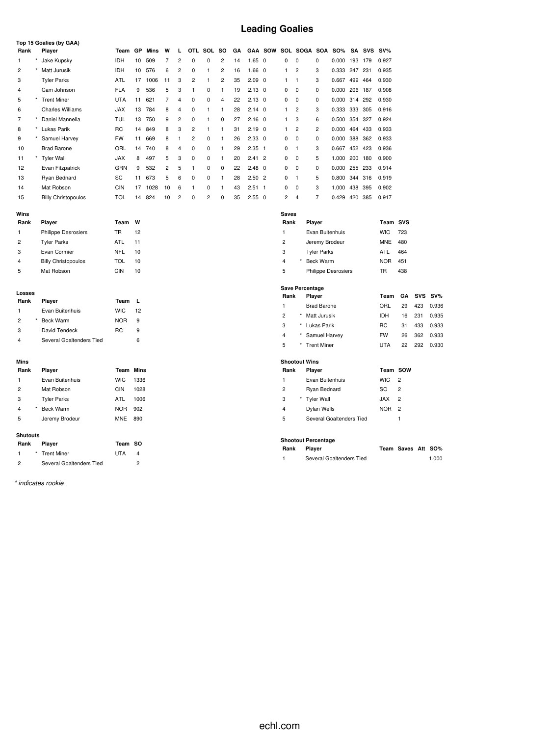# Leading Goalies

**Top 15 Goalies (by GAA)**

| Rank | | Player | Team | GP | Mins | W | L | OTL | SOL | SO | GA | GAA | SOW | SOL | SOGA | SOA | SO% | SA | SVS | SV% |
|---|---|---|---|---|---|---|---|---|---|---|---|---|---|---|---|---|---|---|---|---|
| 1 | * | Jake Kupsky | IDH | 10 | 509 | 7 | 2 | 0 | 0 | 2 | 14 | 1.65 | 0 | 0 | 0 | 0 | 0.000 | 193 | 179 | 0.927 |
| 2 | * | Matt Jurusik | IDH | 10 | 576 | 6 | 2 | 0 | 1 | 2 | 16 | 1.66 | 0 | 1 | 2 | 3 | 0.333 | 247 | 231 | 0.935 |
| 3 | | Tyler Parks | ATL | 17 | 1006 | 11 | 3 | 2 | 1 | 2 | 35 | 2.09 | 0 | 1 | 1 | 3 | 0.667 | 499 | 464 | 0.930 |
| 4 | | Cam Johnson | FLA | 9 | 536 | 5 | 3 | 1 | 0 | 1 | 19 | 2.13 | 0 | 0 | 0 | 0 | 0.000 | 206 | 187 | 0.908 |
| 5 | * | Trent Miner | UTA | 11 | 621 | 7 | 4 | 0 | 0 | 4 | 22 | 2.13 | 0 | 0 | 0 | 0 | 0.000 | 314 | 292 | 0.930 |
| 6 | | Charles Williams | JAX | 13 | 784 | 8 | 4 | 0 | 1 | 1 | 28 | 2.14 | 0 | 1 | 2 | 3 | 0.333 | 333 | 305 | 0.916 |
| 7 | * | Daniel Mannella | TUL | 13 | 750 | 9 | 2 | 0 | 1 | 0 | 27 | 2.16 | 0 | 1 | 3 | 6 | 0.500 | 354 | 327 | 0.924 |
| 8 | * | Lukas Parik | RC | 14 | 849 | 8 | 3 | 2 | 1 | 1 | 31 | 2.19 | 0 | 1 | 2 | 2 | 0.000 | 464 | 433 | 0.933 |
| 9 | * | Samuel Harvey | FW | 11 | 669 | 8 | 1 | 2 | 0 | 1 | 26 | 2.33 | 0 | 0 | 0 | 0 | 0.000 | 388 | 362 | 0.933 |
| 10 | | Brad Barone | ORL | 14 | 740 | 8 | 4 | 0 | 0 | 1 | 29 | 2.35 | 1 | 0 | 1 | 3 | 0.667 | 452 | 423 | 0.936 |
| 11 | * | Tyler Wall | JAX | 8 | 497 | 5 | 3 | 0 | 0 | 1 | 20 | 2.41 | 2 | 0 | 0 | 5 | 1.000 | 200 | 180 | 0.900 |
| 12 | | Evan Fitzpatrick | GRN | 9 | 532 | 2 | 5 | 1 | 0 | 0 | 22 | 2.48 | 0 | 0 | 0 | 0 | 0.000 | 255 | 233 | 0.914 |
| 13 | | Ryan Bednard | SC | 11 | 673 | 5 | 6 | 0 | 0 | 1 | 28 | 2.50 | 2 | 0 | 1 | 5 | 0.800 | 344 | 316 | 0.919 |
| 14 | | Mat Robson | CIN | 17 | 1028 | 10 | 6 | 1 | 0 | 1 | 43 | 2.51 | 1 | 0 | 0 | 3 | 1.000 | 438 | 395 | 0.902 |
| 15 | | Billy Christopoulos | TOL | 14 | 824 | 10 | 2 | 0 | 2 | 0 | 35 | 2.55 | 0 | 2 | 4 | 7 | 0.429 | 420 | 385 | 0.917 |

**Wins**

| Rank | | Player | Team | W |
|---|---|---|---|---|
| 1 | | Philippe Desrosiers | TR | 12 |
| 2 | | Tyler Parks | ATL | 11 |
| 3 | | Evan Cormier | NFL | 10 |
| 4 | | Billy Christopoulos | TOL | 10 |
| 5 | | Mat Robson | CIN | 10 |

**Losses**

| Rank | | Player | Team | L |
|---|---|---|---|---|
| 1 | | Evan Buitenhuis | WIC | 12 |
| 2 | * | Beck Warm | NOR | 9 |
| 3 | | David Tendeck | RC | 9 |
| 4 | | Several Goaltenders Tied | | 6 |

**Mins**

| Rank | | Player | Team | Mins |
|---|---|---|---|---|
| 1 | | Evan Buitenhuis | WIC | 1336 |
| 2 | | Mat Robson | CIN | 1028 |
| 3 | | Tyler Parks | ATL | 1006 |
| 4 | * | Beck Warm | NOR | 902 |
| 5 | | Jeremy Brodeur | MNE | 890 |

**Shutouts**

| Rank | | Player | Team | SO |
|---|---|---|---|---|
| 1 | * | Trent Miner | UTA | 4 |
| 2 | | Several Goaltenders Tied | | 2 |

**Saves**

| Rank | | Player | Team | SVS |
|---|---|---|---|---|
| 1 | | Evan Buitenhuis | WIC | 723 |
| 2 | | Jeremy Brodeur | MNE | 480 |
| 3 | | Tyler Parks | ATL | 464 |
| 4 | * | Beck Warm | NOR | 451 |
| 5 | | Philippe Desrosiers | TR | 438 |

**Save Percentage**

| Rank | | Player | Team | GA | SVS | SV% |
|---|---|---|---|---|---|---|
| 1 | | Brad Barone | ORL | 29 | 423 | 0.936 |
| 2 | * | Matt Jurusik | IDH | 16 | 231 | 0.935 |
| 3 | * | Lukas Parik | RC | 31 | 433 | 0.933 |
| 4 | * | Samuel Harvey | FW | 26 | 362 | 0.933 |
| 5 | * | Trent Miner | UTA | 22 | 292 | 0.930 |

**Shootout Wins**

| Rank | | Player | Team | SOW |
|---|---|---|---|---|
| 1 | | Evan Buitenhuis | WIC | 2 |
| 2 | | Ryan Bednard | SC | 2 |
| 3 | * | Tyler Wall | JAX | 2 |
| 4 | | Dylan Wells | NOR | 2 |
| 5 | | Several Goaltenders Tied | | 1 |

**Shootout Percentage**

| Rank | Player | Team | Saves | Att | SO% |
|---|---|---|---|---|---|
| 1 | Several Goaltenders Tied | | | | 1.000 |

*\* indicates rookie*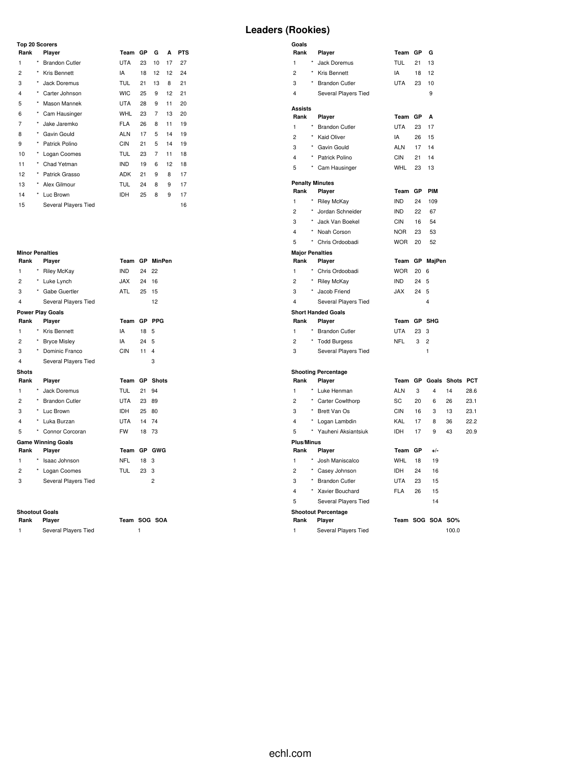# Leaders (Rookies)

### Top 20 Scorers

| Rank | | Player | Team | GP | G | A | PTS |
|---|---|---|---|---|---|---|---|
| 1 | * | Brandon Cutler | UTA | 23 | 10 | 17 | 27 |
| 2 | * | Kris Bennett | IA | 18 | 12 | 12 | 24 |
| 3 | * | Jack Doremus | TUL | 21 | 13 | 8 | 21 |
| 4 | * | Carter Johnson | WIC | 25 | 9 | 12 | 21 |
| 5 | * | Mason Mannek | UTA | 28 | 9 | 11 | 20 |
| 6 | * | Cam Hausinger | WHL | 23 | 7 | 13 | 20 |
| 7 | * | Jake Jaremko | FLA | 26 | 8 | 11 | 19 |
| 8 | * | Gavin Gould | ALN | 17 | 5 | 14 | 19 |
| 9 | * | Patrick Polino | CIN | 21 | 5 | 14 | 19 |
| 10 | * | Logan Coomes | TUL | 23 | 7 | 11 | 18 |
| 11 | * | Chad Yetman | IND | 19 | 6 | 12 | 18 |
| 12 | * | Patrick Grasso | ADK | 21 | 9 | 8 | 17 |
| 13 | * | Alex Gilmour | TUL | 24 | 8 | 9 | 17 |
| 14 | * | Luc Brown | IDH | 25 | 8 | 9 | 17 |
| 15 | | Several Players Tied | | | | | 16 |

### Goals

| Rank | | Player | Team | GP | G |
|---|---|---|---|---|---|
| 1 | * | Jack Doremus | TUL | 21 | 13 |
| 2 | * | Kris Bennett | IA | 18 | 12 |
| 3 | * | Brandon Cutler | UTA | 23 | 10 |
| 4 | | Several Players Tied | | | 9 |

### Assists

| Rank | | Player | Team | GP | A |
|---|---|---|---|---|---|
| 1 | * | Brandon Cutler | UTA | 23 | 17 |
| 2 | * | Kaid Oliver | IA | 26 | 15 |
| 3 | * | Gavin Gould | ALN | 17 | 14 |
| 4 | * | Patrick Polino | CIN | 21 | 14 |
| 5 | * | Cam Hausinger | WHL | 23 | 13 |

### Penalty Minutes

| Rank | | Player | Team | GP | PIM |
|---|---|---|---|---|---|
| 1 | * | Riley McKay | IND | 24 | 109 |
| 2 | * | Jordan Schneider | IND | 22 | 67 |
| 3 | * | Jack Van Boekel | CIN | 16 | 54 |
| 4 | * | Noah Corson | NOR | 23 | 53 |
| 5 | * | Chris Ordoobadi | WOR | 20 | 52 |

### Minor Penalties

| Rank | | Player | Team | GP | MinPen |
|---|---|---|---|---|---|
| 1 | * | Riley McKay | IND | 24 | 22 |
| 2 | * | Luke Lynch | JAX | 24 | 16 |
| 3 | * | Gabe Guertler | ATL | 25 | 15 |
| 4 | | Several Players Tied | | | 12 |

### Major Penalties

| Rank | | Player | Team | GP | MajPen |
|---|---|---|---|---|---|
| 1 | * | Chris Ordoobadi | WOR | 20 | 6 |
| 2 | * | Riley McKay | IND | 24 | 5 |
| 3 | * | Jacob Friend | JAX | 24 | 5 |
| 4 | | Several Players Tied | | | 4 |

### Power Play Goals

| Rank | | Player | Team | GP | PPG |
|---|---|---|---|---|---|
| 1 | * | Kris Bennett | IA | 18 | 5 |
| 2 | * | Bryce Misley | IA | 24 | 5 |
| 3 | * | Dominic Franco | CIN | 11 | 4 |
| 4 | | Several Players Tied | | | 3 |

### Short Handed Goals

| Rank | | Player | Team | GP | SHG |
|---|---|---|---|---|---|
| 1 | * | Brandon Cutler | UTA | 23 | 3 |
| 2 | * | Todd Burgess | NFL | 3 | 2 |
| 3 | | Several Players Tied | | | 1 |

### Shots

| Rank | | Player | Team | GP | Shots |
|---|---|---|---|---|---|
| 1 | * | Jack Doremus | TUL | 21 | 94 |
| 2 | * | Brandon Cutler | UTA | 23 | 89 |
| 3 | * | Luc Brown | IDH | 25 | 80 |
| 4 | * | Luka Burzan | UTA | 14 | 74 |
| 5 | * | Connor Corcoran | FW | 18 | 73 |

### Shooting Percentage

| Rank | | Player | Team | GP | Goals | Shots | PCT |
|---|---|---|---|---|---|---|---|
| 1 | * | Luke Henman | ALN | 3 | 4 | 14 | 28.6 |
| 2 | * | Carter Cowlthorp | SC | 20 | 6 | 26 | 23.1 |
| 3 | * | Brett Van Os | CIN | 16 | 3 | 13 | 23.1 |
| 4 | * | Logan Lambdin | KAL | 17 | 8 | 36 | 22.2 |
| 5 | * | Yauheni Aksiantsiuk | IDH | 17 | 9 | 43 | 20.9 |

### Game Winning Goals

| Rank | | Player | Team | GP | GWG |
|---|---|---|---|---|---|
| 1 | * | Isaac Johnson | NFL | 18 | 3 |
| 2 | * | Logan Coomes | TUL | 23 | 3 |
| 3 | | Several Players Tied | | | 2 |

### Plus/Minus

| Rank | | Player | Team | GP | +/- |
|---|---|---|---|---|---|
| 1 | * | Josh Maniscalco | WHL | 18 | 19 |
| 2 | * | Casey Johnson | IDH | 24 | 16 |
| 3 | * | Brandon Cutler | UTA | 23 | 15 |
| 4 | * | Xavier Bouchard | FLA | 26 | 15 |
| 5 | | Several Players Tied | | | 14 |

### Shootout Goals

| Rank | Player | Team | SOG | SOA |
|---|---|---|---|---|
| 1 | Several Players Tied | | 1 | |

### Shootout Percentage

| Rank | Player | Team | SOG | SOA | SO% |
|---|---|---|---|---|---|
| 1 | Several Players Tied | | | | 100.0 |

echl.com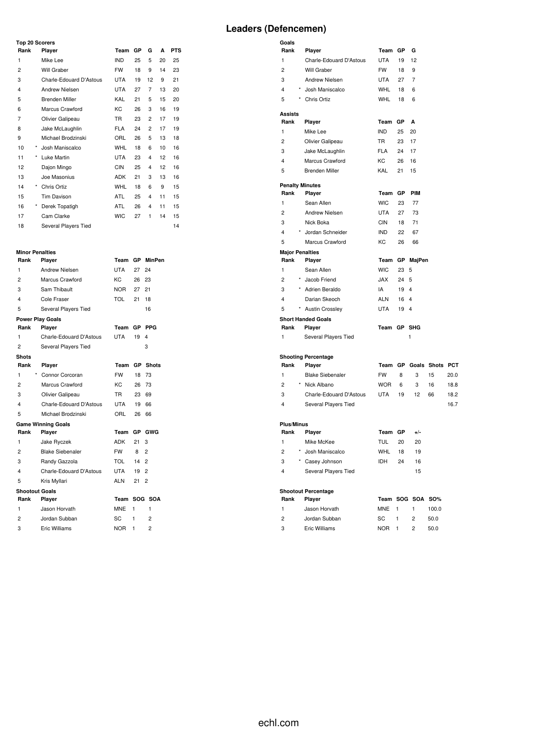# Leaders (Defencemen)

### Top 20 Scorers

| Rank | | Player | Team | GP | G | A | PTS |
|---|---|---|---|---|---|---|---|
| 1 | | Mike Lee | IND | 25 | 5 | 20 | 25 |
| 2 | | Will Graber | FW | 18 | 9 | 14 | 23 |
| 3 | | Charle-Edouard D'Astous | UTA | 19 | 12 | 9 | 21 |
| 4 | | Andrew Nielsen | UTA | 27 | 7 | 13 | 20 |
| 5 | | Brenden Miller | KAL | 21 | 5 | 15 | 20 |
| 6 | | Marcus Crawford | KC | 26 | 3 | 16 | 19 |
| 7 | | Olivier Galipeau | TR | 23 | 2 | 17 | 19 |
| 8 | | Jake McLaughlin | FLA | 24 | 2 | 17 | 19 |
| 9 | | Michael Brodzinski | ORL | 26 | 5 | 13 | 18 |
| 10 | * | Josh Maniscalco | WHL | 18 | 6 | 10 | 16 |
| 11 | * | Luke Martin | UTA | 23 | 4 | 12 | 16 |
| 12 | | Dajon Mingo | CIN | 25 | 4 | 12 | 16 |
| 13 | | Joe Masonius | ADK | 21 | 3 | 13 | 16 |
| 14 | * | Chris Ortiz | WHL | 18 | 6 | 9 | 15 |
| 15 | | Tim Davison | ATL | 25 | 4 | 11 | 15 |
| 16 | * | Derek Topatigh | ATL | 26 | 4 | 11 | 15 |
| 17 | | Cam Clarke | WIC | 27 | 1 | 14 | 15 |
| 18 | | Several Players Tied | | | | | 14 |

### Goals

| Rank | | Player | Team | GP | G |
|---|---|---|---|---|---|
| 1 | | Charle-Edouard D'Astous | UTA | 19 | 12 |
| 2 | | Will Graber | FW | 18 | 9 |
| 3 | | Andrew Nielsen | UTA | 27 | 7 |
| 4 | * | Josh Maniscalco | WHL | 18 | 6 |
| 5 | * | Chris Ortiz | WHL | 18 | 6 |

### Assists

| Rank | Player | Team | GP | A |
|---|---|---|---|---|
| 1 | Mike Lee | IND | 25 | 20 |
| 2 | Olivier Galipeau | TR | 23 | 17 |
| 3 | Jake McLaughlin | FLA | 24 | 17 |
| 4 | Marcus Crawford | KC | 26 | 16 |
| 5 | Brenden Miller | KAL | 21 | 15 |

### Penalty Minutes

| Rank | | Player | Team | GP | PIM |
|---|---|---|---|---|---|
| 1 | | Sean Allen | WIC | 23 | 77 |
| 2 | | Andrew Nielsen | UTA | 27 | 73 |
| 3 | | Nick Boka | CIN | 18 | 71 |
| 4 | * | Jordan Schneider | IND | 22 | 67 |
| 5 | | Marcus Crawford | KC | 26 | 66 |

### Minor Penalties

| Rank | Player | Team | GP | MinPen |
|---|---|---|---|---|
| 1 | Andrew Nielsen | UTA | 27 | 24 |
| 2 | Marcus Crawford | KC | 26 | 23 |
| 3 | Sam Thibault | NOR | 27 | 21 |
| 4 | Cole Fraser | TOL | 21 | 18 |
| 5 | Several Players Tied | | | 16 |

### Major Penalties

| Rank | | Player | Team | GP | MajPen |
|---|---|---|---|---|---|
| 1 | | Sean Allen | WIC | 23 | 5 |
| 2 | * | Jacob Friend | JAX | 24 | 5 |
| 3 | * | Adrien Beraldo | IA | 19 | 4 |
| 4 | | Darian Skeoch | ALN | 16 | 4 |
| 5 | * | Austin Crossley | UTA | 19 | 4 |

### Power Play Goals

| Rank | Player | Team | GP | PPG |
|---|---|---|---|---|
| 1 | Charle-Edouard D'Astous | UTA | 19 | 4 |
| 2 | Several Players Tied | | | 3 |

### Short Handed Goals

| Rank | Player | Team | GP | SHG |
|---|---|---|---|---|
| 1 | Several Players Tied | | | 1 |

### Shots

| Rank | | Player | Team | GP | Shots |
|---|---|---|---|---|---|
| 1 | * | Connor Corcoran | FW | 18 | 73 |
| 2 | | Marcus Crawford | KC | 26 | 73 |
| 3 | | Olivier Galipeau | TR | 23 | 69 |
| 4 | | Charle-Edouard D'Astous | UTA | 19 | 66 |
| 5 | | Michael Brodzinski | ORL | 26 | 66 |

### Shooting Percentage

| Rank | | Player | Team | GP | Goals | Shots | PCT |
|---|---|---|---|---|---|---|---|
| 1 | | Blake Siebenaler | FW | 8 | 3 | 15 | 20.0 |
| 2 | * | Nick Albano | WOR | 6 | 3 | 16 | 18.8 |
| 3 | | Charle-Edouard D'Astous | UTA | 19 | 12 | 66 | 18.2 |
| 4 | | Several Players Tied | | | | | 16.7 |

### Game Winning Goals

| Rank | Player | Team | GP | GWG |
|---|---|---|---|---|
| 1 | Jake Ryczek | ADK | 21 | 3 |
| 2 | Blake Siebenaler | FW | 8 | 2 |
| 3 | Randy Gazzola | TOL | 14 | 2 |
| 4 | Charle-Edouard D'Astous | UTA | 19 | 2 |
| 5 | Kris Myllari | ALN | 21 | 2 |

### Plus/Minus

| Rank | | Player | Team | GP | +/- |
|---|---|---|---|---|---|
| 1 | | Mike McKee | TUL | 20 | 20 |
| 2 | * | Josh Maniscalco | WHL | 18 | 19 |
| 3 | * | Casey Johnson | IDH | 24 | 16 |
| 4 | | Several Players Tied | | | 15 |

### Shootout Goals

| Rank | Player | Team | SOG | SOA |
|---|---|---|---|---|
| 1 | Jason Horvath | MNE | 1 | 1 |
| 2 | Jordan Subban | SC | 1 | 2 |
| 3 | Eric Williams | NOR | 1 | 2 |

### Shootout Percentage

| Rank | Player | Team | SOG | SOA | SO% |
|---|---|---|---|---|---|
| 1 | Jason Horvath | MNE | 1 | 1 | 100.0 |
| 2 | Jordan Subban | SC | 1 | 2 | 50.0 |
| 3 | Eric Williams | NOR | 1 | 2 | 50.0 |

echl.com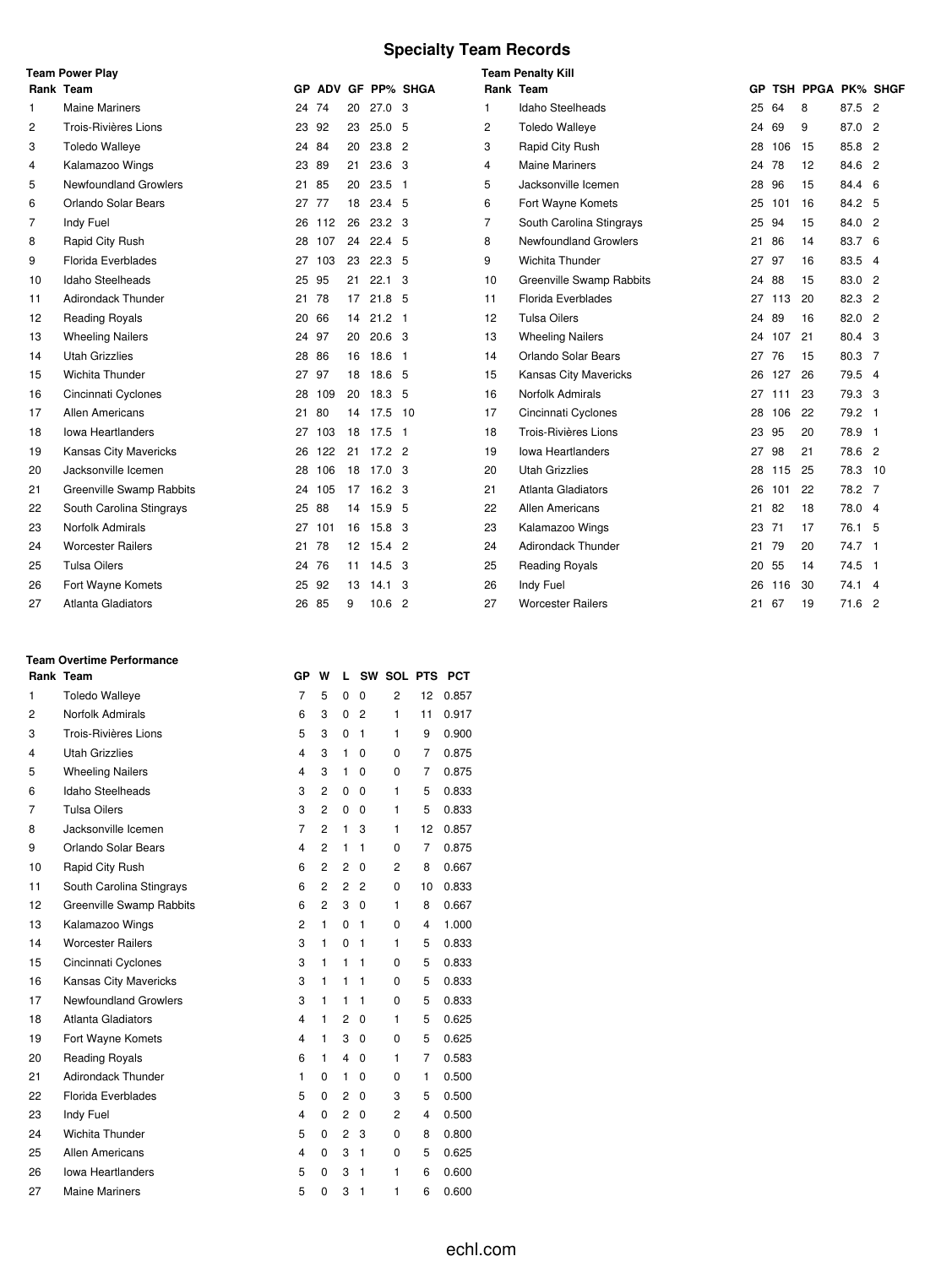# Specialty Team Records

### Team Power Play

| Rank | Team | GP | ADV | GF | PP% | SHGA |
|---|---|---|---|---|---|---|
| 1 | Maine Mariners | 24 | 74 | 20 | 27.0 | 3 |
| 2 | Trois-Rivières Lions | 23 | 92 | 23 | 25.0 | 5 |
| 3 | Toledo Walleye | 24 | 84 | 20 | 23.8 | 2 |
| 4 | Kalamazoo Wings | 23 | 89 | 21 | 23.6 | 3 |
| 5 | Newfoundland Growlers | 21 | 85 | 20 | 23.5 | 1 |
| 6 | Orlando Solar Bears | 27 | 77 | 18 | 23.4 | 5 |
| 7 | Indy Fuel | 26 | 112 | 26 | 23.2 | 3 |
| 8 | Rapid City Rush | 28 | 107 | 24 | 22.4 | 5 |
| 9 | Florida Everblades | 27 | 103 | 23 | 22.3 | 5 |
| 10 | Idaho Steelheads | 25 | 95 | 21 | 22.1 | 3 |
| 11 | Adirondack Thunder | 21 | 78 | 17 | 21.8 | 5 |
| 12 | Reading Royals | 20 | 66 | 14 | 21.2 | 1 |
| 13 | Wheeling Nailers | 24 | 97 | 20 | 20.6 | 3 |
| 14 | Utah Grizzlies | 28 | 86 | 16 | 18.6 | 1 |
| 15 | Wichita Thunder | 27 | 97 | 18 | 18.6 | 5 |
| 16 | Cincinnati Cyclones | 28 | 109 | 20 | 18.3 | 5 |
| 17 | Allen Americans | 21 | 80 | 14 | 17.5 | 10 |
| 18 | Iowa Heartlanders | 27 | 103 | 18 | 17.5 | 1 |
| 19 | Kansas City Mavericks | 26 | 122 | 21 | 17.2 | 2 |
| 20 | Jacksonville Icemen | 28 | 106 | 18 | 17.0 | 3 |
| 21 | Greenville Swamp Rabbits | 24 | 105 | 17 | 16.2 | 3 |
| 22 | South Carolina Stingrays | 25 | 88 | 14 | 15.9 | 5 |
| 23 | Norfolk Admirals | 27 | 101 | 16 | 15.8 | 3 |
| 24 | Worcester Railers | 21 | 78 | 12 | 15.4 | 2 |
| 25 | Tulsa Oilers | 24 | 76 | 11 | 14.5 | 3 |
| 26 | Fort Wayne Komets | 25 | 92 | 13 | 14.1 | 3 |
| 27 | Atlanta Gladiators | 26 | 85 | 9 | 10.6 | 2 |

### Team Penalty Kill

| Rank | Team | GP | TSH | PPGA | PK% | SHGF |
|---|---|---|---|---|---|---|
| 1 | Idaho Steelheads | 25 | 64 | 8 | 87.5 | 2 |
| 2 | Toledo Walleye | 24 | 69 | 9 | 87.0 | 2 |
| 3 | Rapid City Rush | 28 | 106 | 15 | 85.8 | 2 |
| 4 | Maine Mariners | 24 | 78 | 12 | 84.6 | 2 |
| 5 | Jacksonville Icemen | 28 | 96 | 15 | 84.4 | 6 |
| 6 | Fort Wayne Komets | 25 | 101 | 16 | 84.2 | 5 |
| 7 | South Carolina Stingrays | 25 | 94 | 15 | 84.0 | 2 |
| 8 | Newfoundland Growlers | 21 | 86 | 14 | 83.7 | 6 |
| 9 | Wichita Thunder | 27 | 97 | 16 | 83.5 | 4 |
| 10 | Greenville Swamp Rabbits | 24 | 88 | 15 | 83.0 | 2 |
| 11 | Florida Everblades | 27 | 113 | 20 | 82.3 | 2 |
| 12 | Tulsa Oilers | 24 | 89 | 16 | 82.0 | 2 |
| 13 | Wheeling Nailers | 24 | 107 | 21 | 80.4 | 3 |
| 14 | Orlando Solar Bears | 27 | 76 | 15 | 80.3 | 7 |
| 15 | Kansas City Mavericks | 26 | 127 | 26 | 79.5 | 4 |
| 16 | Norfolk Admirals | 27 | 111 | 23 | 79.3 | 3 |
| 17 | Cincinnati Cyclones | 28 | 106 | 22 | 79.2 | 1 |
| 18 | Trois-Rivières Lions | 23 | 95 | 20 | 78.9 | 1 |
| 19 | Iowa Heartlanders | 27 | 98 | 21 | 78.6 | 2 |
| 20 | Utah Grizzlies | 28 | 115 | 25 | 78.3 | 10 |
| 21 | Atlanta Gladiators | 26 | 101 | 22 | 78.2 | 7 |
| 22 | Allen Americans | 21 | 82 | 18 | 78.0 | 4 |
| 23 | Kalamazoo Wings | 23 | 71 | 17 | 76.1 | 5 |
| 24 | Adirondack Thunder | 21 | 79 | 20 | 74.7 | 1 |
| 25 | Reading Royals | 20 | 55 | 14 | 74.5 | 1 |
| 26 | Indy Fuel | 26 | 116 | 30 | 74.1 | 4 |
| 27 | Worcester Railers | 21 | 67 | 19 | 71.6 | 2 |

### Team Overtime Performance

| Rank | Team | GP | W | L | SW | SOL | PTS | PCT |
|---|---|---|---|---|---|---|---|---|
| 1 | Toledo Walleye | 7 | 5 | 0 | 0 | 2 | 12 | 0.857 |
| 2 | Norfolk Admirals | 6 | 3 | 0 | 2 | 1 | 11 | 0.917 |
| 3 | Trois-Rivières Lions | 5 | 3 | 0 | 1 | 1 | 9 | 0.900 |
| 4 | Utah Grizzlies | 4 | 3 | 1 | 0 | 0 | 7 | 0.875 |
| 5 | Wheeling Nailers | 4 | 3 | 1 | 0 | 0 | 7 | 0.875 |
| 6 | Idaho Steelheads | 3 | 2 | 0 | 0 | 1 | 5 | 0.833 |
| 7 | Tulsa Oilers | 3 | 2 | 0 | 0 | 1 | 5 | 0.833 |
| 8 | Jacksonville Icemen | 7 | 2 | 1 | 3 | 1 | 12 | 0.857 |
| 9 | Orlando Solar Bears | 4 | 2 | 1 | 1 | 0 | 7 | 0.875 |
| 10 | Rapid City Rush | 6 | 2 | 2 | 0 | 2 | 8 | 0.667 |
| 11 | South Carolina Stingrays | 6 | 2 | 2 | 2 | 0 | 10 | 0.833 |
| 12 | Greenville Swamp Rabbits | 6 | 2 | 3 | 0 | 1 | 8 | 0.667 |
| 13 | Kalamazoo Wings | 2 | 1 | 0 | 1 | 0 | 4 | 1.000 |
| 14 | Worcester Railers | 3 | 1 | 0 | 1 | 1 | 5 | 0.833 |
| 15 | Cincinnati Cyclones | 3 | 1 | 1 | 1 | 0 | 5 | 0.833 |
| 16 | Kansas City Mavericks | 3 | 1 | 1 | 1 | 0 | 5 | 0.833 |
| 17 | Newfoundland Growlers | 3 | 1 | 1 | 1 | 0 | 5 | 0.833 |
| 18 | Atlanta Gladiators | 4 | 1 | 2 | 0 | 1 | 5 | 0.625 |
| 19 | Fort Wayne Komets | 4 | 1 | 3 | 0 | 0 | 5 | 0.625 |
| 20 | Reading Royals | 6 | 1 | 4 | 0 | 1 | 7 | 0.583 |
| 21 | Adirondack Thunder | 1 | 0 | 1 | 0 | 0 | 1 | 0.500 |
| 22 | Florida Everblades | 5 | 0 | 2 | 0 | 3 | 5 | 0.500 |
| 23 | Indy Fuel | 4 | 0 | 2 | 0 | 2 | 4 | 0.500 |
| 24 | Wichita Thunder | 5 | 0 | 2 | 3 | 0 | 8 | 0.800 |
| 25 | Allen Americans | 4 | 0 | 3 | 1 | 0 | 5 | 0.625 |
| 26 | Iowa Heartlanders | 5 | 0 | 3 | 1 | 1 | 6 | 0.600 |
| 27 | Maine Mariners | 5 | 0 | 3 | 1 | 1 | 6 | 0.600 |

echl.com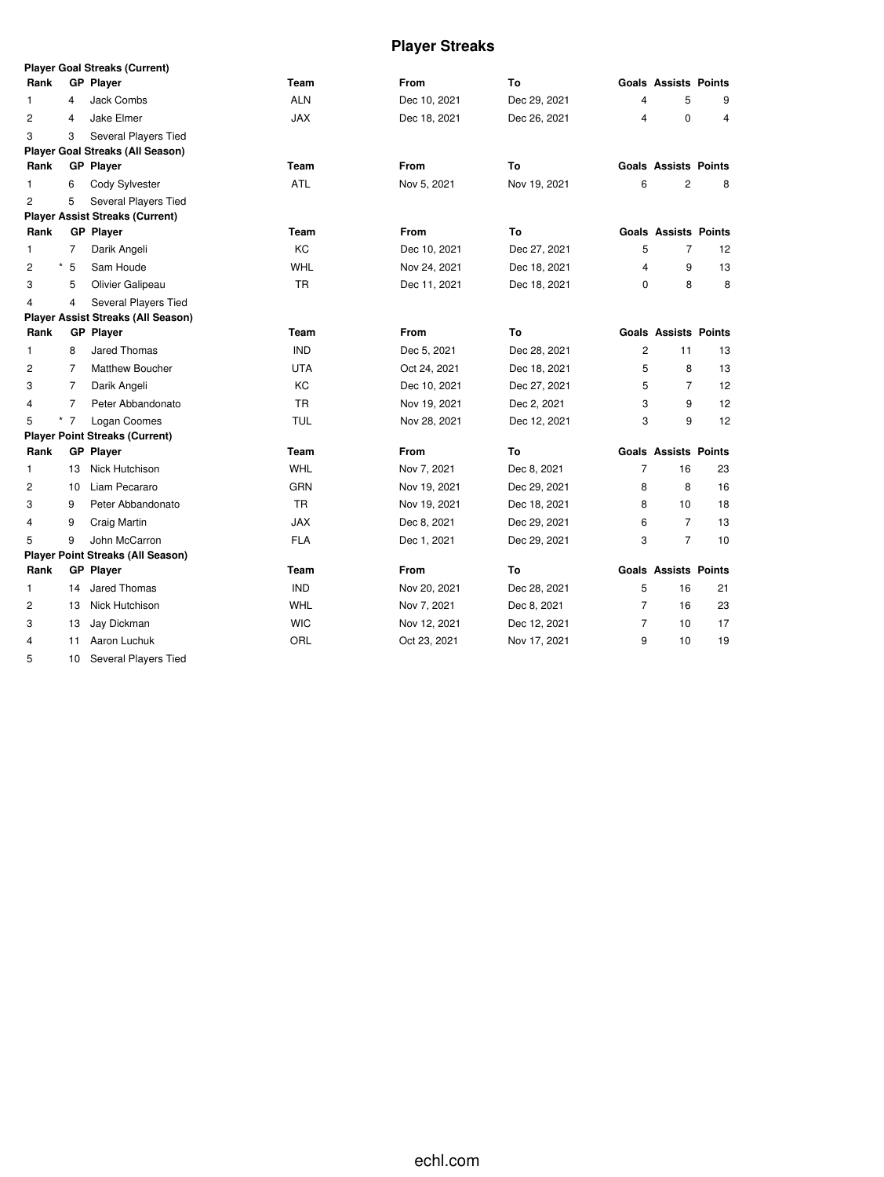# Player Streaks

### Player Goal Streaks (Current)

| Rank | GP | Player | Team | From | To | Goals | Assists | Points |
|---|---|---|---|---|---|---|---|---|
| 1 | 4 | Jack Combs | ALN | Dec 10, 2021 | Dec 29, 2021 | 4 | 5 | 9 |
| 2 | 4 | Jake Elmer | JAX | Dec 18, 2021 | Dec 26, 2021 | 4 | 0 | 4 |
| 3 | 3 | Several Players Tied | | | | | | |

### Player Goal Streaks (All Season)

| Rank | GP | Player | Team | From | To | Goals | Assists | Points |
|---|---|---|---|---|---|---|---|---|
| 1 | 6 | Cody Sylvester | ATL | Nov 5, 2021 | Nov 19, 2021 | 6 | 2 | 8 |
| 2 | 5 | Several Players Tied | | | | | | |

### Player Assist Streaks (Current)

| Rank | GP | Player | Team | From | To | Goals | Assists | Points |
|---|---|---|---|---|---|---|---|---|
| 1 | 7 | Darik Angeli | KC | Dec 10, 2021 | Dec 27, 2021 | 5 | 7 | 12 |
| 2 | * 5 | Sam Houde | WHL | Nov 24, 2021 | Dec 18, 2021 | 4 | 9 | 13 |
| 3 | 5 | Olivier Galipeau | TR | Dec 11, 2021 | Dec 18, 2021 | 0 | 8 | 8 |
| 4 | 4 | Several Players Tied | | | | | | |

### Player Assist Streaks (All Season)

| Rank | GP | Player | Team | From | To | Goals | Assists | Points |
|---|---|---|---|---|---|---|---|---|
| 1 | 8 | Jared Thomas | IND | Dec 5, 2021 | Dec 28, 2021 | 2 | 11 | 13 |
| 2 | 7 | Matthew Boucher | UTA | Oct 24, 2021 | Dec 18, 2021 | 5 | 8 | 13 |
| 3 | 7 | Darik Angeli | KC | Dec 10, 2021 | Dec 27, 2021 | 5 | 7 | 12 |
| 4 | 7 | Peter Abbandonato | TR | Nov 19, 2021 | Dec 2, 2021 | 3 | 9 | 12 |
| 5 | * 7 | Logan Coomes | TUL | Nov 28, 2021 | Dec 12, 2021 | 3 | 9 | 12 |

### Player Point Streaks (Current)

| Rank | GP | Player | Team | From | To | Goals | Assists | Points |
|---|---|---|---|---|---|---|---|---|
| 1 | 13 | Nick Hutchison | WHL | Nov 7, 2021 | Dec 8, 2021 | 7 | 16 | 23 |
| 2 | 10 | Liam Pecararo | GRN | Nov 19, 2021 | Dec 29, 2021 | 8 | 8 | 16 |
| 3 | 9 | Peter Abbandonato | TR | Nov 19, 2021 | Dec 18, 2021 | 8 | 10 | 18 |
| 4 | 9 | Craig Martin | JAX | Dec 8, 2021 | Dec 29, 2021 | 6 | 7 | 13 |
| 5 | 9 | John McCarron | FLA | Dec 1, 2021 | Dec 29, 2021 | 3 | 7 | 10 |

### Player Point Streaks (All Season)

| Rank | GP | Player | Team | From | To | Goals | Assists | Points |
|---|---|---|---|---|---|---|---|---|
| 1 | 14 | Jared Thomas | IND | Nov 20, 2021 | Dec 28, 2021 | 5 | 16 | 21 |
| 2 | 13 | Nick Hutchison | WHL | Nov 7, 2021 | Dec 8, 2021 | 7 | 16 | 23 |
| 3 | 13 | Jay Dickman | WIC | Nov 12, 2021 | Dec 12, 2021 | 7 | 10 | 17 |
| 4 | 11 | Aaron Luchuk | ORL | Oct 23, 2021 | Nov 17, 2021 | 9 | 10 | 19 |
| 5 | 10 | Several Players Tied | | | | | | |

echl.com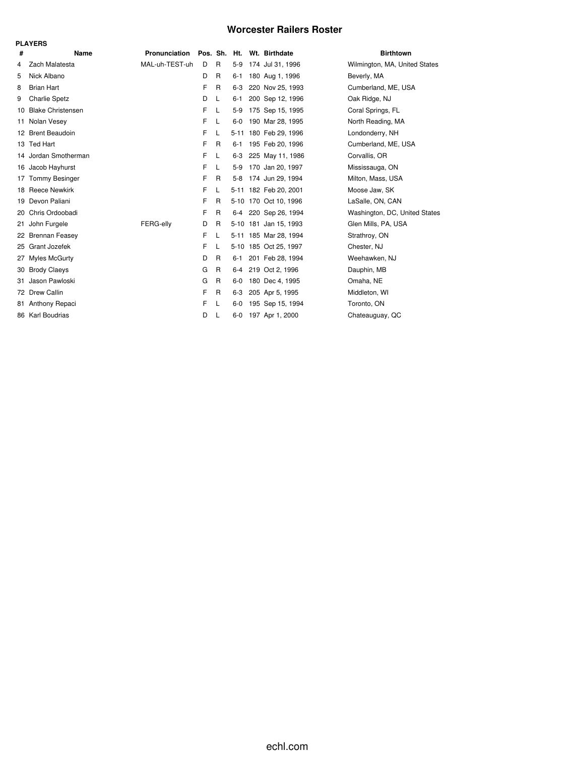# Worcester Railers Roster

**PLAYERS**

| # | Name | Pronunciation | Pos. | Sh. | Ht. | Wt. | Birthdate | Birthtown |
|---|---|---|---|---|---|---|---|---|
| 4 | Zach Malatesta | MAL-uh-TEST-uh | D | R | 5-9 | 174 | Jul 31, 1996 | Wilmington, MA, United States |
| 5 | Nick Albano | | D | R | 6-1 | 180 | Aug 1, 1996 | Beverly, MA |
| 8 | Brian Hart | | F | R | 6-3 | 220 | Nov 25, 1993 | Cumberland, ME, USA |
| 9 | Charlie Spetz | | D | L | 6-1 | 200 | Sep 12, 1996 | Oak Ridge, NJ |
| 10 | Blake Christensen | | F | L | 5-9 | 175 | Sep 15, 1995 | Coral Springs, FL |
| 11 | Nolan Vesey | | F | L | 6-0 | 190 | Mar 28, 1995 | North Reading, MA |
| 12 | Brent Beaudoin | | F | L | 5-11 | 180 | Feb 29, 1996 | Londonderry, NH |
| 13 | Ted Hart | | F | R | 6-1 | 195 | Feb 20, 1996 | Cumberland, ME, USA |
| 14 | Jordan Smotherman | | F | L | 6-3 | 225 | May 11, 1986 | Corvallis, OR |
| 16 | Jacob Hayhurst | | F | L | 5-9 | 170 | Jan 20, 1997 | Mississauga, ON |
| 17 | Tommy Besinger | | F | R | 5-8 | 174 | Jun 29, 1994 | Milton, Mass, USA |
| 18 | Reece Newkirk | | F | L | 5-11 | 182 | Feb 20, 2001 | Moose Jaw, SK |
| 19 | Devon Paliani | | F | R | 5-10 | 170 | Oct 10, 1996 | LaSalle, ON, CAN |
| 20 | Chris Ordoobadi | | F | R | 6-4 | 220 | Sep 26, 1994 | Washington, DC, United States |
| 21 | John Furgele | FERG-elly | D | R | 5-10 | 181 | Jan 15, 1993 | Glen Mills, PA, USA |
| 22 | Brennan Feasey | | F | L | 5-11 | 185 | Mar 28, 1994 | Strathroy, ON |
| 25 | Grant Jozefek | | F | L | 5-10 | 185 | Oct 25, 1997 | Chester, NJ |
| 27 | Myles McGurty | | D | R | 6-1 | 201 | Feb 28, 1994 | Weehawken, NJ |
| 30 | Brody Claeys | | G | R | 6-4 | 219 | Oct 2, 1996 | Dauphin, MB |
| 31 | Jason Pawloski | | G | R | 6-0 | 180 | Dec 4, 1995 | Omaha, NE |
| 72 | Drew Callin | | F | R | 6-3 | 205 | Apr 5, 1995 | Middleton, WI |
| 81 | Anthony Repaci | | F | L | 6-0 | 195 | Sep 15, 1994 | Toronto, ON |
| 86 | Karl Boudrias | | D | L | 6-0 | 197 | Apr 1, 2000 | Chateauguay, QC |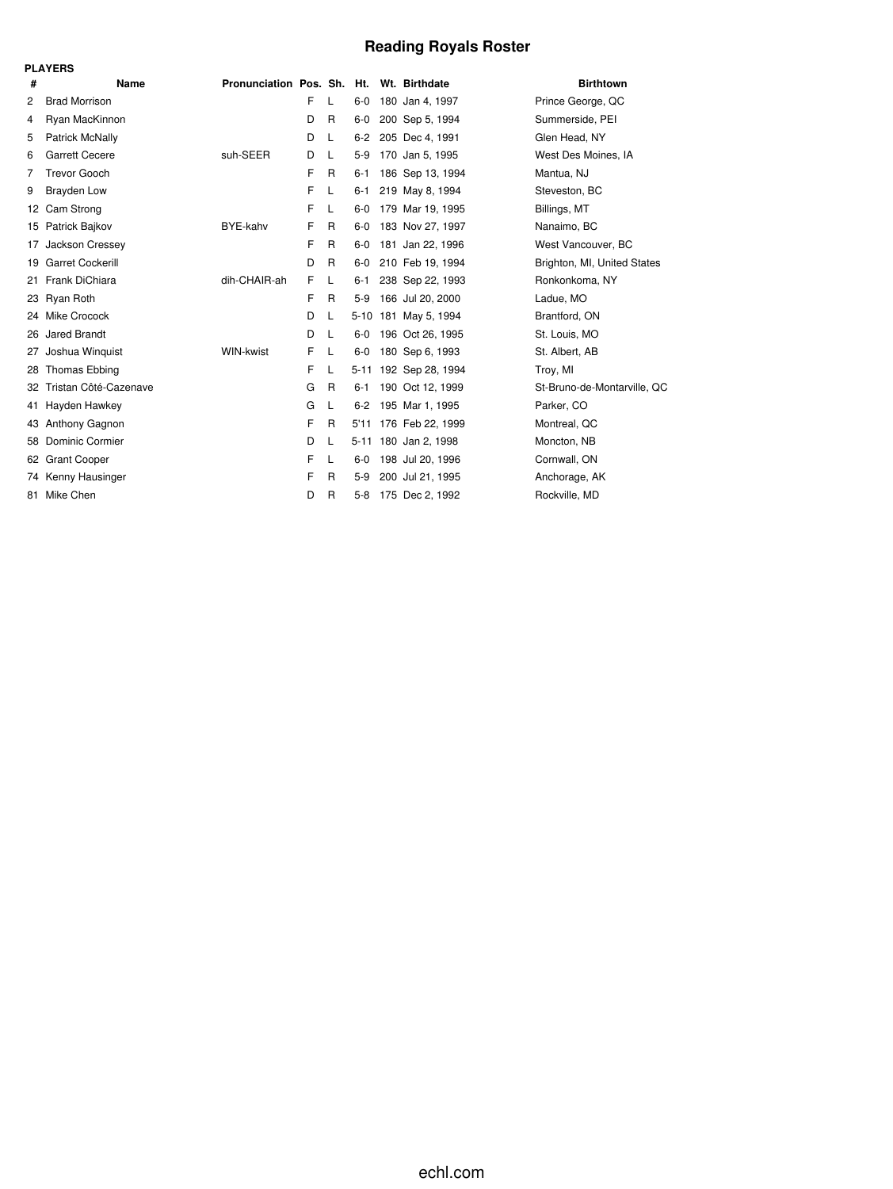# Reading Royals Roster

**PLAYERS**

| # | Name | Pronunciation | Pos. | Sh. | Ht. | Wt. | Birthdate | Birthtown |
|---|---|---|---|---|---|---|---|---|
| 2 | Brad Morrison | | F | L | 6-0 | 180 | Jan 4, 1997 | Prince George, QC |
| 4 | Ryan MacKinnon | | D | R | 6-0 | 200 | Sep 5, 1994 | Summerside, PEI |
| 5 | Patrick McNally | | D | L | 6-2 | 205 | Dec 4, 1991 | Glen Head, NY |
| 6 | Garrett Cecere | suh-SEER | D | L | 5-9 | 170 | Jan 5, 1995 | West Des Moines, IA |
| 7 | Trevor Gooch | | F | R | 6-1 | 186 | Sep 13, 1994 | Mantua, NJ |
| 9 | Brayden Low | | F | L | 6-1 | 219 | May 8, 1994 | Steveston, BC |
| 12 | Cam Strong | | F | L | 6-0 | 179 | Mar 19, 1995 | Billings, MT |
| 15 | Patrick Bajkov | BYE-kahv | F | R | 6-0 | 183 | Nov 27, 1997 | Nanaimo, BC |
| 17 | Jackson Cressey | | F | R | 6-0 | 181 | Jan 22, 1996 | West Vancouver, BC |
| 19 | Garret Cockerill | | D | R | 6-0 | 210 | Feb 19, 1994 | Brighton, MI, United States |
| 21 | Frank DiChiara | dih-CHAIR-ah | F | L | 6-1 | 238 | Sep 22, 1993 | Ronkonkoma, NY |
| 23 | Ryan Roth | | F | R | 5-9 | 166 | Jul 20, 2000 | Ladue, MO |
| 24 | Mike Crocock | | D | L | 5-10 | 181 | May 5, 1994 | Brantford, ON |
| 26 | Jared Brandt | | D | L | 6-0 | 196 | Oct 26, 1995 | St. Louis, MO |
| 27 | Joshua Winquist | WIN-kwist | F | L | 6-0 | 180 | Sep 6, 1993 | St. Albert, AB |
| 28 | Thomas Ebbing | | F | L | 5-11 | 192 | Sep 28, 1994 | Troy, MI |
| 32 | Tristan Côté-Cazenave | | G | R | 6-1 | 190 | Oct 12, 1999 | St-Bruno-de-Montarville, QC |
| 41 | Hayden Hawkey | | G | L | 6-2 | 195 | Mar 1, 1995 | Parker, CO |
| 43 | Anthony Gagnon | | F | R | 5'11 | 176 | Feb 22, 1999 | Montreal, QC |
| 58 | Dominic Cormier | | D | L | 5-11 | 180 | Jan 2, 1998 | Moncton, NB |
| 62 | Grant Cooper | | F | L | 6-0 | 198 | Jul 20, 1996 | Cornwall, ON |
| 74 | Kenny Hausinger | | F | R | 5-9 | 200 | Jul 21, 1995 | Anchorage, AK |
| 81 | Mike Chen | | D | R | 5-8 | 175 | Dec 2, 1992 | Rockville, MD |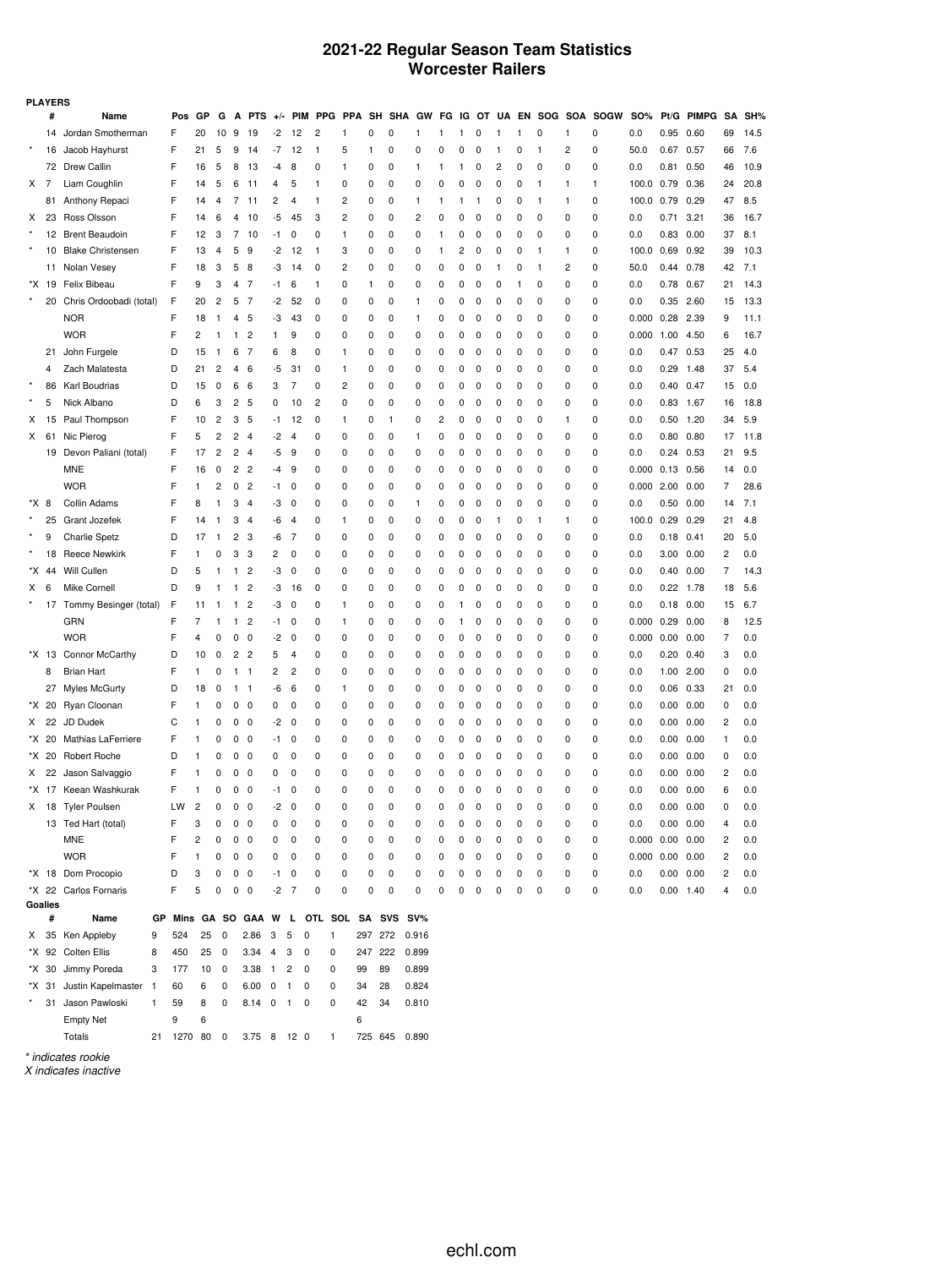# 2021-22 Regular Season Team Statistics
## Worcester Railers

**PLAYERS**

| | # | Name | Pos | GP | G | A | PTS | +/- | PIM | PPG | PPA | SH | SHA | GW | FG | IG | OT | UA | EN | SOG | SOA | SOGW | SO% | Pt/G | PIMPG | SA | SH% |
|---|---|---|---|---|---|---|---|---|---|---|---|---|---|---|---|---|---|---|---|---|---|---|---|---|---|---|---|
| | 14 | Jordan Smotherman | F | 20 | 10 | 9 | 19 | -2 | 12 | 2 | 1 | 0 | 0 | 1 | 1 | 1 | 0 | 1 | 1 | 0 | 1 | 0 | 0.0 | 0.95 | 0.60 | 69 | 14.5 |
| * | 16 | Jacob Hayhurst | F | 21 | 5 | 9 | 14 | -7 | 12 | 1 | 5 | 1 | 0 | 0 | 0 | 0 | 0 | 1 | 0 | 1 | 2 | 0 | 50.0 | 0.67 | 0.57 | 66 | 7.6 |
| | 72 | Drew Callin | F | 16 | 5 | 8 | 13 | -4 | 8 | 0 | 1 | 0 | 0 | 1 | 1 | 1 | 0 | 2 | 0 | 0 | 0 | 0 | 0.0 | 0.81 | 0.50 | 46 | 10.9 |
| X | 7 | Liam Coughlin | F | 14 | 5 | 6 | 11 | 4 | 5 | 1 | 0 | 0 | 0 | 0 | 0 | 0 | 0 | 0 | 0 | 1 | 1 | 1 | 100.0 | 0.79 | 0.36 | 24 | 20.8 |
| | 81 | Anthony Repaci | F | 14 | 4 | 7 | 11 | 2 | 4 | 1 | 2 | 0 | 0 | 1 | 1 | 1 | 1 | 0 | 0 | 1 | 1 | 0 | 100.0 | 0.79 | 0.29 | 47 | 8.5 |
| X | 23 | Ross Olsson | F | 14 | 6 | 4 | 10 | -5 | 45 | 3 | 2 | 0 | 0 | 2 | 0 | 0 | 0 | 0 | 0 | 0 | 0 | 0 | 0.0 | 0.71 | 3.21 | 36 | 16.7 |
| * | 12 | Brent Beaudoin | F | 12 | 3 | 7 | 10 | -1 | 0 | 0 | 1 | 0 | 0 | 0 | 1 | 0 | 0 | 0 | 0 | 0 | 0 | 0 | 0.0 | 0.83 | 0.00 | 37 | 8.1 |
| * | 10 | Blake Christensen | F | 13 | 4 | 5 | 9 | -2 | 12 | 1 | 3 | 0 | 0 | 0 | 1 | 2 | 0 | 0 | 0 | 1 | 1 | 0 | 100.0 | 0.69 | 0.92 | 39 | 10.3 |
| | 11 | Nolan Vesey | F | 18 | 3 | 5 | 8 | -3 | 14 | 0 | 2 | 0 | 0 | 0 | 0 | 0 | 0 | 1 | 0 | 1 | 2 | 0 | 50.0 | 0.44 | 0.78 | 42 | 7.1 |
| *X | 19 | Felix Bibeau | F | 9 | 3 | 4 | 7 | -1 | 6 | 1 | 0 | 1 | 0 | 0 | 0 | 0 | 0 | 0 | 1 | 0 | 0 | 0 | 0.0 | 0.78 | 0.67 | 21 | 14.3 |
| * | 20 | Chris Ordoobadi (total) | F | 20 | 2 | 5 | 7 | -2 | 52 | 0 | 0 | 0 | 0 | 1 | 0 | 0 | 0 | 0 | 0 | 0 | 0 | 0 | 0.0 | 0.35 | 2.60 | 15 | 13.3 |
| | | NOR | F | 18 | 1 | 4 | 5 | -3 | 43 | 0 | 0 | 0 | 0 | 1 | 0 | 0 | 0 | 0 | 0 | 0 | 0 | 0 | 0.000 | 0.28 | 2.39 | 9 | 11.1 |
| | | WOR | F | 2 | 1 | 1 | 2 | 1 | 9 | 0 | 0 | 0 | 0 | 0 | 0 | 0 | 0 | 0 | 0 | 0 | 0 | 0 | 0.000 | 1.00 | 4.50 | 6 | 16.7 |
| | 21 | John Furgele | D | 15 | 1 | 6 | 7 | 6 | 8 | 0 | 1 | 0 | 0 | 0 | 0 | 0 | 0 | 0 | 0 | 0 | 0 | 0 | 0.0 | 0.47 | 0.53 | 25 | 4.0 |
| | 4 | Zach Malatesta | D | 21 | 2 | 4 | 6 | -5 | 31 | 0 | 1 | 0 | 0 | 0 | 0 | 0 | 0 | 0 | 0 | 0 | 0 | 0 | 0.0 | 0.29 | 1.48 | 37 | 5.4 |
| * | 86 | Karl Boudrias | D | 15 | 0 | 6 | 6 | 3 | 7 | 0 | 2 | 0 | 0 | 0 | 0 | 0 | 0 | 0 | 0 | 0 | 0 | 0 | 0.0 | 0.40 | 0.47 | 15 | 0.0 |
| * | 5 | Nick Albano | D | 6 | 3 | 2 | 5 | 0 | 10 | 2 | 0 | 0 | 0 | 0 | 0 | 0 | 0 | 0 | 0 | 0 | 0 | 0 | 0.0 | 0.83 | 1.67 | 16 | 18.8 |
| X | 15 | Paul Thompson | F | 10 | 2 | 3 | 5 | -1 | 12 | 0 | 1 | 0 | 1 | 0 | 2 | 0 | 0 | 0 | 0 | 0 | 1 | 0 | 0.0 | 0.50 | 1.20 | 34 | 5.9 |
| X | 61 | Nic Pierog | F | 5 | 2 | 2 | 4 | -2 | 4 | 0 | 0 | 0 | 0 | 1 | 0 | 0 | 0 | 0 | 0 | 0 | 0 | 0 | 0.0 | 0.80 | 0.80 | 17 | 11.8 |
| | 19 | Devon Paliani (total) | F | 17 | 2 | 2 | 4 | -5 | 9 | 0 | 0 | 0 | 0 | 0 | 0 | 0 | 0 | 0 | 0 | 0 | 0 | 0 | 0.0 | 0.24 | 0.53 | 21 | 9.5 |
| | | MNE | F | 16 | 0 | 2 | 2 | -4 | 9 | 0 | 0 | 0 | 0 | 0 | 0 | 0 | 0 | 0 | 0 | 0 | 0 | 0 | 0.000 | 0.13 | 0.56 | 14 | 0.0 |
| | | WOR | F | 1 | 2 | 0 | 2 | -1 | 0 | 0 | 0 | 0 | 0 | 0 | 0 | 0 | 0 | 0 | 0 | 0 | 0 | 0 | 0.000 | 2.00 | 0.00 | 7 | 28.6 |
| *X | 8 | Collin Adams | F | 8 | 1 | 3 | 4 | -3 | 0 | 0 | 0 | 0 | 0 | 1 | 0 | 0 | 0 | 0 | 0 | 0 | 0 | 0 | 0.0 | 0.50 | 0.00 | 14 | 7.1 |
| * | 25 | Grant Jozefek | F | 14 | 1 | 3 | 4 | -6 | 4 | 0 | 1 | 0 | 0 | 0 | 0 | 0 | 0 | 1 | 0 | 1 | 1 | 0 | 100.0 | 0.29 | 0.29 | 21 | 4.8 |
| * | 9 | Charlie Spetz | D | 17 | 1 | 2 | 3 | -6 | 7 | 0 | 0 | 0 | 0 | 0 | 0 | 0 | 0 | 0 | 0 | 0 | 0 | 0 | 0.0 | 0.18 | 0.41 | 20 | 5.0 |
| * | 18 | Reece Newkirk | F | 1 | 0 | 3 | 3 | 2 | 0 | 0 | 0 | 0 | 0 | 0 | 0 | 0 | 0 | 0 | 0 | 0 | 0 | 0 | 0.0 | 3.00 | 0.00 | 2 | 0.0 |
| *X | 44 | Will Cullen | D | 5 | 1 | 1 | 2 | -3 | 0 | 0 | 0 | 0 | 0 | 0 | 0 | 0 | 0 | 0 | 0 | 0 | 0 | 0 | 0.0 | 0.40 | 0.00 | 7 | 14.3 |
| X | 6 | Mike Cornell | D | 9 | 1 | 1 | 2 | -3 | 16 | 0 | 0 | 0 | 0 | 0 | 0 | 0 | 0 | 0 | 0 | 0 | 0 | 0 | 0.0 | 0.22 | 1.78 | 18 | 5.6 |
| * | 17 | Tommy Besinger (total) | F | 11 | 1 | 1 | 2 | -3 | 0 | 0 | 1 | 0 | 0 | 0 | 0 | 1 | 0 | 0 | 0 | 0 | 0 | 0 | 0.0 | 0.18 | 0.00 | 15 | 6.7 |
| | | GRN | F | 7 | 1 | 1 | 2 | -1 | 0 | 0 | 1 | 0 | 0 | 0 | 0 | 1 | 0 | 0 | 0 | 0 | 0 | 0 | 0.000 | 0.29 | 0.00 | 8 | 12.5 |
| | | WOR | F | 4 | 0 | 0 | 0 | -2 | 0 | 0 | 0 | 0 | 0 | 0 | 0 | 0 | 0 | 0 | 0 | 0 | 0 | 0 | 0.000 | 0.00 | 0.00 | 7 | 0.0 |
| *X | 13 | Connor McCarthy | D | 10 | 0 | 2 | 2 | 5 | 4 | 0 | 0 | 0 | 0 | 0 | 0 | 0 | 0 | 0 | 0 | 0 | 0 | 0 | 0.0 | 0.20 | 0.40 | 3 | 0.0 |
| | 8 | Brian Hart | F | 1 | 0 | 1 | 1 | 2 | 2 | 0 | 0 | 0 | 0 | 0 | 0 | 0 | 0 | 0 | 0 | 0 | 0 | 0 | 0.0 | 1.00 | 2.00 | 0 | 0.0 |
| | 27 | Myles McGurty | D | 18 | 0 | 1 | 1 | -6 | 6 | 0 | 1 | 0 | 0 | 0 | 0 | 0 | 0 | 0 | 0 | 0 | 0 | 0 | 0.0 | 0.06 | 0.33 | 21 | 0.0 |
| *X | 20 | Ryan Cloonan | F | 1 | 0 | 0 | 0 | 0 | 0 | 0 | 0 | 0 | 0 | 0 | 0 | 0 | 0 | 0 | 0 | 0 | 0 | 0 | 0.0 | 0.00 | 0.00 | 0 | 0.0 |
| X | 22 | JD Dudek | C | 1 | 0 | 0 | 0 | -2 | 0 | 0 | 0 | 0 | 0 | 0 | 0 | 0 | 0 | 0 | 0 | 0 | 0 | 0 | 0.0 | 0.00 | 0.00 | 2 | 0.0 |
| *X | 20 | Mathias LaFerriere | F | 1 | 0 | 0 | 0 | -1 | 0 | 0 | 0 | 0 | 0 | 0 | 0 | 0 | 0 | 0 | 0 | 0 | 0 | 0 | 0.0 | 0.00 | 0.00 | 1 | 0.0 |
| *X | 20 | Robert Roche | D | 1 | 0 | 0 | 0 | 0 | 0 | 0 | 0 | 0 | 0 | 0 | 0 | 0 | 0 | 0 | 0 | 0 | 0 | 0 | 0.0 | 0.00 | 0.00 | 0 | 0.0 |
| X | 22 | Jason Salvaggio | F | 1 | 0 | 0 | 0 | 0 | 0 | 0 | 0 | 0 | 0 | 0 | 0 | 0 | 0 | 0 | 0 | 0 | 0 | 0 | 0.0 | 0.00 | 0.00 | 2 | 0.0 |
| *X | 17 | Keean Washkurak | F | 1 | 0 | 0 | 0 | -1 | 0 | 0 | 0 | 0 | 0 | 0 | 0 | 0 | 0 | 0 | 0 | 0 | 0 | 0 | 0.0 | 0.00 | 0.00 | 6 | 0.0 |
| X | 18 | Tyler Poulsen | LW | 2 | 0 | 0 | 0 | -2 | 0 | 0 | 0 | 0 | 0 | 0 | 0 | 0 | 0 | 0 | 0 | 0 | 0 | 0 | 0.0 | 0.00 | 0.00 | 0 | 0.0 |
| | 13 | Ted Hart (total) | F | 3 | 0 | 0 | 0 | 0 | 0 | 0 | 0 | 0 | 0 | 0 | 0 | 0 | 0 | 0 | 0 | 0 | 0 | 0 | 0.0 | 0.00 | 0.00 | 4 | 0.0 |
| | | MNE | F | 2 | 0 | 0 | 0 | 0 | 0 | 0 | 0 | 0 | 0 | 0 | 0 | 0 | 0 | 0 | 0 | 0 | 0 | 0 | 0.000 | 0.00 | 0.00 | 2 | 0.0 |
| | | WOR | F | 1 | 0 | 0 | 0 | 0 | 0 | 0 | 0 | 0 | 0 | 0 | 0 | 0 | 0 | 0 | 0 | 0 | 0 | 0 | 0.000 | 0.00 | 0.00 | 2 | 0.0 |
| *X | 18 | Dom Procopio | D | 3 | 0 | 0 | 0 | -1 | 0 | 0 | 0 | 0 | 0 | 0 | 0 | 0 | 0 | 0 | 0 | 0 | 0 | 0 | 0.0 | 0.00 | 0.00 | 2 | 0.0 |
| *X | 22 | Carlos Fornaris | F | 5 | 0 | 0 | 0 | -2 | 7 | 0 | 0 | 0 | 0 | 0 | 0 | 0 | 0 | 0 | 0 | 0 | 0 | 0 | 0.0 | 0.00 | 1.40 | 4 | 0.0 |

**Goalies**

| | # | Name | GP | Mins | GA | SO | GAA | W | L | OTL | SOL | SA | SVS | SV% |
|---|---|---|---|---|---|---|---|---|---|---|---|---|---|---|
| X | 35 | Ken Appleby | 9 | 524 | 25 | 0 | 2.86 | 3 | 5 | 0 | 1 | 297 | 272 | 0.916 |
| *X | 92 | Colten Ellis | 8 | 450 | 25 | 0 | 3.34 | 4 | 3 | 0 | 0 | 247 | 222 | 0.899 |
| *X | 30 | Jimmy Poreda | 3 | 177 | 10 | 0 | 3.38 | 1 | 2 | 0 | 0 | 99 | 89 | 0.899 |
| *X | 31 | Justin Kapelmaster | 1 | 60 | 6 | 0 | 6.00 | 0 | 1 | 0 | 0 | 34 | 28 | 0.824 |
| * | 31 | Jason Pawloski | 1 | 59 | 8 | 0 | 8.14 | 0 | 1 | 0 | 0 | 42 | 34 | 0.810 |
| | | Empty Net | | 9 | 6 | | | | | | | 6 | | |
| | | Totals | 21 | 1270 | 80 | 0 | 3.75 | 8 | 12 | 0 | 1 | 725 | 645 | 0.890 |

*\* indicates rookie*
*X indicates inactive*

echl.com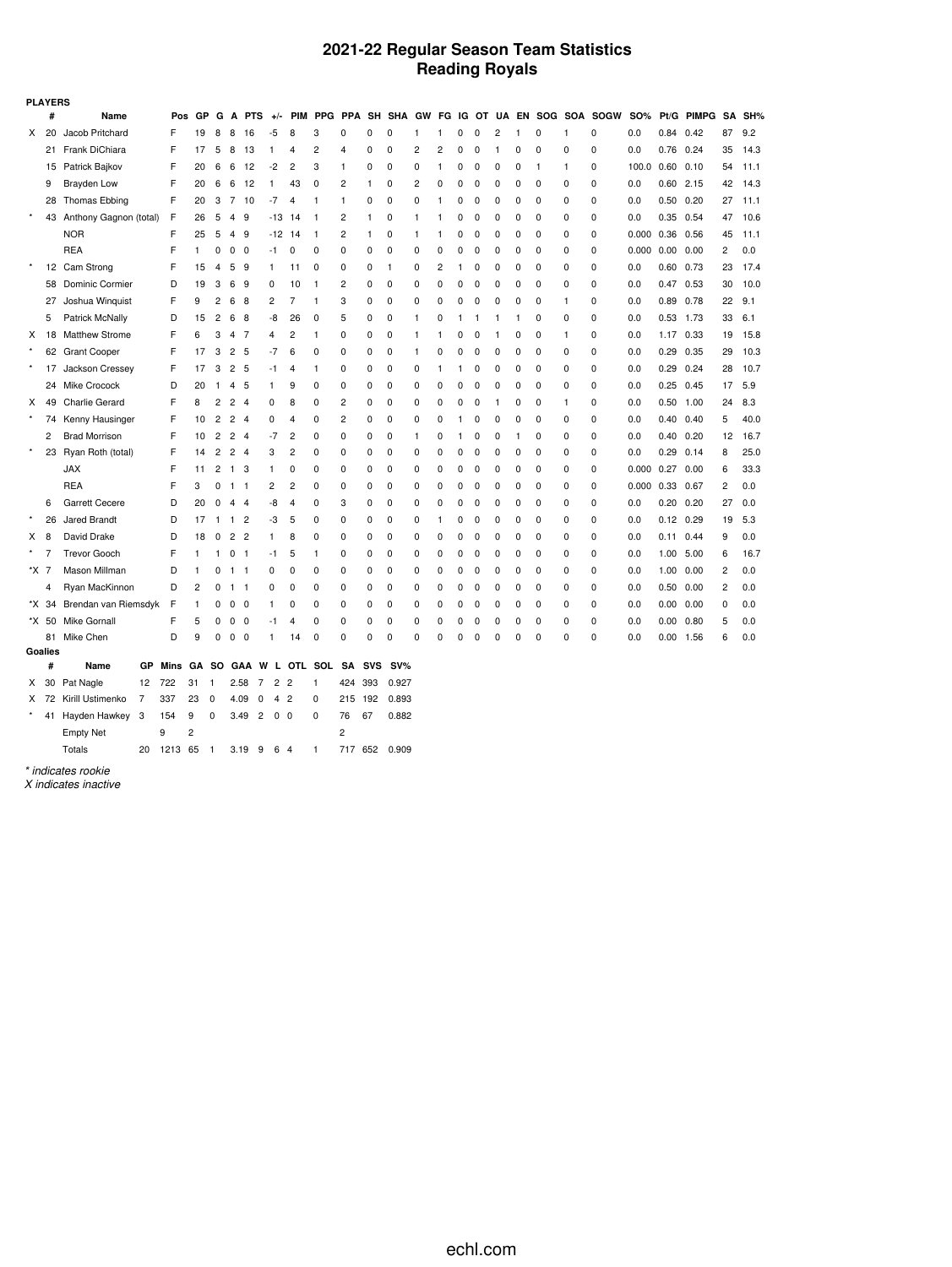# 2021-22 Regular Season Team Statistics
## Reading Royals

**PLAYERS**

| | # | Name | Pos | GP | G | A | PTS | +/- | PIM | PPG | PPA | SH | SHA | GW | FG | IG | OT | UA | EN | SOG | SOA | SOGW | SO% | Pt/G | PIMPG | SA | SH% |
|---|---|---|---|---|---|---|---|---|---|---|---|---|---|---|---|---|---|---|---|---|---|---|---|---|---|---|---|
| X | 20 | Jacob Pritchard | F | 19 | 8 | 8 | 16 | -5 | 8 | 3 | 0 | 0 | 0 | 1 | 1 | 0 | 0 | 2 | 1 | 0 | 1 | 0 | 0.0 | 0.84 | 0.42 | 87 | 9.2 |
| | 21 | Frank DiChiara | F | 17 | 5 | 8 | 13 | 1 | 4 | 2 | 4 | 0 | 0 | 2 | 2 | 0 | 0 | 1 | 0 | 0 | 0 | 0 | 0.0 | 0.76 | 0.24 | 35 | 14.3 |
| | 15 | Patrick Bajkov | F | 20 | 6 | 6 | 12 | -2 | 2 | 3 | 1 | 0 | 0 | 0 | 1 | 0 | 0 | 0 | 0 | 1 | 1 | 0 | 100.0 | 0.60 | 0.10 | 54 | 11.1 |
| | 9 | Brayden Low | F | 20 | 6 | 6 | 12 | 1 | 43 | 0 | 2 | 1 | 0 | 2 | 0 | 0 | 0 | 0 | 0 | 0 | 0 | 0 | 0.0 | 0.60 | 2.15 | 42 | 14.3 |
| | 28 | Thomas Ebbing | F | 20 | 3 | 7 | 10 | -7 | 4 | 1 | 1 | 0 | 0 | 0 | 1 | 0 | 0 | 0 | 0 | 0 | 0 | 0 | 0.0 | 0.50 | 0.20 | 27 | 11.1 |
| * | 43 | Anthony Gagnon (total) | F | 26 | 5 | 4 | 9 | -13 | 14 | 1 | 2 | 1 | 0 | 1 | 1 | 0 | 0 | 0 | 0 | 0 | 0 | 0 | 0.0 | 0.35 | 0.54 | 47 | 10.6 |
| | | NOR | F | 25 | 5 | 4 | 9 | -12 | 14 | 1 | 2 | 1 | 0 | 1 | 1 | 0 | 0 | 0 | 0 | 0 | 0 | 0 | 0.000 | 0.36 | 0.56 | 45 | 11.1 |
| | | REA | F | 1 | 0 | 0 | 0 | -1 | 0 | 0 | 0 | 0 | 0 | 0 | 0 | 0 | 0 | 0 | 0 | 0 | 0 | 0 | 0.000 | 0.00 | 0.00 | 2 | 0.0 |
| * | 12 | Cam Strong | F | 15 | 4 | 5 | 9 | 1 | 11 | 0 | 0 | 0 | 1 | 0 | 2 | 1 | 0 | 0 | 0 | 0 | 0 | 0 | 0.0 | 0.60 | 0.73 | 23 | 17.4 |
| | 58 | Dominic Cormier | D | 19 | 3 | 6 | 9 | 0 | 10 | 1 | 2 | 0 | 0 | 0 | 0 | 0 | 0 | 0 | 0 | 0 | 0 | 0 | 0.0 | 0.47 | 0.53 | 30 | 10.0 |
| | 27 | Joshua Winquist | F | 9 | 2 | 6 | 8 | 2 | 7 | 1 | 3 | 0 | 0 | 0 | 0 | 0 | 0 | 0 | 0 | 1 | 0 | 0 | 0.0 | 0.89 | 0.78 | 22 | 9.1 |
| | 5 | Patrick McNally | D | 15 | 2 | 6 | 8 | -8 | 26 | 0 | 5 | 0 | 0 | 1 | 0 | 1 | 1 | 1 | 1 | 0 | 0 | 0 | 0.0 | 0.53 | 1.73 | 33 | 6.1 |
| X | 18 | Matthew Strome | F | 6 | 3 | 4 | 7 | 4 | 2 | 1 | 0 | 0 | 0 | 1 | 1 | 0 | 0 | 1 | 0 | 0 | 1 | 0 | 0.0 | 1.17 | 0.33 | 19 | 15.8 |
| * | 62 | Grant Cooper | F | 17 | 3 | 2 | 5 | -7 | 6 | 0 | 0 | 0 | 0 | 1 | 0 | 0 | 0 | 0 | 0 | 0 | 0 | 0 | 0.0 | 0.29 | 0.35 | 29 | 10.3 |
| * | 17 | Jackson Cressey | F | 17 | 3 | 2 | 5 | -1 | 4 | 1 | 0 | 0 | 0 | 0 | 1 | 1 | 0 | 0 | 0 | 0 | 0 | 0 | 0.0 | 0.29 | 0.24 | 28 | 10.7 |
| | 24 | Mike Crocock | D | 20 | 1 | 4 | 5 | 1 | 9 | 0 | 0 | 0 | 0 | 0 | 0 | 0 | 0 | 0 | 0 | 0 | 0 | 0 | 0.0 | 0.25 | 0.45 | 17 | 5.9 |
| X | 49 | Charlie Gerard | F | 8 | 2 | 2 | 4 | 0 | 8 | 0 | 2 | 0 | 0 | 0 | 0 | 0 | 0 | 1 | 0 | 0 | 1 | 0 | 0.0 | 0.50 | 1.00 | 24 | 8.3 |
| * | 74 | Kenny Hausinger | F | 10 | 2 | 2 | 4 | 0 | 4 | 0 | 2 | 0 | 0 | 0 | 0 | 1 | 0 | 0 | 0 | 0 | 0 | 0 | 0.0 | 0.40 | 0.40 | 5 | 40.0 |
| | 2 | Brad Morrison | F | 10 | 2 | 2 | 4 | -7 | 2 | 0 | 0 | 0 | 0 | 1 | 0 | 1 | 0 | 0 | 1 | 0 | 0 | 0 | 0.0 | 0.40 | 0.20 | 12 | 16.7 |
| * | 23 | Ryan Roth (total) | F | 14 | 2 | 2 | 4 | 3 | 2 | 0 | 0 | 0 | 0 | 0 | 0 | 0 | 0 | 0 | 0 | 0 | 0 | 0 | 0.0 | 0.29 | 0.14 | 8 | 25.0 |
| | | JAX | F | 11 | 2 | 1 | 3 | 1 | 0 | 0 | 0 | 0 | 0 | 0 | 0 | 0 | 0 | 0 | 0 | 0 | 0 | 0 | 0.000 | 0.27 | 0.00 | 6 | 33.3 |
| | | REA | F | 3 | 0 | 1 | 1 | 2 | 2 | 0 | 0 | 0 | 0 | 0 | 0 | 0 | 0 | 0 | 0 | 0 | 0 | 0 | 0.000 | 0.33 | 0.67 | 2 | 0.0 |
| | 6 | Garrett Cecere | D | 20 | 0 | 4 | 4 | -8 | 4 | 0 | 3 | 0 | 0 | 0 | 0 | 0 | 0 | 0 | 0 | 0 | 0 | 0 | 0.0 | 0.20 | 0.20 | 27 | 0.0 |
| * | 26 | Jared Brandt | D | 17 | 1 | 1 | 2 | -3 | 5 | 0 | 0 | 0 | 0 | 0 | 1 | 0 | 0 | 0 | 0 | 0 | 0 | 0 | 0.0 | 0.12 | 0.29 | 19 | 5.3 |
| X | 8 | David Drake | D | 18 | 0 | 2 | 2 | 1 | 8 | 0 | 0 | 0 | 0 | 0 | 0 | 0 | 0 | 0 | 0 | 0 | 0 | 0 | 0.0 | 0.11 | 0.44 | 9 | 0.0 |
| * | 7 | Trevor Gooch | F | 1 | 1 | 0 | 1 | -1 | 5 | 1 | 0 | 0 | 0 | 0 | 0 | 0 | 0 | 0 | 0 | 0 | 0 | 0 | 0.0 | 1.00 | 5.00 | 6 | 16.7 |
| *X | 7 | Mason Millman | D | 1 | 0 | 1 | 1 | 0 | 0 | 0 | 0 | 0 | 0 | 0 | 0 | 0 | 0 | 0 | 0 | 0 | 0 | 0 | 0.0 | 1.00 | 0.00 | 2 | 0.0 |
| | 4 | Ryan MacKinnon | D | 2 | 0 | 1 | 1 | 0 | 0 | 0 | 0 | 0 | 0 | 0 | 0 | 0 | 0 | 0 | 0 | 0 | 0 | 0 | 0.0 | 0.50 | 0.00 | 2 | 0.0 |
| *X | 34 | Brendan van Riemsdyk | F | 1 | 0 | 0 | 0 | 1 | 0 | 0 | 0 | 0 | 0 | 0 | 0 | 0 | 0 | 0 | 0 | 0 | 0 | 0 | 0.0 | 0.00 | 0.00 | 0 | 0.0 |
| *X | 50 | Mike Gornall | F | 5 | 0 | 0 | 0 | -1 | 4 | 0 | 0 | 0 | 0 | 0 | 0 | 0 | 0 | 0 | 0 | 0 | 0 | 0 | 0.0 | 0.00 | 0.80 | 5 | 0.0 |
| | 81 | Mike Chen | D | 9 | 0 | 0 | 0 | 1 | 14 | 0 | 0 | 0 | 0 | 0 | 0 | 0 | 0 | 0 | 0 | 0 | 0 | 0 | 0.0 | 0.00 | 1.56 | 6 | 0.0 |

**Goalies**

| | # | Name | GP | Mins | GA | SO | GAA | W | L | OTL | SOL | SA | SVS | SV% |
|---|---|---|---|---|---|---|---|---|---|---|---|---|---|---|
| X | 30 | Pat Nagle | 12 | 722 | 31 | 1 | 2.58 | 7 | 2 | 2 | 1 | 424 | 393 | 0.927 |
| X | 72 | Kirill Ustimenko | 7 | 337 | 23 | 0 | 4.09 | 0 | 4 | 2 | 0 | 215 | 192 | 0.893 |
| * | 41 | Hayden Hawkey | 3 | 154 | 9 | 0 | 3.49 | 2 | 0 | 0 | 0 | 76 | 67 | 0.882 |
| | | Empty Net | | 9 | 2 | | | | | | | 2 | | |
| | | Totals | 20 | 1213 | 65 | 1 | 3.19 | 9 | 6 | 4 | 1 | 717 | 652 | 0.909 |

*\* indicates rookie*
*X indicates inactive*

echl.com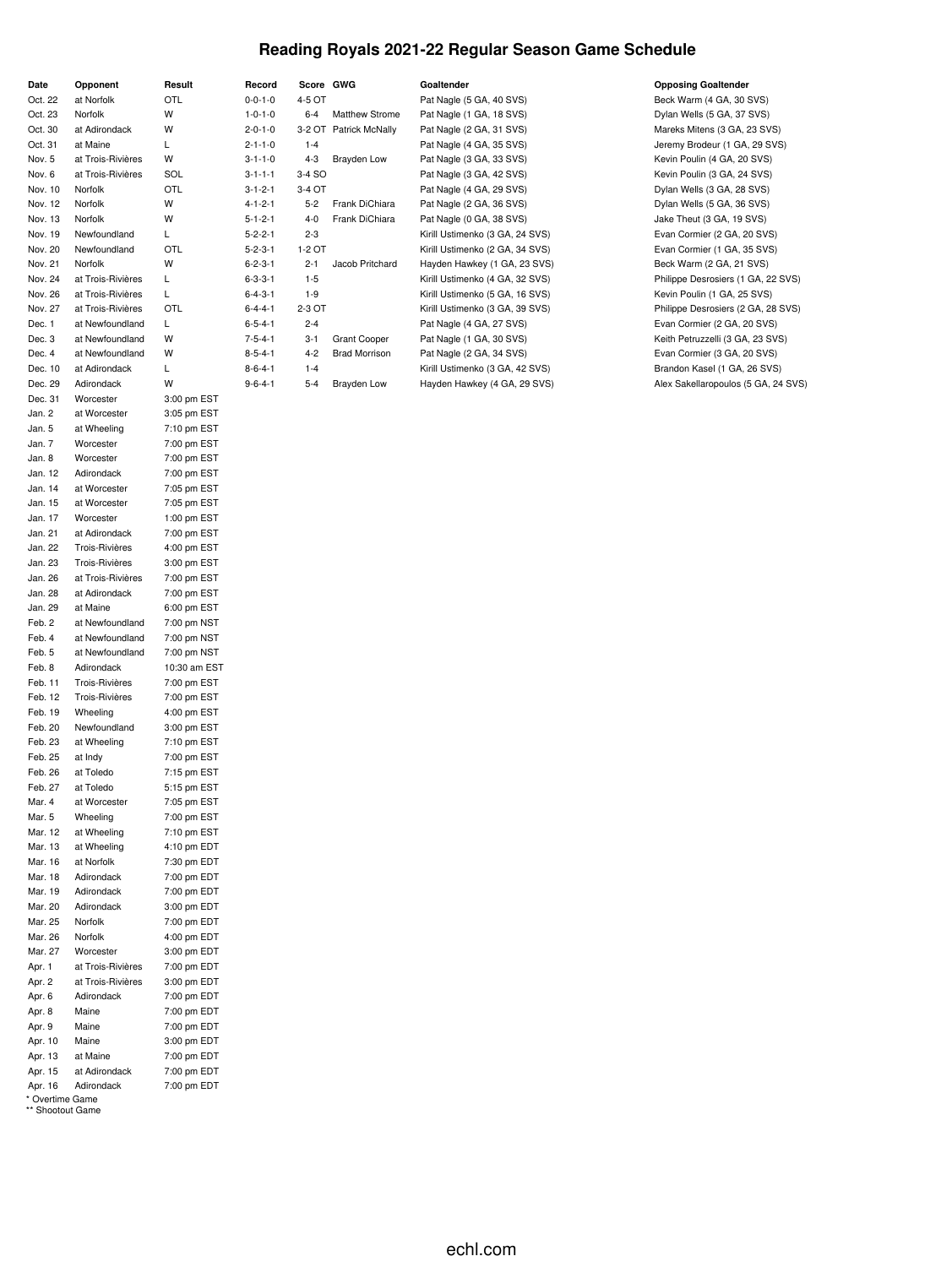# Reading Royals 2021-22 Regular Season Game Schedule

| Date | Opponent | Result | Record | Score | GWG | Goaltender | Opposing Goaltender |
|---|---|---|---|---|---|---|---|
| Oct. 22 | at Norfolk | OTL | 0-0-1-0 | 4-5 OT | | Pat Nagle (5 GA, 40 SVS) | Beck Warm (4 GA, 30 SVS) |
| Oct. 23 | Norfolk | W | 1-0-1-0 | 6-4 | Matthew Strome | Pat Nagle (1 GA, 18 SVS) | Dylan Wells (5 GA, 37 SVS) |
| Oct. 30 | at Adirondack | W | 2-0-1-0 | 3-2 OT | Patrick McNally | Pat Nagle (2 GA, 31 SVS) | Mareks Mitens (3 GA, 23 SVS) |
| Oct. 31 | at Maine | L | 2-1-1-0 | 1-4 | | Pat Nagle (4 GA, 35 SVS) | Jeremy Brodeur (1 GA, 29 SVS) |
| Nov. 5 | at Trois-Rivières | W | 3-1-1-0 | 4-3 | Brayden Low | Pat Nagle (3 GA, 33 SVS) | Kevin Poulin (4 GA, 20 SVS) |
| Nov. 6 | at Trois-Rivières | SOL | 3-1-1-1 | 3-4 SO | | Pat Nagle (3 GA, 42 SVS) | Kevin Poulin (3 GA, 24 SVS) |
| Nov. 10 | Norfolk | OTL | 3-1-2-1 | 3-4 OT | | Pat Nagle (4 GA, 29 SVS) | Dylan Wells (3 GA, 28 SVS) |
| Nov. 12 | Norfolk | W | 4-1-2-1 | 5-2 | Frank DiChiara | Pat Nagle (2 GA, 36 SVS) | Dylan Wells (5 GA, 36 SVS) |
| Nov. 13 | Norfolk | W | 5-1-2-1 | 4-0 | Frank DiChiara | Pat Nagle (0 GA, 38 SVS) | Jake Theut (3 GA, 19 SVS) |
| Nov. 19 | Newfoundland | L | 5-2-2-1 | 2-3 | | Kirill Ustimenko (3 GA, 24 SVS) | Evan Cormier (2 GA, 20 SVS) |
| Nov. 20 | Newfoundland | OTL | 5-2-3-1 | 1-2 OT | | Kirill Ustimenko (2 GA, 34 SVS) | Evan Cormier (1 GA, 35 SVS) |
| Nov. 21 | Norfolk | W | 6-2-3-1 | 2-1 | Jacob Pritchard | Hayden Hawkey (1 GA, 23 SVS) | Beck Warm (2 GA, 21 SVS) |
| Nov. 24 | at Trois-Rivières | L | 6-3-3-1 | 1-5 | | Kirill Ustimenko (4 GA, 32 SVS) | Philippe Desrosiers (1 GA, 22 SVS) |
| Nov. 26 | at Trois-Rivières | L | 6-4-3-1 | 1-9 | | Kirill Ustimenko (5 GA, 16 SVS) | Kevin Poulin (1 GA, 25 SVS) |
| Nov. 27 | at Trois-Rivières | OTL | 6-4-4-1 | 2-3 OT | | Kirill Ustimenko (3 GA, 39 SVS) | Philippe Desrosiers (2 GA, 28 SVS) |
| Dec. 1 | at Newfoundland | L | 6-5-4-1 | 2-4 | | Pat Nagle (4 GA, 27 SVS) | Evan Cormier (2 GA, 20 SVS) |
| Dec. 3 | at Newfoundland | W | 7-5-4-1 | 3-1 | Grant Cooper | Pat Nagle (1 GA, 30 SVS) | Keith Petruzzelli (3 GA, 23 SVS) |
| Dec. 4 | at Newfoundland | W | 8-5-4-1 | 4-2 | Brad Morrison | Pat Nagle (2 GA, 34 SVS) | Evan Cormier (3 GA, 20 SVS) |
| Dec. 10 | at Adirondack | L | 8-6-4-1 | 1-4 | | Kirill Ustimenko (3 GA, 42 SVS) | Brandon Kasel (1 GA, 26 SVS) |
| Dec. 29 | Adirondack | W | 9-6-4-1 | 5-4 | Brayden Low | Hayden Hawkey (4 GA, 29 SVS) | Alex Sakellaropoulos (5 GA, 24 SVS) |
| Dec. 31 | Worcester | 3:00 pm EST | | | | | |
| Jan. 2 | at Worcester | 3:05 pm EST | | | | | |
| Jan. 5 | at Wheeling | 7:10 pm EST | | | | | |
| Jan. 7 | Worcester | 7:00 pm EST | | | | | |
| Jan. 8 | Worcester | 7:00 pm EST | | | | | |
| Jan. 12 | Adirondack | 7:00 pm EST | | | | | |
| Jan. 14 | at Worcester | 7:05 pm EST | | | | | |
| Jan. 15 | at Worcester | 7:05 pm EST | | | | | |
| Jan. 17 | Worcester | 1:00 pm EST | | | | | |
| Jan. 21 | at Adirondack | 7:00 pm EST | | | | | |
| Jan. 22 | Trois-Rivières | 4:00 pm EST | | | | | |
| Jan. 23 | Trois-Rivières | 3:00 pm EST | | | | | |
| Jan. 26 | at Trois-Rivières | 7:00 pm EST | | | | | |
| Jan. 28 | at Adirondack | 7:00 pm EST | | | | | |
| Jan. 29 | at Maine | 6:00 pm EST | | | | | |
| Feb. 2 | at Newfoundland | 7:00 pm NST | | | | | |
| Feb. 4 | at Newfoundland | 7:00 pm NST | | | | | |
| Feb. 5 | at Newfoundland | 7:00 pm NST | | | | | |
| Feb. 8 | Adirondack | 10:30 am EST | | | | | |
| Feb. 11 | Trois-Rivières | 7:00 pm EST | | | | | |
| Feb. 12 | Trois-Rivières | 7:00 pm EST | | | | | |
| Feb. 19 | Wheeling | 4:00 pm EST | | | | | |
| Feb. 20 | Newfoundland | 3:00 pm EST | | | | | |
| Feb. 23 | at Wheeling | 7:10 pm EST | | | | | |
| Feb. 25 | at Indy | 7:00 pm EST | | | | | |
| Feb. 26 | at Toledo | 7:15 pm EST | | | | | |
| Feb. 27 | at Toledo | 5:15 pm EST | | | | | |
| Mar. 4 | at Worcester | 7:05 pm EST | | | | | |
| Mar. 5 | Wheeling | 7:00 pm EST | | | | | |
| Mar. 12 | at Wheeling | 7:10 pm EST | | | | | |
| Mar. 13 | at Wheeling | 4:10 pm EDT | | | | | |
| Mar. 16 | at Norfolk | 7:30 pm EDT | | | | | |
| Mar. 18 | Adirondack | 7:00 pm EDT | | | | | |
| Mar. 19 | Adirondack | 7:00 pm EDT | | | | | |
| Mar. 20 | Adirondack | 3:00 pm EDT | | | | | |
| Mar. 25 | Norfolk | 7:00 pm EDT | | | | | |
| Mar. 26 | Norfolk | 4:00 pm EDT | | | | | |
| Mar. 27 | Worcester | 3:00 pm EDT | | | | | |
| Apr. 1 | at Trois-Rivières | 7:00 pm EDT | | | | | |
| Apr. 2 | at Trois-Rivières | 3:00 pm EDT | | | | | |
| Apr. 6 | Adirondack | 7:00 pm EDT | | | | | |
| Apr. 8 | Maine | 7:00 pm EDT | | | | | |
| Apr. 9 | Maine | 7:00 pm EDT | | | | | |
| Apr. 10 | Maine | 3:00 pm EDT | | | | | |
| Apr. 13 | at Maine | 7:00 pm EDT | | | | | |
| Apr. 15 | at Adirondack | 7:00 pm EDT | | | | | |
| Apr. 16 | Adirondack | 7:00 pm EDT | | | | | |

\* Overtime Game
\** Shootout Game

echl.com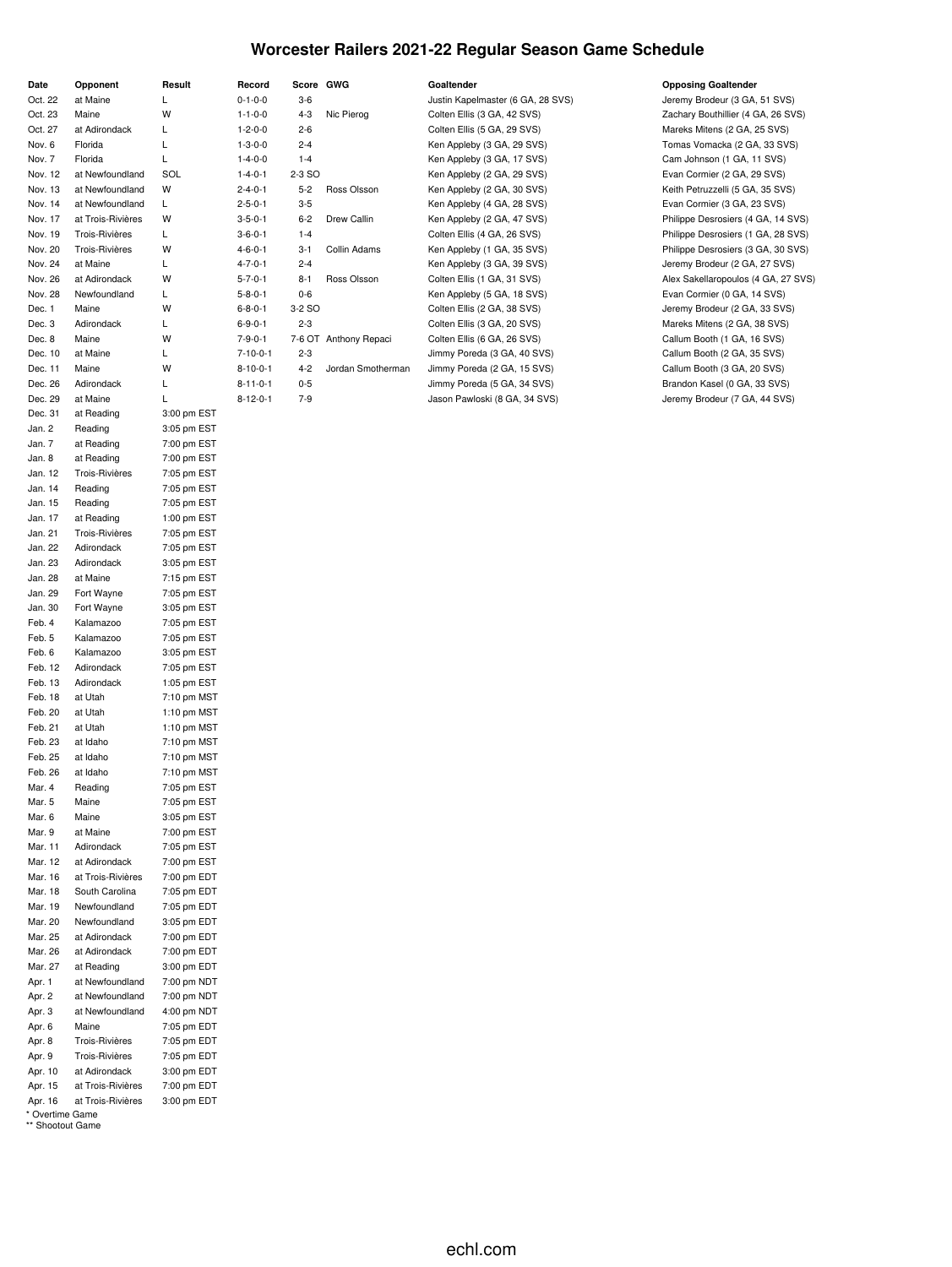# Worcester Railers 2021-22 Regular Season Game Schedule

| Date | Opponent | Result | Record | Score | GWG | Goaltender | Opposing Goaltender |
|---|---|---|---|---|---|---|---|
| Oct. 22 | at Maine | L | 0-1-0-0 | 3-6 | | Justin Kapelmaster (6 GA, 28 SVS) | Jeremy Brodeur (3 GA, 51 SVS) |
| Oct. 23 | Maine | W | 1-1-0-0 | 4-3 | Nic Pierog | Colten Ellis (3 GA, 42 SVS) | Zachary Bouthillier (4 GA, 26 SVS) |
| Oct. 27 | at Adirondack | L | 1-2-0-0 | 2-6 | | Colten Ellis (5 GA, 29 SVS) | Mareks Mitens (2 GA, 25 SVS) |
| Nov. 6 | Florida | L | 1-3-0-0 | 2-4 | | Ken Appleby (3 GA, 29 SVS) | Tomas Vomacka (2 GA, 33 SVS) |
| Nov. 7 | Florida | L | 1-4-0-0 | 1-4 | | Ken Appleby (3 GA, 17 SVS) | Cam Johnson (1 GA, 11 SVS) |
| Nov. 12 | at Newfoundland | SOL | 1-4-0-1 | 2-3 SO | | Ken Appleby (2 GA, 29 SVS) | Evan Cormier (2 GA, 29 SVS) |
| Nov. 13 | at Newfoundland | W | 2-4-0-1 | 5-2 | Ross Olsson | Ken Appleby (2 GA, 30 SVS) | Keith Petruzzelli (5 GA, 35 SVS) |
| Nov. 14 | at Newfoundland | L | 2-5-0-1 | 3-5 | | Ken Appleby (4 GA, 28 SVS) | Evan Cormier (3 GA, 23 SVS) |
| Nov. 17 | at Trois-Rivières | W | 3-5-0-1 | 6-2 | Drew Callin | Ken Appleby (2 GA, 47 SVS) | Philippe Desrosiers (4 GA, 14 SVS) |
| Nov. 19 | Trois-Rivières | L | 3-6-0-1 | 1-4 | | Colten Ellis (4 GA, 26 SVS) | Philippe Desrosiers (1 GA, 28 SVS) |
| Nov. 20 | Trois-Rivières | W | 4-6-0-1 | 3-1 | Collin Adams | Ken Appleby (1 GA, 35 SVS) | Philippe Desrosiers (3 GA, 30 SVS) |
| Nov. 24 | at Maine | L | 4-7-0-1 | 2-4 | | Ken Appleby (3 GA, 39 SVS) | Jeremy Brodeur (2 GA, 27 SVS) |
| Nov. 26 | at Adirondack | W | 5-7-0-1 | 8-1 | Ross Olsson | Colten Ellis (1 GA, 31 SVS) | Alex Sakellaropoulos (4 GA, 27 SVS) |
| Nov. 28 | Newfoundland | L | 5-8-0-1 | 0-6 | | Ken Appleby (5 GA, 18 SVS) | Evan Cormier (0 GA, 14 SVS) |
| Dec. 1 | Maine | W | 6-8-0-1 | 3-2 SO | | Colten Ellis (2 GA, 38 SVS) | Jeremy Brodeur (2 GA, 33 SVS) |
| Dec. 3 | Adirondack | L | 6-9-0-1 | 2-3 | | Colten Ellis (3 GA, 20 SVS) | Mareks Mitens (2 GA, 38 SVS) |
| Dec. 8 | Maine | W | 7-9-0-1 | 7-6 OT | Anthony Repaci | Colten Ellis (6 GA, 26 SVS) | Callum Booth (1 GA, 16 SVS) |
| Dec. 10 | at Maine | L | 7-10-0-1 | 2-3 | | Jimmy Poreda (3 GA, 40 SVS) | Callum Booth (2 GA, 35 SVS) |
| Dec. 11 | Maine | W | 8-10-0-1 | 4-2 | Jordan Smotherman | Jimmy Poreda (2 GA, 15 SVS) | Callum Booth (3 GA, 20 SVS) |
| Dec. 26 | Adirondack | L | 8-11-0-1 | 0-5 | | Jimmy Poreda (5 GA, 34 SVS) | Brandon Kasel (0 GA, 33 SVS) |
| Dec. 29 | at Maine | L | 8-12-0-1 | 7-9 | | Jason Pawloski (8 GA, 34 SVS) | Jeremy Brodeur (7 GA, 44 SVS) |
| Dec. 31 | at Reading | 3:00 pm EST | | | | | |
| Jan. 2 | Reading | 3:05 pm EST | | | | | |
| Jan. 7 | at Reading | 7:00 pm EST | | | | | |
| Jan. 8 | at Reading | 7:00 pm EST | | | | | |
| Jan. 12 | Trois-Rivières | 7:05 pm EST | | | | | |
| Jan. 14 | Reading | 7:05 pm EST | | | | | |
| Jan. 15 | Reading | 7:05 pm EST | | | | | |
| Jan. 17 | at Reading | 1:00 pm EST | | | | | |
| Jan. 21 | Trois-Rivières | 7:05 pm EST | | | | | |
| Jan. 22 | Adirondack | 7:05 pm EST | | | | | |
| Jan. 23 | Adirondack | 3:05 pm EST | | | | | |
| Jan. 28 | at Maine | 7:15 pm EST | | | | | |
| Jan. 29 | Fort Wayne | 7:05 pm EST | | | | | |
| Jan. 30 | Fort Wayne | 3:05 pm EST | | | | | |
| Feb. 4 | Kalamazoo | 7:05 pm EST | | | | | |
| Feb. 5 | Kalamazoo | 7:05 pm EST | | | | | |
| Feb. 6 | Kalamazoo | 3:05 pm EST | | | | | |
| Feb. 12 | Adirondack | 7:05 pm EST | | | | | |
| Feb. 13 | Adirondack | 1:05 pm EST | | | | | |
| Feb. 18 | at Utah | 7:10 pm MST | | | | | |
| Feb. 20 | at Utah | 1:10 pm MST | | | | | |
| Feb. 21 | at Utah | 1:10 pm MST | | | | | |
| Feb. 23 | at Idaho | 7:10 pm MST | | | | | |
| Feb. 25 | at Idaho | 7:10 pm MST | | | | | |
| Feb. 26 | at Idaho | 7:10 pm MST | | | | | |
| Mar. 4 | Reading | 7:05 pm EST | | | | | |
| Mar. 5 | Maine | 7:05 pm EST | | | | | |
| Mar. 6 | Maine | 3:05 pm EST | | | | | |
| Mar. 9 | at Maine | 7:00 pm EST | | | | | |
| Mar. 11 | Adirondack | 7:05 pm EST | | | | | |
| Mar. 12 | at Adirondack | 7:00 pm EST | | | | | |
| Mar. 16 | at Trois-Rivières | 7:00 pm EDT | | | | | |
| Mar. 18 | South Carolina | 7:05 pm EDT | | | | | |
| Mar. 19 | Newfoundland | 7:05 pm EDT | | | | | |
| Mar. 20 | Newfoundland | 3:05 pm EDT | | | | | |
| Mar. 25 | at Adirondack | 7:00 pm EDT | | | | | |
| Mar. 26 | at Adirondack | 7:00 pm EDT | | | | | |
| Mar. 27 | at Reading | 3:00 pm EDT | | | | | |
| Apr. 1 | at Newfoundland | 7:00 pm NDT | | | | | |
| Apr. 2 | at Newfoundland | 7:00 pm NDT | | | | | |
| Apr. 3 | at Newfoundland | 4:00 pm NDT | | | | | |
| Apr. 6 | Maine | 7:05 pm EDT | | | | | |
| Apr. 8 | Trois-Rivières | 7:05 pm EDT | | | | | |
| Apr. 9 | Trois-Rivières | 7:05 pm EDT | | | | | |
| Apr. 10 | at Adirondack | 3:00 pm EDT | | | | | |
| Apr. 15 | at Trois-Rivières | 7:00 pm EDT | | | | | |
| Apr. 16 | at Trois-Rivières | 3:00 pm EDT | | | | | |

\* Overtime Game
\** Shootout Game

echl.com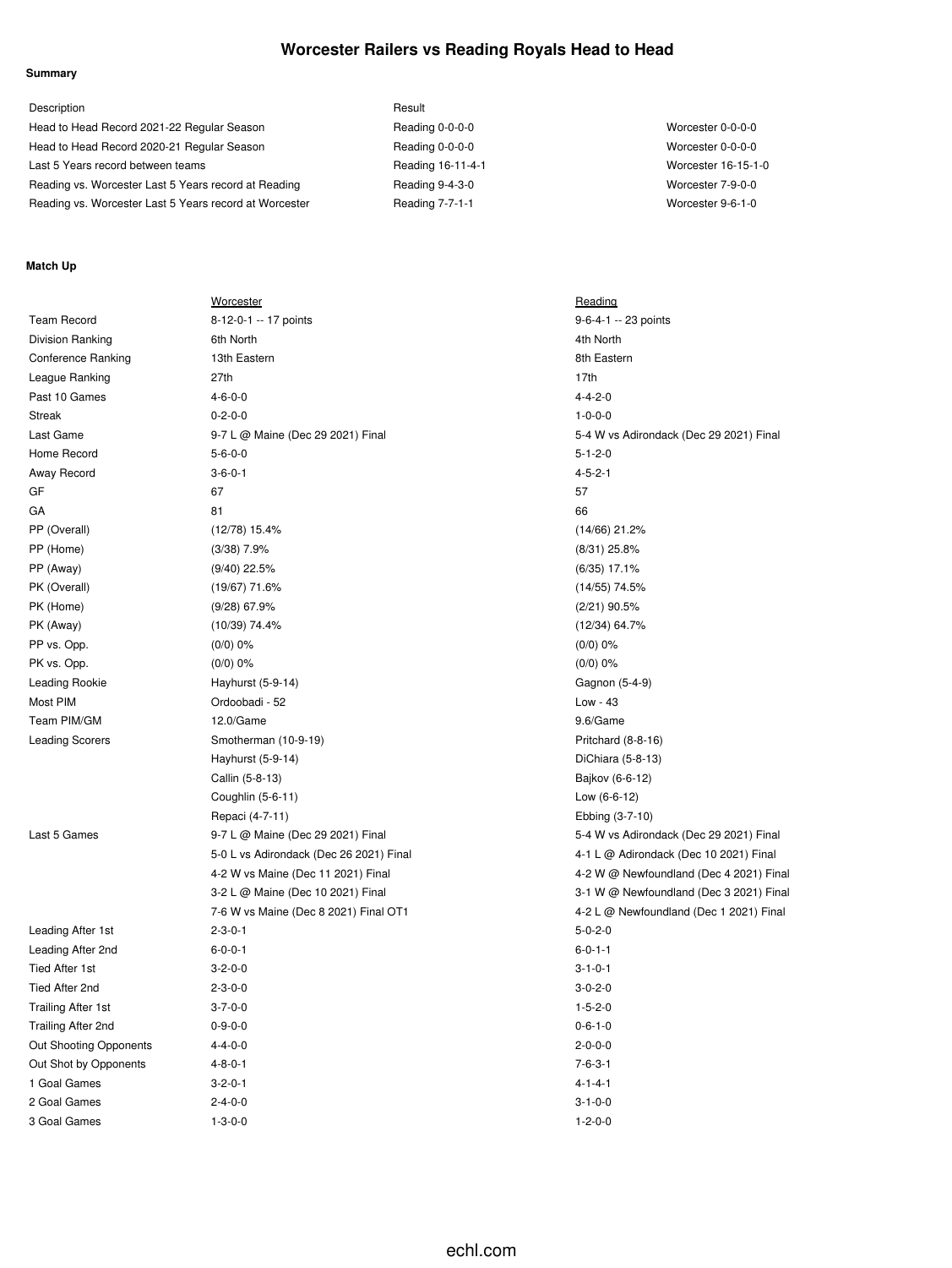# Worcester Railers vs Reading Royals Head to Head

**Summary**

| Description | Result | |
|---|---|---|
| Head to Head Record 2021-22 Regular Season | Reading 0-0-0-0 | Worcester 0-0-0-0 |
| Head to Head Record 2020-21 Regular Season | Reading 0-0-0-0 | Worcester 0-0-0-0 |
| Last 5 Years record between teams | Reading 16-11-4-1 | Worcester 16-15-1-0 |
| Reading vs. Worcester Last 5 Years record at Reading | Reading 9-4-3-0 | Worcester 7-9-0-0 |
| Reading vs. Worcester Last 5 Years record at Worcester | Reading 7-7-1-1 | Worcester 9-6-1-0 |

**Match Up**

| | Worcester | Reading |
|---|---|---|
| Team Record | 8-12-0-1 -- 17 points | 9-6-4-1 -- 23 points |
| Division Ranking | 6th North | 4th North |
| Conference Ranking | 13th Eastern | 8th Eastern |
| League Ranking | 27th | 17th |
| Past 10 Games | 4-6-0-0 | 4-4-2-0 |
| Streak | 0-2-0-0 | 1-0-0-0 |
| Last Game | 9-7 L @ Maine (Dec 29 2021) Final | 5-4 W vs Adirondack (Dec 29 2021) Final |
| Home Record | 5-6-0-0 | 5-1-2-0 |
| Away Record | 3-6-0-1 | 4-5-2-1 |
| GF | 67 | 57 |
| GA | 81 | 66 |
| PP (Overall) | (12/78) 15.4% | (14/66) 21.2% |
| PP (Home) | (3/38) 7.9% | (8/31) 25.8% |
| PP (Away) | (9/40) 22.5% | (6/35) 17.1% |
| PK (Overall) | (19/67) 71.6% | (14/55) 74.5% |
| PK (Home) | (9/28) 67.9% | (2/21) 90.5% |
| PK (Away) | (10/39) 74.4% | (12/34) 64.7% |
| PP vs. Opp. | (0/0) 0% | (0/0) 0% |
| PK vs. Opp. | (0/0) 0% | (0/0) 0% |
| Leading Rookie | Hayhurst (5-9-14) | Gagnon (5-4-9) |
| Most PIM | Ordoobadi - 52 | Low - 43 |
| Team PIM/GM | 12.0/Game | 9.6/Game |
| Leading Scorers | Smotherman (10-9-19) | Pritchard (8-8-16) |
| | Hayhurst (5-9-14) | DiChiara (5-8-13) |
| | Callin (5-8-13) | Bajkov (6-6-12) |
| | Coughlin (5-6-11) | Low (6-6-12) |
| | Repaci (4-7-11) | Ebbing (3-7-10) |
| Last 5 Games | 9-7 L @ Maine (Dec 29 2021) Final | 5-4 W vs Adirondack (Dec 29 2021) Final |
| | 5-0 L vs Adirondack (Dec 26 2021) Final | 4-1 L @ Adirondack (Dec 10 2021) Final |
| | 4-2 W vs Maine (Dec 11 2021) Final | 4-2 W @ Newfoundland (Dec 4 2021) Final |
| | 3-2 L @ Maine (Dec 10 2021) Final | 3-1 W @ Newfoundland (Dec 3 2021) Final |
| | 7-6 W vs Maine (Dec 8 2021) Final OT1 | 4-2 L @ Newfoundland (Dec 1 2021) Final |
| Leading After 1st | 2-3-0-1 | 5-0-2-0 |
| Leading After 2nd | 6-0-0-1 | 6-0-1-1 |
| Tied After 1st | 3-2-0-0 | 3-1-0-1 |
| Tied After 2nd | 2-3-0-0 | 3-0-2-0 |
| Trailing After 1st | 3-7-0-0 | 1-5-2-0 |
| Trailing After 2nd | 0-9-0-0 | 0-6-1-0 |
| Out Shooting Opponents | 4-4-0-0 | 2-0-0-0 |
| Out Shot by Opponents | 4-8-0-1 | 7-6-3-1 |
| 1 Goal Games | 3-2-0-1 | 4-1-4-1 |
| 2 Goal Games | 2-4-0-0 | 3-1-0-0 |
| 3 Goal Games | 1-3-0-0 | 1-2-0-0 |

echl.com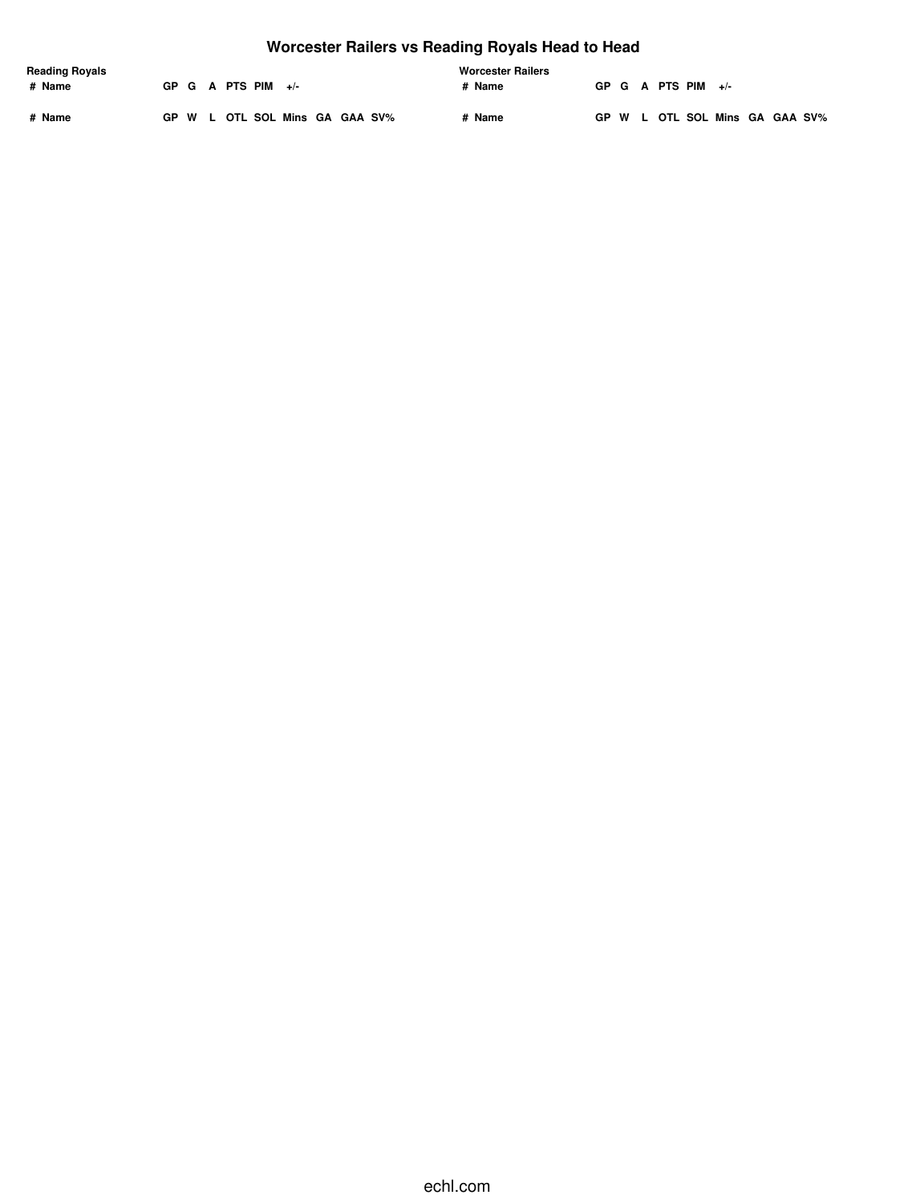# Worcester Railers vs Reading Royals Head to Head

**Reading Royals**

| # | Name | GP | G | A | PTS | PIM | +/- |
|---|---|---|---|---|---|---|---|

| # | Name | GP | W | L | OTL | SOL | Mins | GA | GAA | SV% |
|---|---|---|---|---|---|---|---|---|---|---|

**Worcester Railers**

| # | Name | GP | G | A | PTS | PIM | +/- |
|---|---|---|---|---|---|---|---|

| # | Name | GP | W | L | OTL | SOL | Mins | GA | GAA | SV% |
|---|---|---|---|---|---|---|---|---|---|---|

echl.com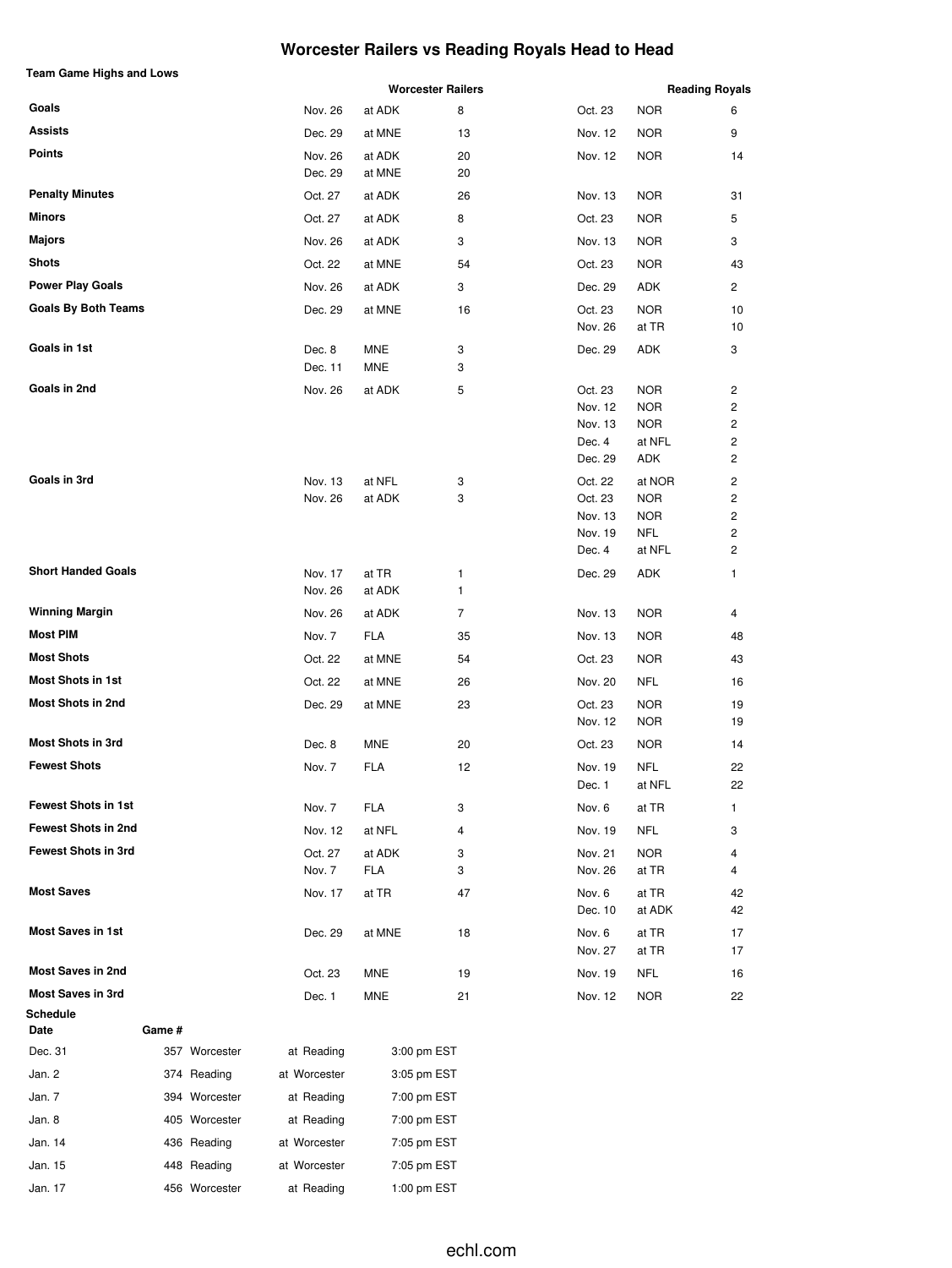# Worcester Railers vs Reading Royals Head to Head

### Team Game Highs and Lows

| | Worcester Railers | | | Reading Royals | | |
|---|---|---|---|---|---|---|
| **Goals** | Nov. 26 | at ADK | 8 | Oct. 23 | NOR | 6 |
| **Assists** | Dec. 29 | at MNE | 13 | Nov. 12 | NOR | 9 |
| **Points** | Nov. 26 | at ADK | 20 | Nov. 12 | NOR | 14 |
| | Dec. 29 | at MNE | 20 | | | |
| **Penalty Minutes** | Oct. 27 | at ADK | 26 | Nov. 13 | NOR | 31 |
| **Minors** | Oct. 27 | at ADK | 8 | Oct. 23 | NOR | 5 |
| **Majors** | Nov. 26 | at ADK | 3 | Nov. 13 | NOR | 3 |
| **Shots** | Oct. 22 | at MNE | 54 | Oct. 23 | NOR | 43 |
| **Power Play Goals** | Nov. 26 | at ADK | 3 | Dec. 29 | ADK | 2 |
| **Goals By Both Teams** | Dec. 29 | at MNE | 16 | Oct. 23 | NOR | 10 |
| | | | | Nov. 26 | at TR | 10 |
| **Goals in 1st** | Dec. 8 | MNE | 3 | Dec. 29 | ADK | 3 |
| | Dec. 11 | MNE | 3 | | | |
| **Goals in 2nd** | Nov. 26 | at ADK | 5 | Oct. 23 | NOR | 2 |
| | | | | Nov. 12 | NOR | 2 |
| | | | | Nov. 13 | NOR | 2 |
| | | | | Dec. 4 | at NFL | 2 |
| | | | | Dec. 29 | ADK | 2 |
| **Goals in 3rd** | Nov. 13 | at NFL | 3 | Oct. 22 | at NOR | 2 |
| | Nov. 26 | at ADK | 3 | Oct. 23 | NOR | 2 |
| | | | | Nov. 13 | NOR | 2 |
| | | | | Nov. 19 | NFL | 2 |
| | | | | Dec. 4 | at NFL | 2 |
| **Short Handed Goals** | Nov. 17 | at TR | 1 | Dec. 29 | ADK | 1 |
| | Nov. 26 | at ADK | 1 | | | |
| **Winning Margin** | Nov. 26 | at ADK | 7 | Nov. 13 | NOR | 4 |
| **Most PIM** | Nov. 7 | FLA | 35 | Nov. 13 | NOR | 48 |
| **Most Shots** | Oct. 22 | at MNE | 54 | Oct. 23 | NOR | 43 |
| **Most Shots in 1st** | Oct. 22 | at MNE | 26 | Nov. 20 | NFL | 16 |
| **Most Shots in 2nd** | Dec. 29 | at MNE | 23 | Oct. 23 | NOR | 19 |
| | | | | Nov. 12 | NOR | 19 |
| **Most Shots in 3rd** | Dec. 8 | MNE | 20 | Oct. 23 | NOR | 14 |
| **Fewest Shots** | Nov. 7 | FLA | 12 | Nov. 19 | NFL | 22 |
| | | | | Dec. 1 | at NFL | 22 |
| **Fewest Shots in 1st** | Nov. 7 | FLA | 3 | Nov. 6 | at TR | 1 |
| **Fewest Shots in 2nd** | Nov. 12 | at NFL | 4 | Nov. 19 | NFL | 3 |
| **Fewest Shots in 3rd** | Oct. 27 | at ADK | 3 | Nov. 21 | NOR | 4 |
| | Nov. 7 | FLA | 3 | Nov. 26 | at TR | 4 |
| **Most Saves** | Nov. 17 | at TR | 47 | Nov. 6 | at TR | 42 |
| | | | | Dec. 10 | at ADK | 42 |
| **Most Saves in 1st** | Dec. 29 | at MNE | 18 | Nov. 6 | at TR | 17 |
| | | | | Nov. 27 | at TR | 17 |
| **Most Saves in 2nd** | Oct. 23 | MNE | 19 | Nov. 19 | NFL | 16 |
| **Most Saves in 3rd** | Dec. 1 | MNE | 21 | Nov. 12 | NOR | 22 |

### Schedule

| Date | Game # | | | |
|---|---|---|---|---|
| Dec. 31 | 357 | Worcester | at Reading | 3:00 pm EST |
| Jan. 2 | 374 | Reading | at Worcester | 3:05 pm EST |
| Jan. 7 | 394 | Worcester | at Reading | 7:00 pm EST |
| Jan. 8 | 405 | Worcester | at Reading | 7:00 pm EST |
| Jan. 14 | 436 | Reading | at Worcester | 7:05 pm EST |
| Jan. 15 | 448 | Reading | at Worcester | 7:05 pm EST |
| Jan. 17 | 456 | Worcester | at Reading | 1:00 pm EST |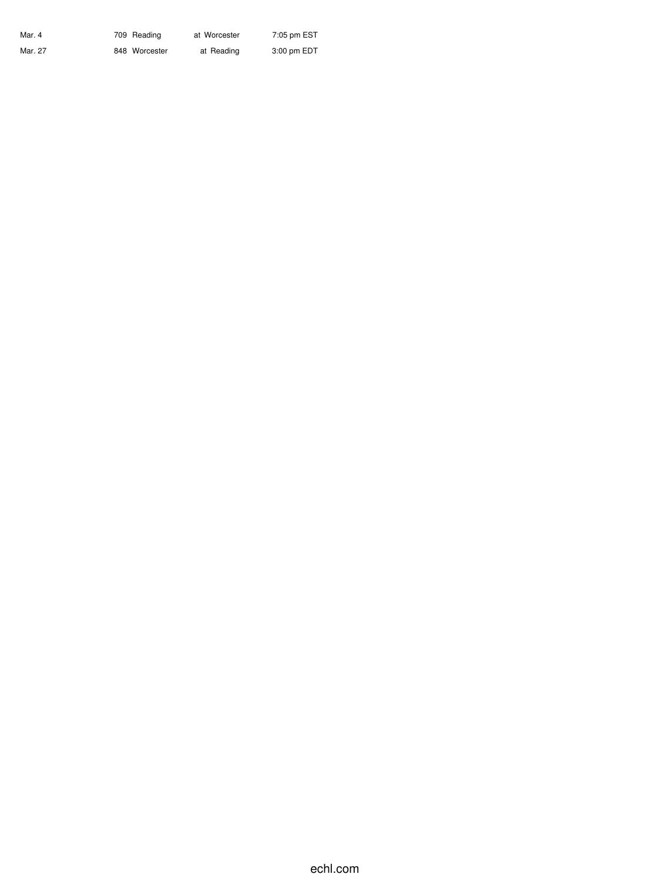| | | | | |
|---|---|---|---|---|
| Mar. 4 | 709 | Reading | at Worcester | 7:05 pm EST |
| Mar. 27 | 848 | Worcester | at Reading | 3:00 pm EDT |

echl.com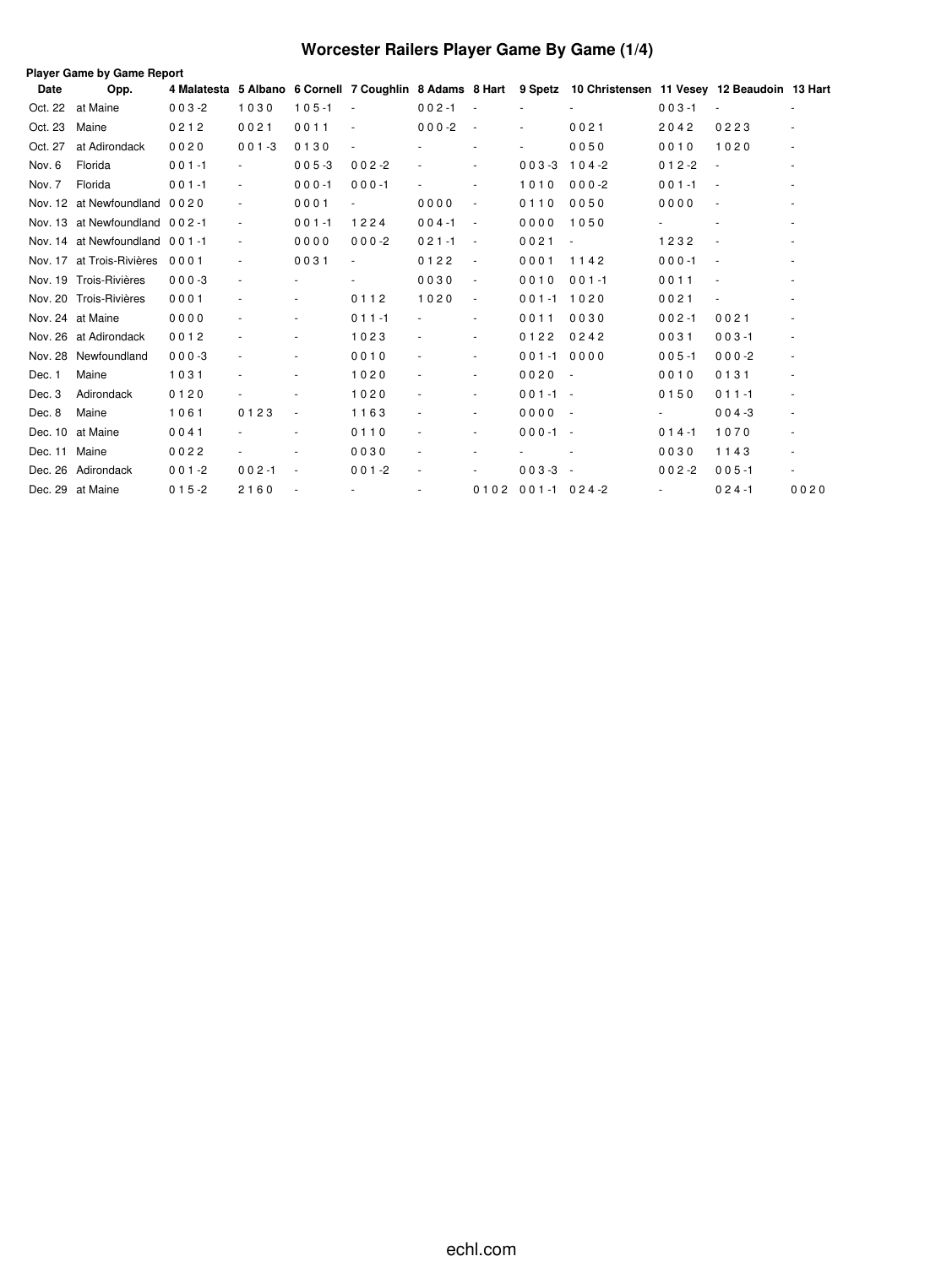# Worcester Railers Player Game By Game (1/4)

**Player Game by Game Report**

| Date | Opp. | 4 Malatesta | 5 Albano | 6 Cornell | 7 Coughlin | 8 Adams | 8 Hart | 9 Spetz | 10 Christensen | 11 Vesey | 12 Beaudoin | 13 Hart |
|---|---|---|---|---|---|---|---|---|---|---|---|---|
| Oct. 22 | at Maine | 0 0 3 -2 | 1 0 3 0 | 1 0 5 -1 | - | 0 0 2 -1 | - | - | - | 0 0 3 -1 | - | - |
| Oct. 23 | Maine | 0 2 1 2 | 0 0 2 1 | 0 0 1 1 | - | 0 0 0 -2 | - | - | 0 0 2 1 | 2 0 4 2 | 0 2 2 3 | - |
| Oct. 27 | at Adirondack | 0 0 2 0 | 0 0 1 -3 | 0 1 3 0 | - | - | - | - | 0 0 5 0 | 0 0 1 0 | 1 0 2 0 | - |
| Nov. 6 | Florida | 0 0 1 -1 | - | 0 0 5 -3 | 0 0 2 -2 | - | - | 0 0 3 -3 | 1 0 4 -2 | 0 1 2 -2 | - | - |
| Nov. 7 | Florida | 0 0 1 -1 | - | 0 0 0 -1 | 0 0 0 -1 | - | - | 1 0 1 0 | 0 0 0 -2 | 0 0 1 -1 | - | - |
| Nov. 12 | at Newfoundland | 0 0 2 0 | - | 0 0 0 1 | - | 0 0 0 0 | - | 0 1 1 0 | 0 0 5 0 | 0 0 0 0 | - | - |
| Nov. 13 | at Newfoundland | 0 0 2 -1 | - | 0 0 1 -1 | 1 2 2 4 | 0 0 4 -1 | - | 0 0 0 0 | 1 0 5 0 | - | - | - |
| Nov. 14 | at Newfoundland | 0 0 1 -1 | - | 0 0 0 0 | 0 0 0 -2 | 0 2 1 -1 | - | 0 0 2 1 | - | 1 2 3 2 | - | - |
| Nov. 17 | at Trois-Rivières | 0 0 0 1 | - | 0 0 3 1 | - | 0 1 2 2 | - | 0 0 0 1 | 1 1 4 2 | 0 0 0 -1 | - | - |
| Nov. 19 | Trois-Rivières | 0 0 0 -3 | - | - | - | 0 0 3 0 | - | 0 0 1 0 | 0 0 1 -1 | 0 0 1 1 | - | - |
| Nov. 20 | Trois-Rivières | 0 0 0 1 | - | - | 0 1 1 2 | 1 0 2 0 | - | 0 0 1 -1 | 1 0 2 0 | 0 0 2 1 | - | - |
| Nov. 24 | at Maine | 0 0 0 0 | - | - | 0 1 1 -1 | - | - | 0 0 1 1 | 0 0 3 0 | 0 0 2 -1 | 0 0 2 1 | - |
| Nov. 26 | at Adirondack | 0 0 1 2 | - | - | 1 0 2 3 | - | - | 0 1 2 2 | 0 2 4 2 | 0 0 3 1 | 0 0 3 -1 | - |
| Nov. 28 | Newfoundland | 0 0 0 -3 | - | - | 0 0 1 0 | - | - | 0 0 1 -1 | 0 0 0 0 | 0 0 5 -1 | 0 0 0 -2 | - |
| Dec. 1 | Maine | 1 0 3 1 | - | - | 1 0 2 0 | - | - | 0 0 2 0 | - | 0 0 1 0 | 0 1 3 1 | - |
| Dec. 3 | Adirondack | 0 1 2 0 | - | - | 1 0 2 0 | - | - | 0 0 1 -1 | - | 0 1 5 0 | 0 1 1 -1 | - |
| Dec. 8 | Maine | 1 0 6 1 | 0 1 2 3 | - | 1 1 6 3 | - | - | 0 0 0 0 | - | - | 0 0 4 -3 | - |
| Dec. 10 | at Maine | 0 0 4 1 | - | - | 0 1 1 0 | - | - | 0 0 0 -1 | - | 0 1 4 -1 | 1 0 7 0 | - |
| Dec. 11 | Maine | 0 0 2 2 | - | - | 0 0 3 0 | - | - | - | - | 0 0 3 0 | 1 1 4 3 | - |
| Dec. 26 | Adirondack | 0 0 1 -2 | 0 0 2 -1 | - | 0 0 1 -2 | - | - | 0 0 3 -3 | - | 0 0 2 -2 | 0 0 5 -1 | - |
| Dec. 29 | at Maine | 0 1 5 -2 | 2 1 6 0 | - | - | - | 0 1 0 2 | 0 0 1 -1 | 0 2 4 -2 | - | 0 2 4 -1 | 0 0 2 0 |

echl.com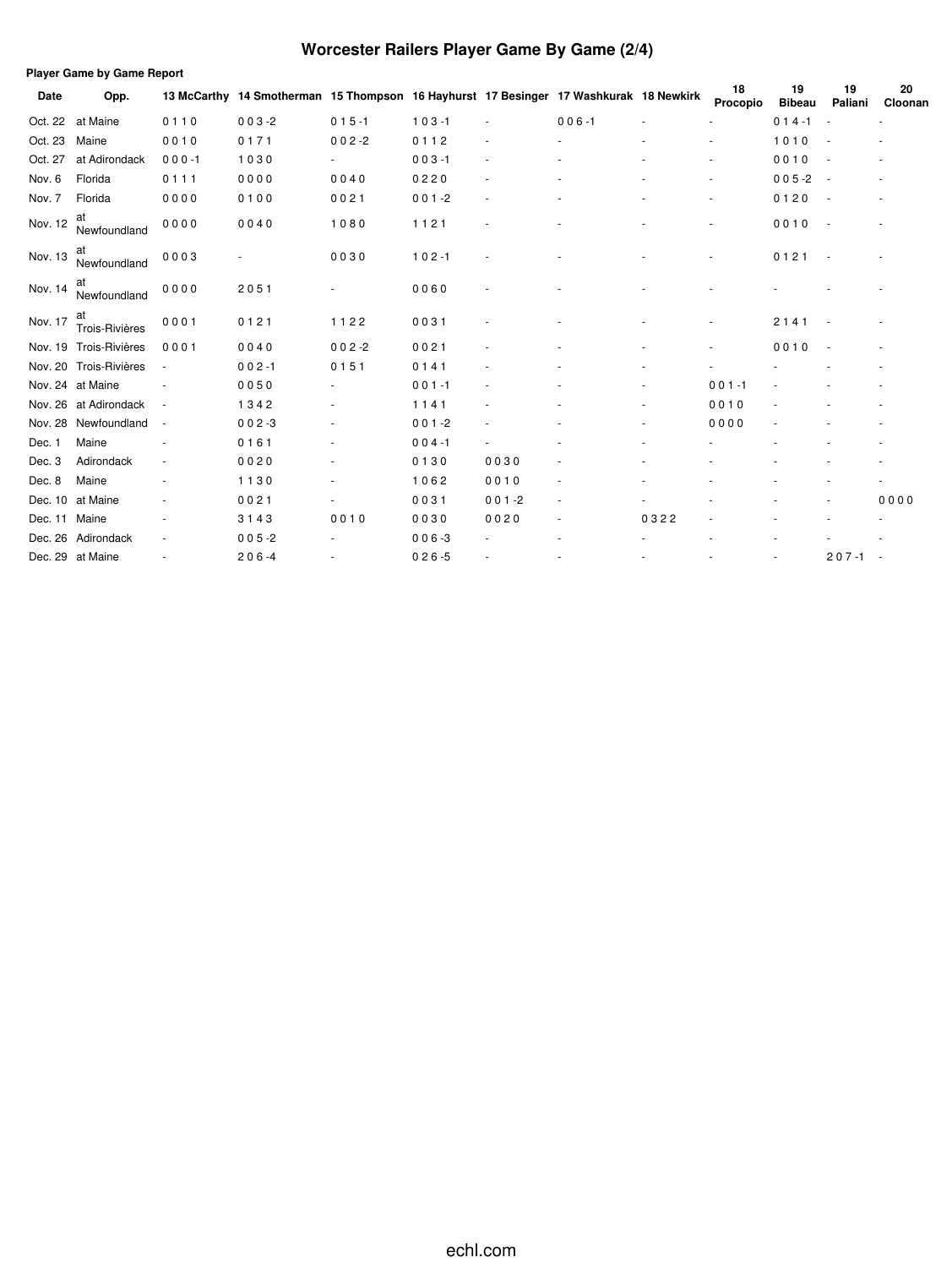# Worcester Railers Player Game By Game (2/4)

**Player Game by Game Report**

| Date | Opp. | 13 McCarthy | 14 Smotherman | 15 Thompson | 16 Hayhurst | 17 Besinger | 17 Washkurak | 18 Newkirk | 18 Procopio | 19 Bibeau | 19 Paliani | 20 Cloonan |
|---|---|---|---|---|---|---|---|---|---|---|---|---|
| Oct. 22 | at Maine | 0 1 1 0 | 0 0 3 -2 | 0 1 5 -1 | 1 0 3 -1 | - | 0 0 6 -1 | - | - | 0 1 4 -1 | - | - |
| Oct. 23 | Maine | 0 0 1 0 | 0 1 7 1 | 0 0 2 -2 | 0 1 1 2 | - | - | - | - | 1 0 1 0 | - | - |
| Oct. 27 | at Adirondack | 0 0 0 -1 | 1 0 3 0 | - | 0 0 3 -1 | - | - | - | - | 0 0 1 0 | - | - |
| Nov. 6 | Florida | 0 1 1 1 | 0 0 0 0 | 0 0 4 0 | 0 2 2 0 | - | - | - | - | 0 0 5 -2 | - | - |
| Nov. 7 | Florida | 0 0 0 0 | 0 1 0 0 | 0 0 2 1 | 0 0 1 -2 | - | - | - | - | 0 1 2 0 | - | - |
| Nov. 12 | at Newfoundland | 0 0 0 0 | 0 0 4 0 | 1 0 8 0 | 1 1 2 1 | - | - | - | - | 0 0 1 0 | - | - |
| Nov. 13 | at Newfoundland | 0 0 0 3 | - | 0 0 3 0 | 1 0 2 -1 | - | - | - | - | 0 1 2 1 | - | - |
| Nov. 14 | at Newfoundland | 0 0 0 0 | 2 0 5 1 | - | 0 0 6 0 | - | - | - | - | - | - | - |
| Nov. 17 | at Trois-Rivières | 0 0 0 1 | 0 1 2 1 | 1 1 2 2 | 0 0 3 1 | - | - | - | - | 2 1 4 1 | - | - |
| Nov. 19 | Trois-Rivières | 0 0 0 1 | 0 0 4 0 | 0 0 2 -2 | 0 0 2 1 | - | - | - | - | 0 0 1 0 | - | - |
| Nov. 20 | Trois-Rivières | - | 0 0 2 -1 | 0 1 5 1 | 0 1 4 1 | - | - | - | - | - | - | - |
| Nov. 24 | at Maine | - | 0 0 5 0 | - | 0 0 1 -1 | - | - | - | 0 0 1 -1 | - | - | - |
| Nov. 26 | at Adirondack | - | 1 3 4 2 | - | 1 1 4 1 | - | - | - | 0 0 1 0 | - | - | - |
| Nov. 28 | Newfoundland | - | 0 0 2 -3 | - | 0 0 1 -2 | - | - | - | 0 0 0 0 | - | - | - |
| Dec. 1 | Maine | - | 0 1 6 1 | - | 0 0 4 -1 | - | - | - | - | - | - | - |
| Dec. 3 | Adirondack | - | 0 0 2 0 | - | 0 1 3 0 | 0 0 3 0 | - | - | - | - | - | - |
| Dec. 8 | Maine | - | 1 1 3 0 | - | 1 0 6 2 | 0 0 1 0 | - | - | - | - | - | - |
| Dec. 10 | at Maine | - | 0 0 2 1 | - | 0 0 3 1 | 0 0 1 -2 | - | - | - | - | - | 0 0 0 0 |
| Dec. 11 | Maine | - | 3 1 4 3 | 0 0 1 0 | 0 0 3 0 | 0 0 2 0 | - | 0 3 2 2 | - | - | - | - |
| Dec. 26 | Adirondack | - | 0 0 5 -2 | - | 0 0 6 -3 | - | - | - | - | - | - | - |
| Dec. 29 | at Maine | - | 2 0 6 -4 | - | 0 2 6 -5 | - | - | - | - | - | 2 0 7 -1 | - |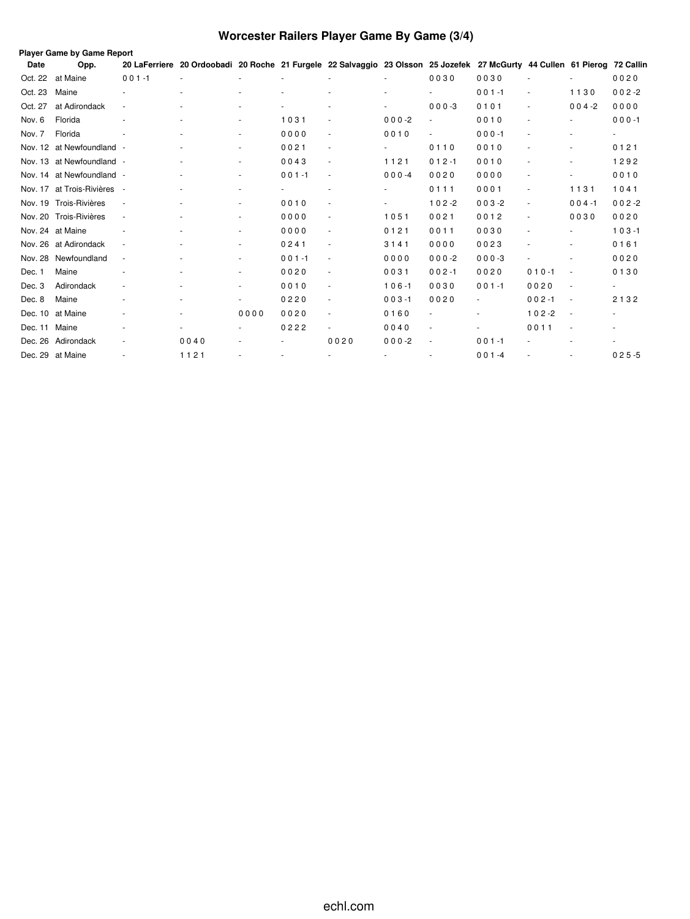# Worcester Railers Player Game By Game (3/4)

**Player Game by Game Report**

| Date | Opp. | 20 LaFerriere | 20 Ordoobadi | 20 Roche | 21 Furgele | 22 Salvaggio | 23 Olsson | 25 Jozefek | 27 McGurty | 44 Cullen | 61 Pierog | 72 Callin |
|---|---|---|---|---|---|---|---|---|---|---|---|---|
| Oct. 22 | at Maine | 0 0 1 -1 | - | - | - | - | - | 0 0 3 0 | 0 0 3 0 | - | - | 0 0 2 0 |
| Oct. 23 | Maine | - | - | - | - | - | - | - | 0 0 1 -1 | - | 1 1 3 0 | 0 0 2 -2 |
| Oct. 27 | at Adirondack | - | - | - | - | - | - | 0 0 0 -3 | 0 1 0 1 | - | 0 0 4 -2 | 0 0 0 0 |
| Nov. 6 | Florida | - | - | - | 1 0 3 1 | - | 0 0 0 -2 | - | 0 0 1 0 | - | - | 0 0 0 -1 |
| Nov. 7 | Florida | - | - | - | 0 0 0 0 | - | 0 0 1 0 | - | 0 0 0 -1 | - | - | - |
| Nov. 12 | at Newfoundland | - | - | - | 0 0 2 1 | - | - | 0 1 1 0 | 0 0 1 0 | - | - | 0 1 2 1 |
| Nov. 13 | at Newfoundland | - | - | - | 0 0 4 3 | - | 1 1 2 1 | 0 1 2 -1 | 0 0 1 0 | - | - | 1 2 9 2 |
| Nov. 14 | at Newfoundland | - | - | - | 0 0 1 -1 | - | 0 0 0 -4 | 0 0 2 0 | 0 0 0 0 | - | - | 0 0 1 0 |
| Nov. 17 | at Trois-Rivières | - | - | - | - | - | - | 0 1 1 1 | 0 0 0 1 | - | 1 1 3 1 | 1 0 4 1 |
| Nov. 19 | Trois-Rivières | - | - | - | 0 0 1 0 | - | - | 1 0 2 -2 | 0 0 3 -2 | - | 0 0 4 -1 | 0 0 2 -2 |
| Nov. 20 | Trois-Rivières | - | - | - | 0 0 0 0 | - | 1 0 5 1 | 0 0 2 1 | 0 0 1 2 | - | 0 0 3 0 | 0 0 2 0 |
| Nov. 24 | at Maine | - | - | - | 0 0 0 0 | - | 0 1 2 1 | 0 0 1 1 | 0 0 3 0 | - | - | 1 0 3 -1 |
| Nov. 26 | at Adirondack | - | - | - | 0 2 4 1 | - | 3 1 4 1 | 0 0 0 0 | 0 0 2 3 | - | - | 0 1 6 1 |
| Nov. 28 | Newfoundland | - | - | - | 0 0 1 -1 | - | 0 0 0 0 | 0 0 0 -2 | 0 0 0 -3 | - | - | 0 0 2 0 |
| Dec. 1 | Maine | - | - | - | 0 0 2 0 | - | 0 0 3 1 | 0 0 2 -1 | 0 0 2 0 | 0 1 0 -1 | - | 0 1 3 0 |
| Dec. 3 | Adirondack | - | - | - | 0 0 1 0 | - | 1 0 6 -1 | 0 0 3 0 | 0 0 1 -1 | 0 0 2 0 | - | - |
| Dec. 8 | Maine | - | - | - | 0 2 2 0 | - | 0 0 3 -1 | 0 0 2 0 | - | 0 0 2 -1 | - | 2 1 3 2 |
| Dec. 10 | at Maine | - | - | 0 0 0 0 | 0 0 2 0 | - | 0 1 6 0 | - | - | 1 0 2 -2 | - | - |
| Dec. 11 | Maine | - | - | - | 0 2 2 2 | - | 0 0 4 0 | - | - | 0 0 1 1 | - | - |
| Dec. 26 | Adirondack | - | 0 0 4 0 | - | - | 0 0 2 0 | 0 0 0 -2 | - | 0 0 1 -1 | - | - | - |
| Dec. 29 | at Maine | - | 1 1 2 1 | - | - | - | - | - | 0 0 1 -4 | - | - | 0 2 5 -5 |

echl.com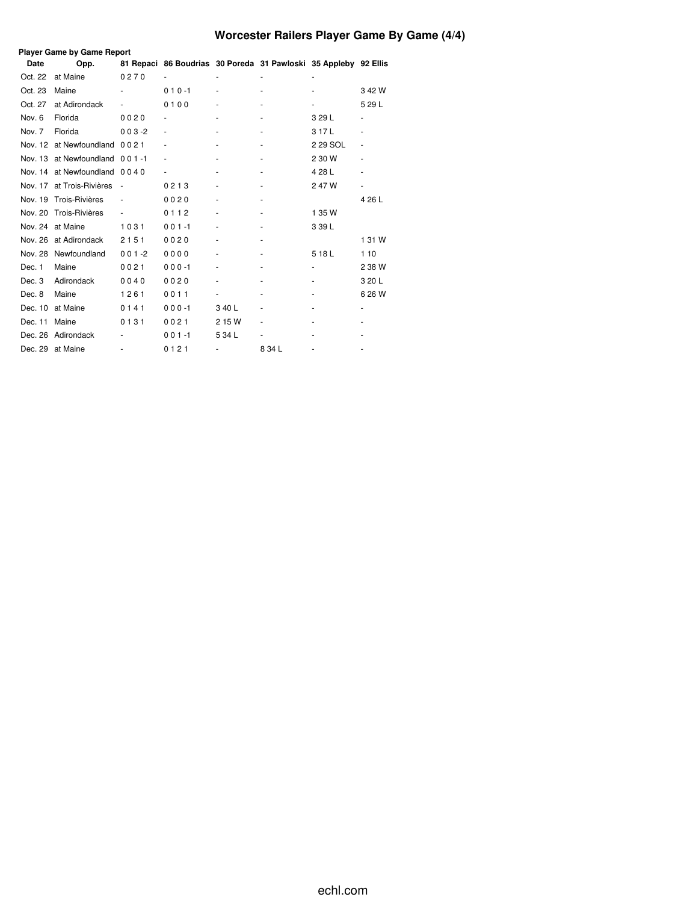# Worcester Railers Player Game By Game (4/4)

**Player Game by Game Report**

| Date | Opp. | 81 Repaci | 86 Boudrias | 30 Poreda | 31 Pawloski | 35 Appleby | 92 Ellis |
|---|---|---|---|---|---|---|---|
| Oct. 22 | at Maine | 0 2 7 0 | - | - | - | - | |
| Oct. 23 | Maine | - | 0 1 0 -1 | - | - | - | 3 42 W |
| Oct. 27 | at Adirondack | - | 0 1 0 0 | - | - | - | 5 29 L |
| Nov. 6 | Florida | 0 0 2 0 | - | - | - | 3 29 L | - |
| Nov. 7 | Florida | 0 0 3 -2 | - | - | - | 3 17 L | - |
| Nov. 12 | at Newfoundland | 0 0 2 1 | - | - | - | 2 29 SOL | - |
| Nov. 13 | at Newfoundland | 0 0 1 -1 | - | - | - | 2 30 W | - |
| Nov. 14 | at Newfoundland | 0 0 4 0 | - | - | - | 4 28 L | - |
| Nov. 17 | at Trois-Rivières | - | 0 2 1 3 | - | - | 2 47 W | - |
| Nov. 19 | Trois-Rivières | - | 0 0 2 0 | - | - | | 4 26 L |
| Nov. 20 | Trois-Rivières | - | 0 1 1 2 | - | - | 1 35 W | |
| Nov. 24 | at Maine | 1 0 3 1 | 0 0 1 -1 | - | - | 3 39 L | |
| Nov. 26 | at Adirondack | 2 1 5 1 | 0 0 2 0 | - | - | | 1 31 W |
| Nov. 28 | Newfoundland | 0 0 1 -2 | 0 0 0 0 | - | - | 5 18 L | 1 10 |
| Dec. 1 | Maine | 0 0 2 1 | 0 0 0 -1 | - | - | - | 2 38 W |
| Dec. 3 | Adirondack | 0 0 4 0 | 0 0 2 0 | - | - | - | 3 20 L |
| Dec. 8 | Maine | 1 2 6 1 | 0 0 1 1 | - | - | - | 6 26 W |
| Dec. 10 | at Maine | 0 1 4 1 | 0 0 0 -1 | 3 40 L | - | - | - |
| Dec. 11 | Maine | 0 1 3 1 | 0 0 2 1 | 2 15 W | - | - | - |
| Dec. 26 | Adirondack | - | 0 0 1 -1 | 5 34 L | - | - | - |
| Dec. 29 | at Maine | - | 0 1 2 1 | - | 8 34 L | - | - |

echl.com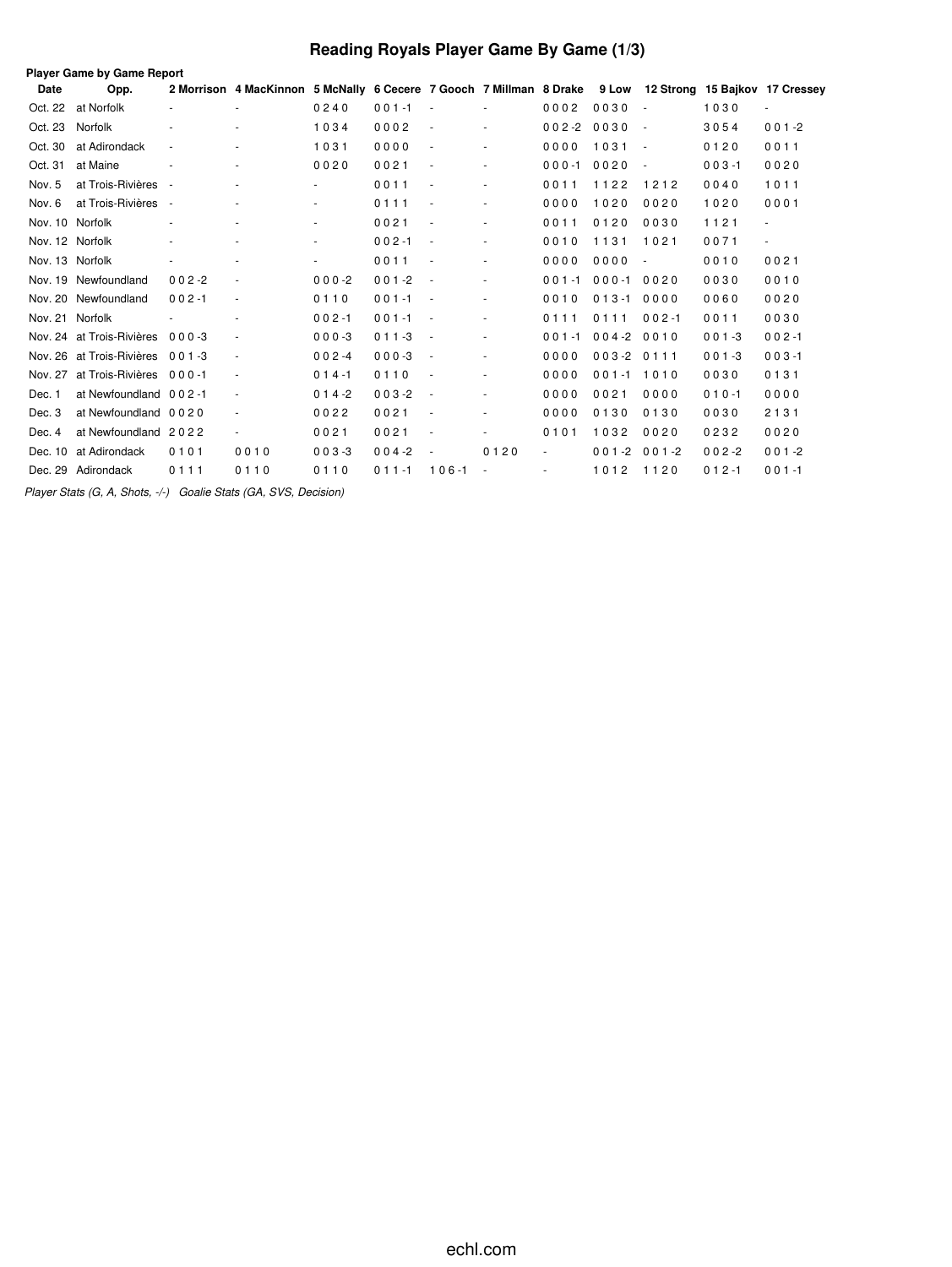# Reading Royals Player Game By Game (1/3)

**Player Game by Game Report**

| Date | Opp. | 2 Morrison | 4 MacKinnon | 5 McNally | 6 Cecere | 7 Gooch | 7 Millman | 8 Drake | 9 Low | 12 Strong | 15 Bajkov | 17 Cressey |
|---|---|---|---|---|---|---|---|---|---|---|---|---|
| Oct. 22 | at Norfolk | - | - | 0 2 4 0 | 0 0 1 -1 | - | - | 0 0 0 2 | 0 0 3 0 | - | 1 0 3 0 | - |
| Oct. 23 | Norfolk | - | - | 1 0 3 4 | 0 0 0 2 | - | - | 0 0 2 -2 | 0 0 3 0 | - | 3 0 5 4 | 0 0 1 -2 |
| Oct. 30 | at Adirondack | - | - | 1 0 3 1 | 0 0 0 0 | - | - | 0 0 0 0 | 1 0 3 1 | - | 0 1 2 0 | 0 0 1 1 |
| Oct. 31 | at Maine | - | - | 0 0 2 0 | 0 0 2 1 | - | - | 0 0 0 -1 | 0 0 2 0 | - | 0 0 3 -1 | 0 0 2 0 |
| Nov. 5 | at Trois-Rivières | - | - | - | 0 0 1 1 | - | - | 0 0 1 1 | 1 1 2 2 | 1 2 1 2 | 0 0 4 0 | 1 0 1 1 |
| Nov. 6 | at Trois-Rivières | - | - | - | 0 1 1 1 | - | - | 0 0 0 0 | 1 0 2 0 | 0 0 2 0 | 1 0 2 0 | 0 0 0 1 |
| Nov. 10 | Norfolk | - | - | - | 0 0 2 1 | - | - | 0 0 1 1 | 0 1 2 0 | 0 0 3 0 | 1 1 2 1 | - |
| Nov. 12 | Norfolk | - | - | - | 0 0 2 -1 | - | - | 0 0 1 0 | 1 1 3 1 | 1 0 2 1 | 0 0 7 1 | - |
| Nov. 13 | Norfolk | - | - | - | 0 0 1 1 | - | - | 0 0 0 0 | 0 0 0 0 | - | 0 0 1 0 | 0 0 2 1 |
| Nov. 19 | Newfoundland | 0 0 2 -2 | - | 0 0 0 -2 | 0 0 1 -2 | - | - | 0 0 1 -1 | 0 0 0 -1 | 0 0 2 0 | 0 0 3 0 | 0 0 1 0 |
| Nov. 20 | Newfoundland | 0 0 2 -1 | - | 0 1 1 0 | 0 0 1 -1 | - | - | 0 0 1 0 | 0 1 3 -1 | 0 0 0 0 | 0 0 6 0 | 0 0 2 0 |
| Nov. 21 | Norfolk | - | - | 0 0 2 -1 | 0 0 1 -1 | - | - | 0 1 1 1 | 0 1 1 1 | 0 0 2 -1 | 0 0 1 1 | 0 0 3 0 |
| Nov. 24 | at Trois-Rivières | 0 0 0 -3 | - | 0 0 0 -3 | 0 1 1 -3 | - | - | 0 0 1 -1 | 0 0 4 -2 | 0 0 1 0 | 0 0 1 -3 | 0 0 2 -1 |
| Nov. 26 | at Trois-Rivières | 0 0 1 -3 | - | 0 0 2 -4 | 0 0 0 -3 | - | - | 0 0 0 0 | 0 0 3 -2 | 0 1 1 1 | 0 0 1 -3 | 0 0 3 -1 |
| Nov. 27 | at Trois-Rivières | 0 0 0 -1 | - | 0 1 4 -1 | 0 1 1 0 | - | - | 0 0 0 0 | 0 0 1 -1 | 1 0 1 0 | 0 0 3 0 | 0 1 3 1 |
| Dec. 1 | at Newfoundland | 0 0 2 -1 | - | 0 1 4 -2 | 0 0 3 -2 | - | - | 0 0 0 0 | 0 0 2 1 | 0 0 0 0 | 0 1 0 -1 | 0 0 0 0 |
| Dec. 3 | at Newfoundland | 0 0 2 0 | - | 0 0 2 2 | 0 0 2 1 | - | - | 0 0 0 0 | 0 1 3 0 | 0 1 3 0 | 0 0 3 0 | 2 1 3 1 |
| Dec. 4 | at Newfoundland | 2 0 2 2 | - | 0 0 2 1 | 0 0 2 1 | - | - | 0 1 0 1 | 1 0 3 2 | 0 0 2 0 | 0 2 3 2 | 0 0 2 0 |
| Dec. 10 | at Adirondack | 0 1 0 1 | 0 0 1 0 | 0 0 3 -3 | 0 0 4 -2 | - | 0 1 2 0 | - | 0 0 1 -2 | 0 0 1 -2 | 0 0 2 -2 | 0 0 1 -2 |
| Dec. 29 | Adirondack | 0 1 1 1 | 0 1 1 0 | 0 1 1 0 | 0 1 1 -1 | 1 0 6 -1 | - | - | 1 0 1 2 | 1 1 2 0 | 0 1 2 -1 | 0 0 1 -1 |

*Player Stats (G, A, Shots, -/-)   Goalie Stats (GA, SVS, Decision)*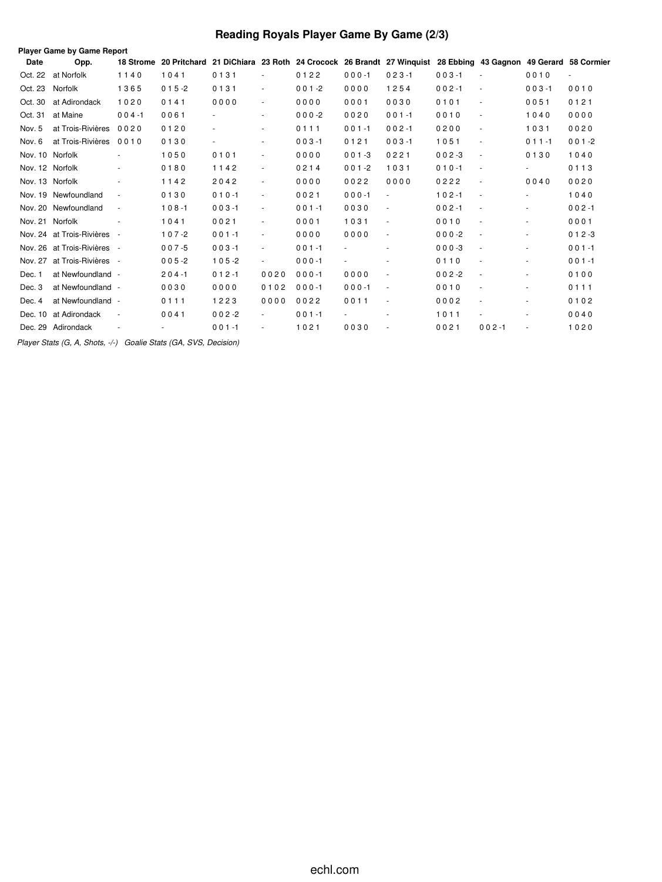# Reading Royals Player Game By Game (2/3)

**Player Game by Game Report**

| Date | Opp. | 18 Strome | 20 Pritchard | 21 DiChiara | 23 Roth | 24 Crocock | 26 Brandt | 27 Winquist | 28 Ebbing | 43 Gagnon | 49 Gerard | 58 Cormier |
|---|---|---|---|---|---|---|---|---|---|---|---|---|
| Oct. 22 | at Norfolk | 1 1 4 0 | 1 0 4 1 | 0 1 3 1 | - | 0 1 2 2 | 0 0 0 -1 | 0 2 3 -1 | 0 0 3 -1 | - | 0 0 1 0 | - |
| Oct. 23 | Norfolk | 1 3 6 5 | 0 1 5 -2 | 0 1 3 1 | - | 0 0 1 -2 | 0 0 0 0 | 1 2 5 4 | 0 0 2 -1 | - | 0 0 3 -1 | 0 0 1 0 |
| Oct. 30 | at Adirondack | 1 0 2 0 | 0 1 4 1 | 0 0 0 0 | - | 0 0 0 0 | 0 0 0 1 | 0 0 3 0 | 0 1 0 1 | - | 0 0 5 1 | 0 1 2 1 |
| Oct. 31 | at Maine | 0 0 4 -1 | 0 0 6 1 | - | - | 0 0 0 -2 | 0 0 2 0 | 0 0 1 -1 | 0 0 1 0 | - | 1 0 4 0 | 0 0 0 0 |
| Nov. 5 | at Trois-Rivières | 0 0 2 0 | 0 1 2 0 | - | - | 0 1 1 1 | 0 0 1 -1 | 0 0 2 -1 | 0 2 0 0 | - | 1 0 3 1 | 0 0 2 0 |
| Nov. 6 | at Trois-Rivières | 0 0 1 0 | 0 1 3 0 | - | - | 0 0 3 -1 | 0 1 2 1 | 0 0 3 -1 | 1 0 5 1 | - | 0 1 1 -1 | 0 0 1 -2 |
| Nov. 10 | Norfolk | - | 1 0 5 0 | 0 1 0 1 | - | 0 0 0 0 | 0 0 1 -3 | 0 2 2 1 | 0 0 2 -3 | - | 0 1 3 0 | 1 0 4 0 |
| Nov. 12 | Norfolk | - | 0 1 8 0 | 1 1 4 2 | - | 0 2 1 4 | 0 0 1 -2 | 1 0 3 1 | 0 1 0 -1 | - | - | 0 1 1 3 |
| Nov. 13 | Norfolk | - | 1 1 4 2 | 2 0 4 2 | - | 0 0 0 0 | 0 0 2 2 | 0 0 0 0 | 0 2 2 2 | - | 0 0 4 0 | 0 0 2 0 |
| Nov. 19 | Newfoundland | - | 0 1 3 0 | 0 1 0 -1 | - | 0 0 2 1 | 0 0 0 -1 | - | 1 0 2 -1 | - | - | 1 0 4 0 |
| Nov. 20 | Newfoundland | - | 1 0 8 -1 | 0 0 3 -1 | - | 0 0 1 -1 | 0 0 3 0 | - | 0 0 2 -1 | - | - | 0 0 2 -1 |
| Nov. 21 | Norfolk | - | 1 0 4 1 | 0 0 2 1 | - | 0 0 0 1 | 1 0 3 1 | - | 0 0 1 0 | - | - | 0 0 0 1 |
| Nov. 24 | at Trois-Rivières | - | 1 0 7 -2 | 0 0 1 -1 | - | 0 0 0 0 | 0 0 0 0 | - | 0 0 0 -2 | - | - | 0 1 2 -3 |
| Nov. 26 | at Trois-Rivières | - | 0 0 7 -5 | 0 0 3 -1 | - | 0 0 1 -1 | - | - | 0 0 0 -3 | - | - | 0 0 1 -1 |
| Nov. 27 | at Trois-Rivières | - | 0 0 5 -2 | 1 0 5 -2 | - | 0 0 0 -1 | - | - | 0 1 1 0 | - | - | 0 0 1 -1 |
| Dec. 1 | at Newfoundland | - | 2 0 4 -1 | 0 1 2 -1 | 0 0 2 0 | 0 0 0 -1 | 0 0 0 0 | - | 0 0 2 -2 | - | - | 0 1 0 0 |
| Dec. 3 | at Newfoundland | - | 0 0 3 0 | 0 0 0 0 | 0 1 0 2 | 0 0 0 -1 | 0 0 0 -1 | - | 0 0 1 0 | - | - | 0 1 1 1 |
| Dec. 4 | at Newfoundland | - | 0 1 1 1 | 1 2 2 3 | 0 0 0 0 | 0 0 2 2 | 0 0 1 1 | - | 0 0 0 2 | - | - | 0 1 0 2 |
| Dec. 10 | at Adirondack | - | 0 0 4 1 | 0 0 2 -2 | - | 0 0 1 -1 | - | - | 1 0 1 1 | - | - | 0 0 4 0 |
| Dec. 29 | Adirondack | - | - | 0 0 1 -1 | - | 1 0 2 1 | 0 0 3 0 | - | 0 0 2 1 | 0 0 2 -1 | - | 1 0 2 0 |

*Player Stats (G, A, Shots, -/-)   Goalie Stats (GA, SVS, Decision)*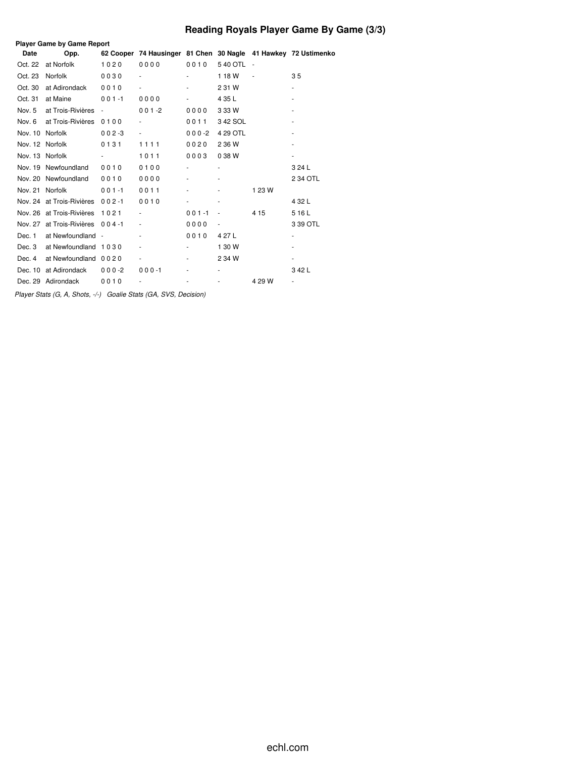# Reading Royals Player Game By Game (3/3)

**Player Game by Game Report**

| Date | Opp. | 62 Cooper | 74 Hausinger | 81 Chen | 30 Nagle | 41 Hawkey | 72 Ustimenko |
|---|---|---|---|---|---|---|---|
| Oct. 22 | at Norfolk | 1 0 2 0 | 0 0 0 0 | 0 0 1 0 | 5 40 OTL | - | |
| Oct. 23 | Norfolk | 0 0 3 0 | - | - | 1 18 W | - | 3 5 |
| Oct. 30 | at Adirondack | 0 0 1 0 | - | - | 2 31 W | | - |
| Oct. 31 | at Maine | 0 0 1 -1 | 0 0 0 0 | - | 4 35 L | | - |
| Nov. 5 | at Trois-Rivières | - | 0 0 1 -2 | 0 0 0 0 | 3 33 W | | - |
| Nov. 6 | at Trois-Rivières | 0 1 0 0 | - | 0 0 1 1 | 3 42 SOL | | - |
| Nov. 10 | Norfolk | 0 0 2 -3 | - | 0 0 0 -2 | 4 29 OTL | | - |
| Nov. 12 | Norfolk | 0 1 3 1 | 1 1 1 1 | 0 0 2 0 | 2 36 W | | - |
| Nov. 13 | Norfolk | - | 1 0 1 1 | 0 0 0 3 | 0 38 W | | - |
| Nov. 19 | Newfoundland | 0 0 1 0 | 0 1 0 0 | - | - | | 3 24 L |
| Nov. 20 | Newfoundland | 0 0 1 0 | 0 0 0 0 | - | - | | 2 34 OTL |
| Nov. 21 | Norfolk | 0 0 1 -1 | 0 0 1 1 | - | - | 1 23 W | |
| Nov. 24 | at Trois-Rivières | 0 0 2 -1 | 0 0 1 0 | - | - | | 4 32 L |
| Nov. 26 | at Trois-Rivières | 1 0 2 1 | - | 0 0 1 -1 | - | 4 15 | 5 16 L |
| Nov. 27 | at Trois-Rivières | 0 0 4 -1 | - | 0 0 0 0 | - | | 3 39 OTL |
| Dec. 1 | at Newfoundland | - | - | 0 0 1 0 | 4 27 L | | - |
| Dec. 3 | at Newfoundland | 1 0 3 0 | - | - | 1 30 W | | - |
| Dec. 4 | at Newfoundland | 0 0 2 0 | - | - | 2 34 W | | - |
| Dec. 10 | at Adirondack | 0 0 0 -2 | 0 0 0 -1 | - | - | | 3 42 L |
| Dec. 29 | Adirondack | 0 0 1 0 | - | - | - | 4 29 W | - |

*Player Stats (G, A, Shots, -/-) Goalie Stats (GA, SVS, Decision)*